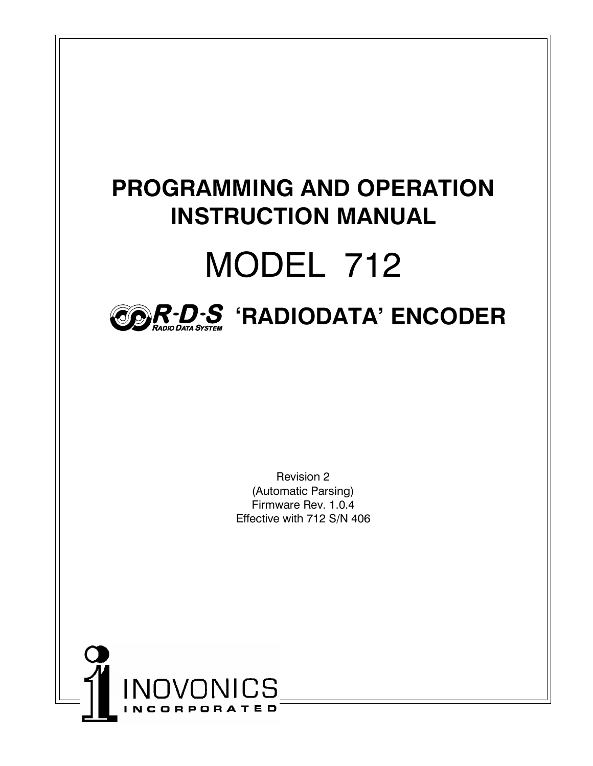# PROGRAMMING AND OPERATION INSTRUCTION MANUAL

# MODEL 712

## R-D-S RADIO DATA SYSTEM 'RADIODATA' ENCODER

Revision 2
(Automatic Parsing)
Firmware Rev. 1.0.4
Effective with 712 S/N 406

INOVONICS INCORPORATED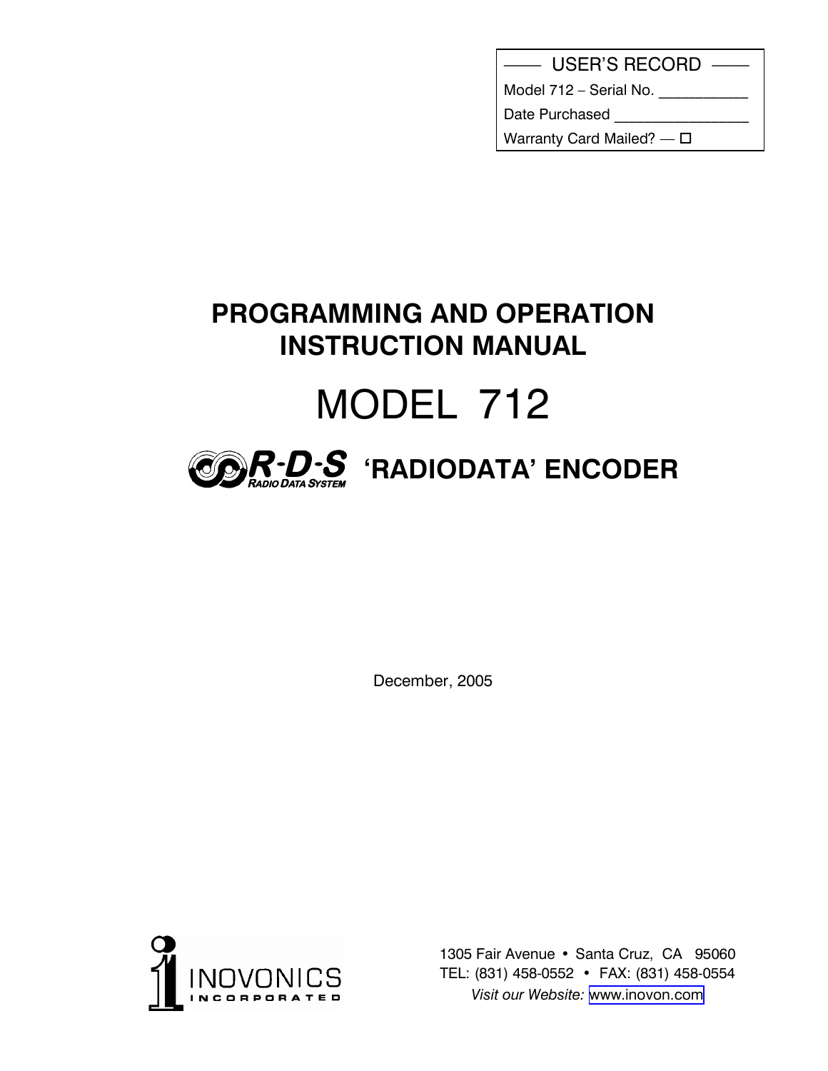USER'S RECORD

Model 712 – Serial No. ___________

Date Purchased ________________

Warranty Card Mailed? — ☐

# PROGRAMMING AND OPERATION INSTRUCTION MANUAL

# MODEL 712

## R-D-S RADIO DATA SYSTEM 'RADIODATA' ENCODER

December, 2005

INOVONICS INCORPORATED

1305 Fair Avenue • Santa Cruz, CA 95060
TEL: (831) 458-0552 • FAX: (831) 458-0554
*Visit our Website:* www.inovon.com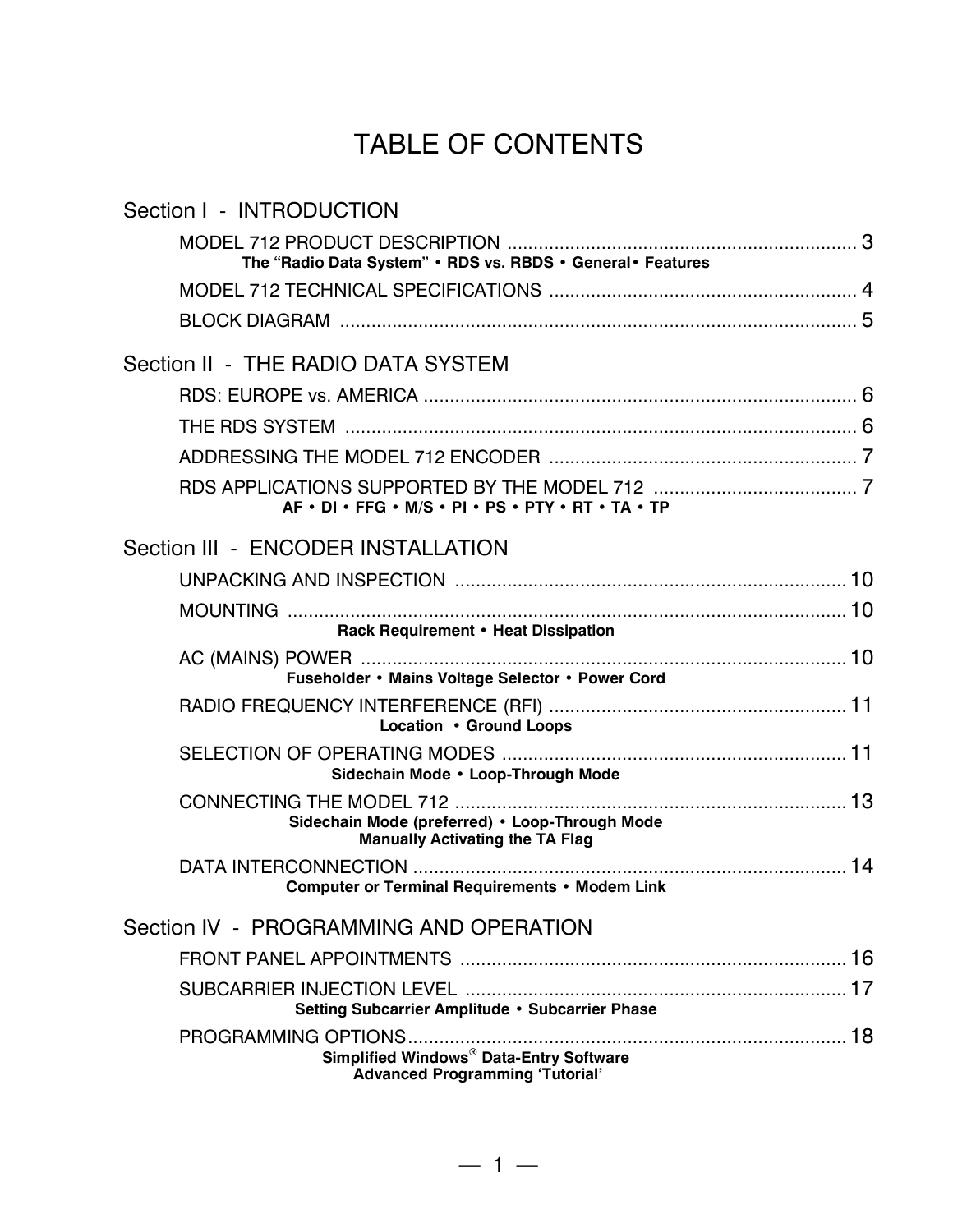# TABLE OF CONTENTS

## Section I - INTRODUCTION

MODEL 712 PRODUCT DESCRIPTION .................................................................. 3
**The "Radio Data System" • RDS vs. RBDS • General • Features**

MODEL 712 TECHNICAL SPECIFICATIONS .......................................................... 4

BLOCK DIAGRAM ........................................................................................... 5

## Section II - THE RADIO DATA SYSTEM

RDS: EUROPE vs. AMERICA .............................................................................. 6

THE RDS SYSTEM ........................................................................................... 6

ADDRESSING THE MODEL 712 ENCODER .......................................................... 7

RDS APPLICATIONS SUPPORTED BY THE MODEL 712 ....................................... 7
**AF • DI • FFG • M/S • PI • PS • PTY • RT • TA • TP**

## Section III - ENCODER INSTALLATION

UNPACKING AND INSPECTION .......................................................................... 10

MOUNTING ...................................................................................................... 10
**Rack Requirement • Heat Dissipation**

AC (MAINS) POWER ......................................................................................... 10
**Fuseholder • Mains Voltage Selector • Power Cord**

RADIO FREQUENCY INTERFERENCE (RFI) ......................................................... 11
**Location • Ground Loops**

SELECTION OF OPERATING MODES .................................................................. 11
**Sidechain Mode • Loop-Through Mode**

CONNECTING THE MODEL 712 .......................................................................... 13
**Sidechain Mode (preferred) • Loop-Through Mode**
**Manually Activating the TA Flag**

DATA INTERCONNECTION ................................................................................. 14
**Computer or Terminal Requirements • Modem Link**

## Section IV - PROGRAMMING AND OPERATION

FRONT PANEL APPOINTMENTS .......................................................................... 16

SUBCARRIER INJECTION LEVEL ........................................................................ 17
**Setting Subcarrier Amplitude • Subcarrier Phase**

PROGRAMMING OPTIONS.................................................................................. 18
**Simplified Windows® Data-Entry Software**
**Advanced Programming 'Tutorial'**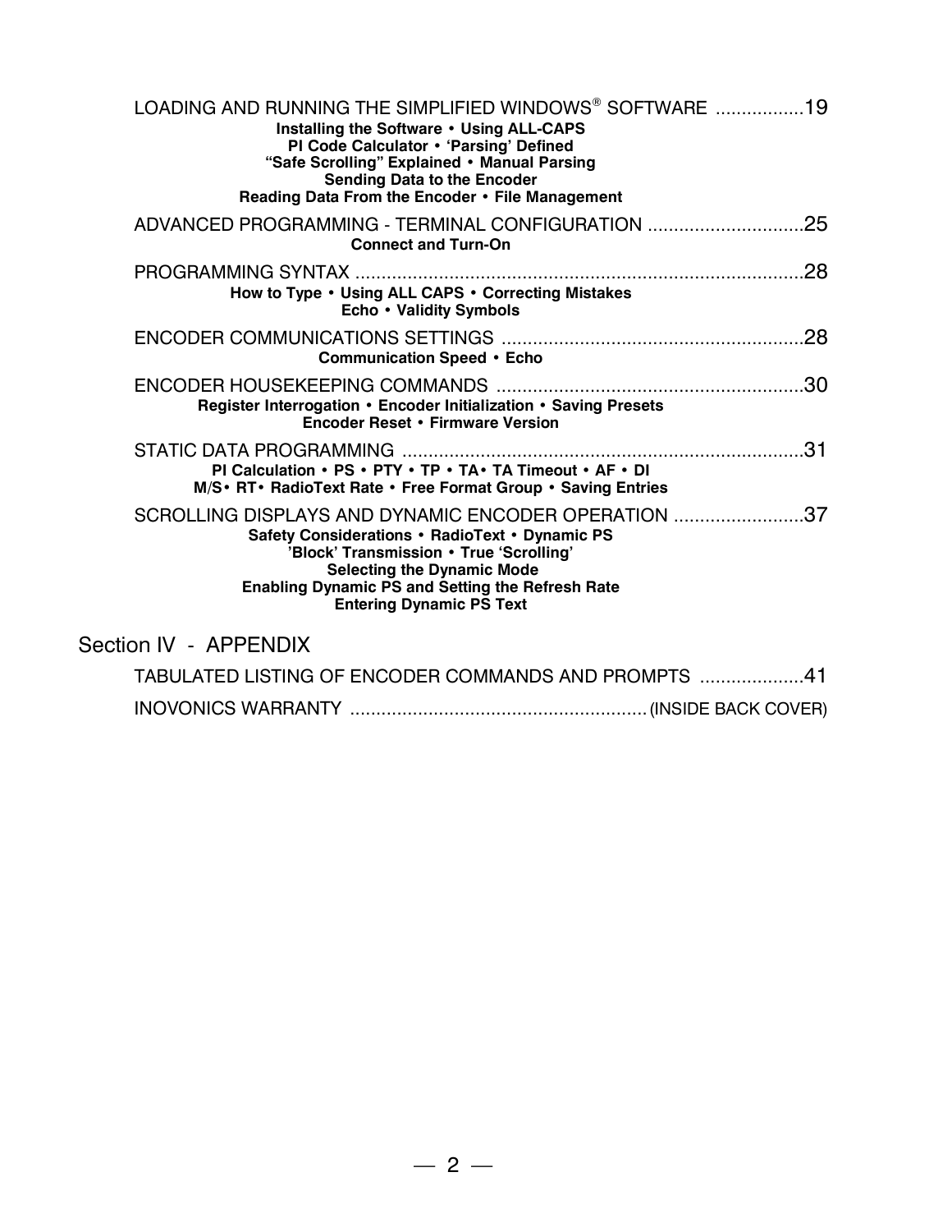LOADING AND RUNNING THE SIMPLIFIED WINDOWS® SOFTWARE .................19

**Installing the Software • Using ALL-CAPS**
**PI Code Calculator • 'Parsing' Defined**
**"Safe Scrolling" Explained • Manual Parsing**
**Sending Data to the Encoder**
**Reading Data From the Encoder • File Management**

ADVANCED PROGRAMMING - TERMINAL CONFIGURATION ..............................25

**Connect and Turn-On**

PROGRAMMING SYNTAX ......................................................................................28

**How to Type • Using ALL CAPS • Correcting Mistakes**
**Echo • Validity Symbols**

ENCODER COMMUNICATIONS SETTINGS ..........................................................28

**Communication Speed • Echo**

ENCODER HOUSEKEEPING COMMANDS ...........................................................30

**Register Interrogation • Encoder Initialization • Saving Presets**
**Encoder Reset • Firmware Version**

STATIC DATA PROGRAMMING .............................................................................31

**PI Calculation • PS • PTY • TP • TA• TA Timeout • AF • DI**
**M/S• RT• RadioText Rate • Free Format Group • Saving Entries**

SCROLLING DISPLAYS AND DYNAMIC ENCODER OPERATION .........................37

**Safety Considerations • RadioText • Dynamic PS**
**'Block' Transmission • True 'Scrolling'**
**Selecting the Dynamic Mode**
**Enabling Dynamic PS and Setting the Refresh Rate**
**Entering Dynamic PS Text**

## Section IV - APPENDIX

TABULATED LISTING OF ENCODER COMMANDS AND PROMPTS ....................41

INOVONICS WARRANTY ......................................................... (INSIDE BACK COVER)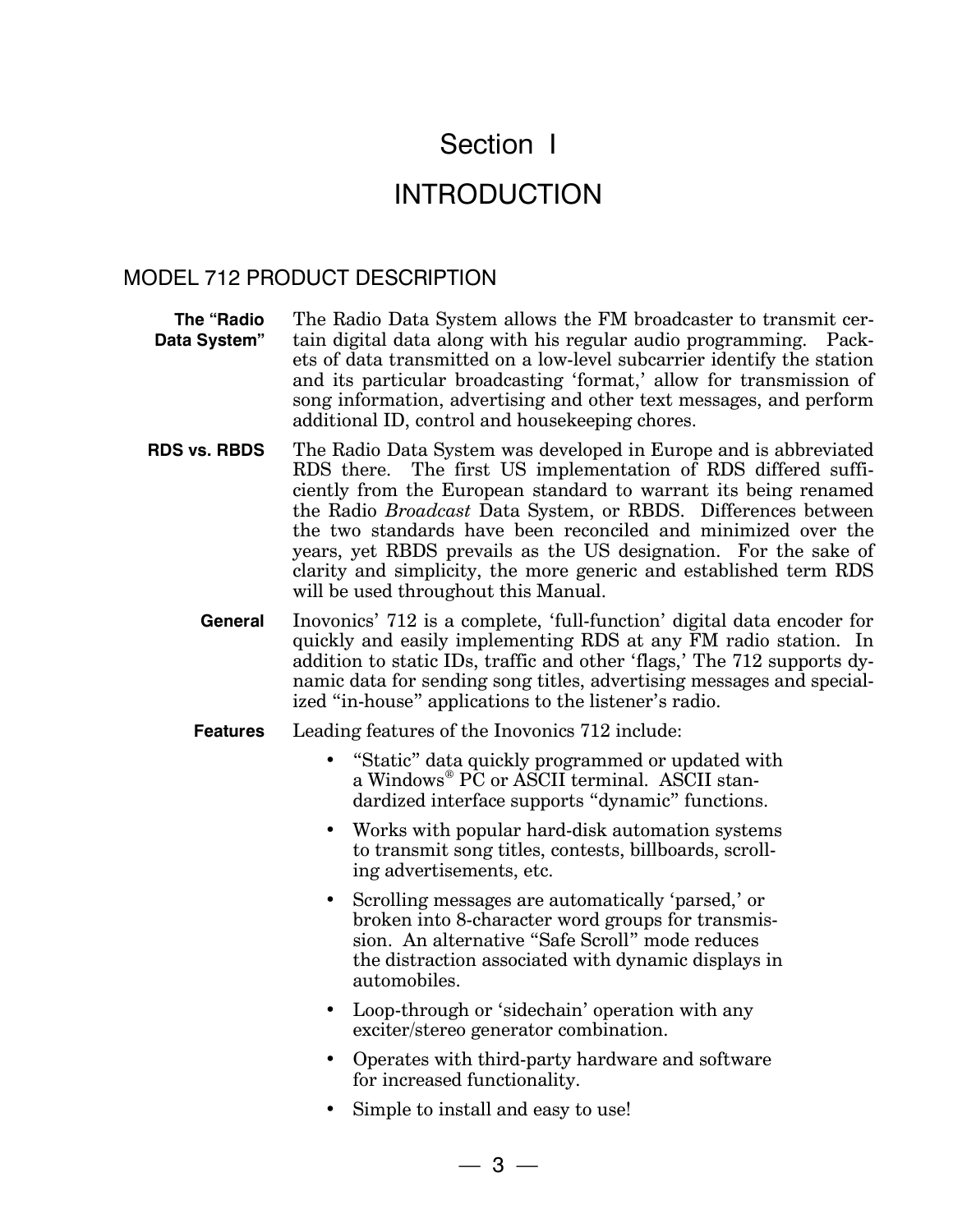# Section I

# INTRODUCTION

## MODEL 712 PRODUCT DESCRIPTION

**The "Radio Data System"** The Radio Data System allows the FM broadcaster to transmit certain digital data along with his regular audio programming. Packets of data transmitted on a low-level subcarrier identify the station and its particular broadcasting 'format,' allow for transmission of song information, advertising and other text messages, and perform additional ID, control and housekeeping chores.

**RDS vs. RBDS** The Radio Data System was developed in Europe and is abbreviated RDS there. The first US implementation of RDS differed sufficiently from the European standard to warrant its being renamed the Radio *Broadcast* Data System, or RBDS. Differences between the two standards have been reconciled and minimized over the years, yet RBDS prevails as the US designation. For the sake of clarity and simplicity, the more generic and established term RDS will be used throughout this Manual.

**General** Inovonics' 712 is a complete, 'full-function' digital data encoder for quickly and easily implementing RDS at any FM radio station. In addition to static IDs, traffic and other 'flags,' The 712 supports dynamic data for sending song titles, advertising messages and specialized "in-house" applications to the listener's radio.

**Features** Leading features of the Inovonics 712 include:

- "Static" data quickly programmed or updated with a Windows® PC or ASCII terminal. ASCII standardized interface supports "dynamic" functions.
- Works with popular hard-disk automation systems to transmit song titles, contests, billboards, scrolling advertisements, etc.
- Scrolling messages are automatically 'parsed,' or broken into 8-character word groups for transmission. An alternative "Safe Scroll" mode reduces the distraction associated with dynamic displays in automobiles.
- Loop-through or 'sidechain' operation with any exciter/stereo generator combination.
- Operates with third-party hardware and software for increased functionality.
- Simple to install and easy to use!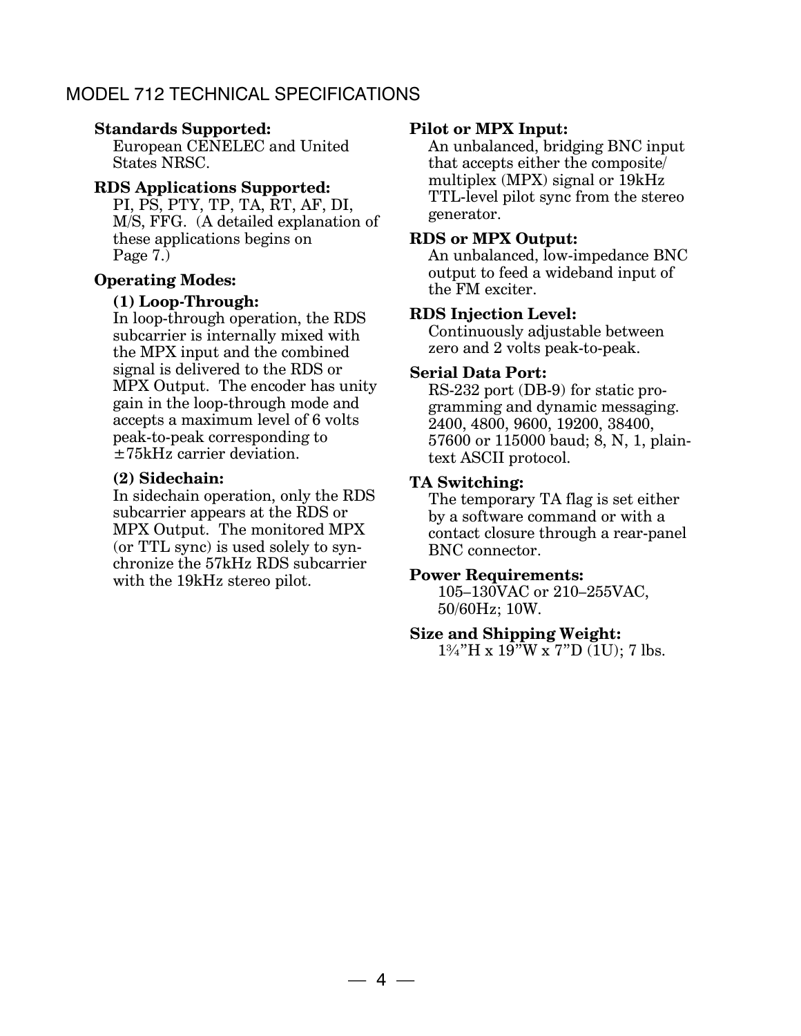## MODEL 712 TECHNICAL SPECIFICATIONS

**Standards Supported:**
European CENELEC and United States NRSC.

**RDS Applications Supported:**
PI, PS, PTY, TP, TA, RT, AF, DI, M/S, FFG. (A detailed explanation of these applications begins on Page 7.)

**Operating Modes:**

**(1) Loop-Through:**
In loop-through operation, the RDS subcarrier is internally mixed with the MPX input and the combined signal is delivered to the RDS or MPX Output. The encoder has unity gain in the loop-through mode and accepts a maximum level of 6 volts peak-to-peak corresponding to ±75kHz carrier deviation.

**(2) Sidechain:**
In sidechain operation, only the RDS subcarrier appears at the RDS or MPX Output. The monitored MPX (or TTL sync) is used solely to synchronize the 57kHz RDS subcarrier with the 19kHz stereo pilot.

**Pilot or MPX Input:**
An unbalanced, bridging BNC input that accepts either the composite/ multiplex (MPX) signal or 19kHz TTL-level pilot sync from the stereo generator.

**RDS or MPX Output:**
An unbalanced, low-impedance BNC output to feed a wideband input of the FM exciter.

**RDS Injection Level:**
Continuously adjustable between zero and 2 volts peak-to-peak.

**Serial Data Port:**
RS-232 port (DB-9) for static programming and dynamic messaging. 2400, 4800, 9600, 19200, 38400, 57600 or 115000 baud; 8, N, 1, plain-text ASCII protocol.

**TA Switching:**
The temporary TA flag is set either by a software command or with a contact closure through a rear-panel BNC connector.

**Power Requirements:**
105–130VAC or 210–255VAC, 50/60Hz; 10W.

**Size and Shipping Weight:**
1¾"H x 19"W x 7"D (1U); 7 lbs.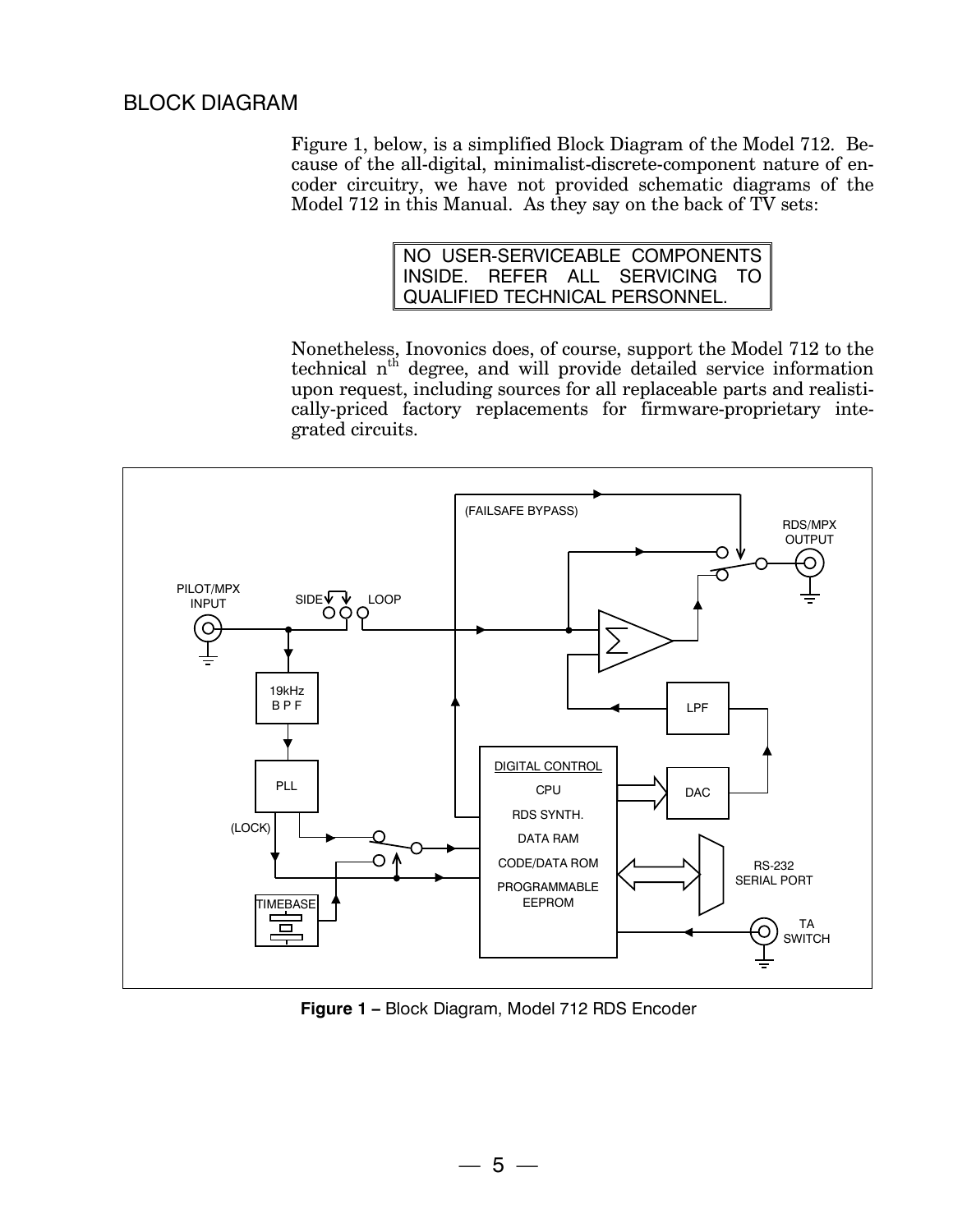## BLOCK DIAGRAM

Figure 1, below, is a simplified Block Diagram of the Model 712. Because of the all-digital, minimalist-discrete-component nature of encoder circuitry, we have not provided schematic diagrams of the Model 712 in this Manual. As they say on the back of TV sets:

> NO USER-SERVICEABLE COMPONENTS INSIDE. REFER ALL SERVICING TO QUALIFIED TECHNICAL PERSONNEL.

Nonetheless, Inovonics does, of course, support the Model 712 to the technical n[th] degree, and will provide detailed service information upon request, including sources for all replaceable parts and realistically-priced factory replacements for firmware-proprietary integrated circuits.

**Figure 1 –** Block Diagram, Model 712 RDS Encoder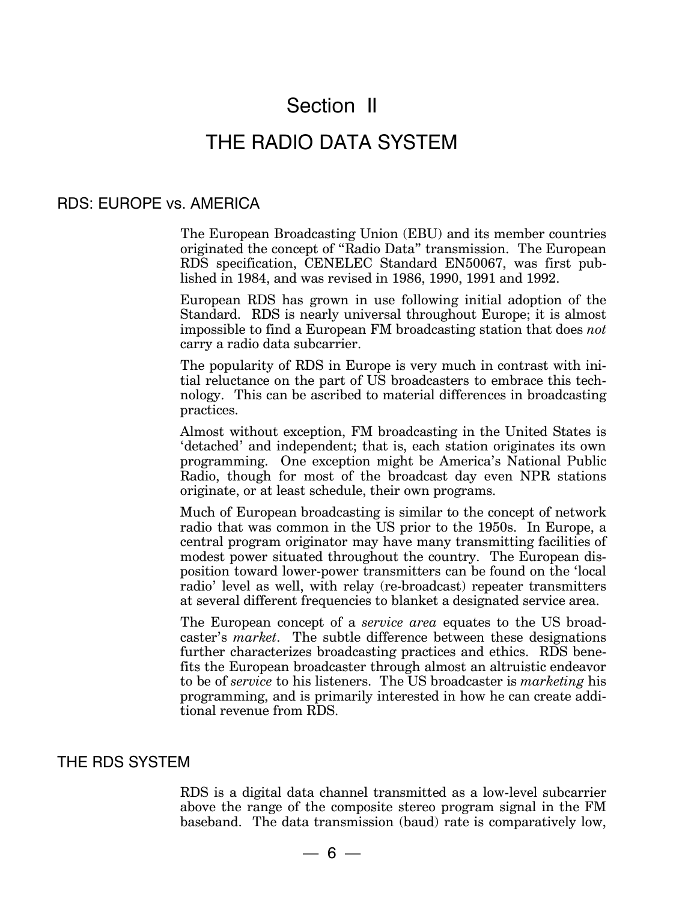# Section II

# THE RADIO DATA SYSTEM

## RDS: EUROPE vs. AMERICA

The European Broadcasting Union (EBU) and its member countries originated the concept of "Radio Data" transmission. The European RDS specification, CENELEC Standard EN50067, was first published in 1984, and was revised in 1986, 1990, 1991 and 1992.

European RDS has grown in use following initial adoption of the Standard. RDS is nearly universal throughout Europe; it is almost impossible to find a European FM broadcasting station that does *not* carry a radio data subcarrier.

The popularity of RDS in Europe is very much in contrast with initial reluctance on the part of US broadcasters to embrace this technology. This can be ascribed to material differences in broadcasting practices.

Almost without exception, FM broadcasting in the United States is 'detached' and independent; that is, each station originates its own programming. One exception might be America's National Public Radio, though for most of the broadcast day even NPR stations originate, or at least schedule, their own programs.

Much of European broadcasting is similar to the concept of network radio that was common in the US prior to the 1950s. In Europe, a central program originator may have many transmitting facilities of modest power situated throughout the country. The European disposition toward lower-power transmitters can be found on the 'local radio' level as well, with relay (re-broadcast) repeater transmitters at several different frequencies to blanket a designated service area.

The European concept of a *service area* equates to the US broadcaster's *market*. The subtle difference between these designations further characterizes broadcasting practices and ethics. RDS benefits the European broadcaster through almost an altruistic endeavor to be of *service* to his listeners. The US broadcaster is *marketing* his programming, and is primarily interested in how he can create additional revenue from RDS.

## THE RDS SYSTEM

RDS is a digital data channel transmitted as a low-level subcarrier above the range of the composite stereo program signal in the FM baseband. The data transmission (baud) rate is comparatively low,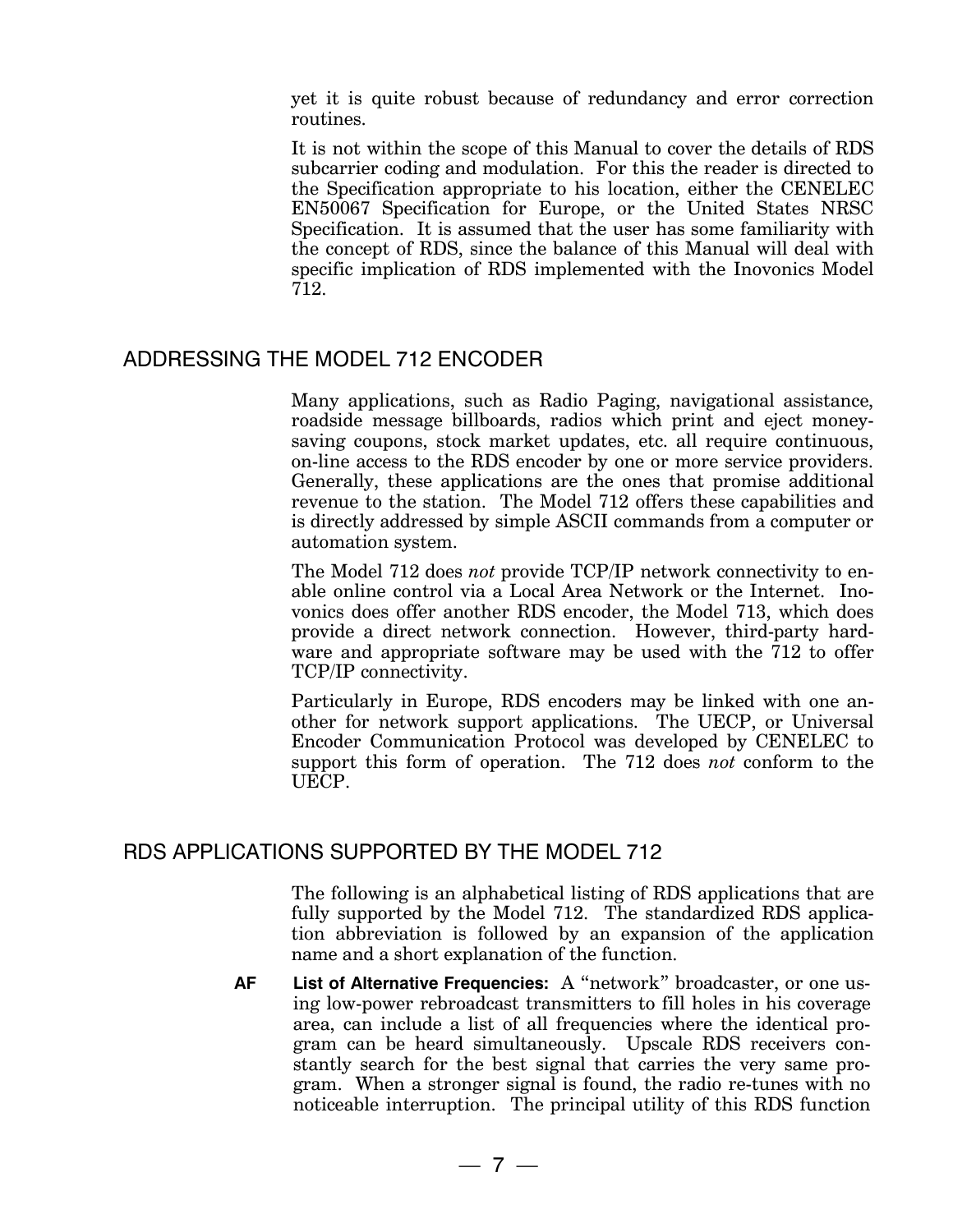yet it is quite robust because of redundancy and error correction routines.

It is not within the scope of this Manual to cover the details of RDS subcarrier coding and modulation. For this the reader is directed to the Specification appropriate to his location, either the CENELEC EN50067 Specification for Europe, or the United States NRSC Specification. It is assumed that the user has some familiarity with the concept of RDS, since the balance of this Manual will deal with specific implication of RDS implemented with the Inovonics Model 712.

## ADDRESSING THE MODEL 712 ENCODER

Many applications, such as Radio Paging, navigational assistance, roadside message billboards, radios which print and eject money-saving coupons, stock market updates, etc. all require continuous, on-line access to the RDS encoder by one or more service providers. Generally, these applications are the ones that promise additional revenue to the station. The Model 712 offers these capabilities and is directly addressed by simple ASCII commands from a computer or automation system.

The Model 712 does *not* provide TCP/IP network connectivity to enable online control via a Local Area Network or the Internet. Inovonics does offer another RDS encoder, the Model 713, which does provide a direct network connection. However, third-party hardware and appropriate software may be used with the 712 to offer TCP/IP connectivity.

Particularly in Europe, RDS encoders may be linked with one another for network support applications. The UECP, or Universal Encoder Communication Protocol was developed by CENELEC to support this form of operation. The 712 does *not* conform to the UECP.

## RDS APPLICATIONS SUPPORTED BY THE MODEL 712

The following is an alphabetical listing of RDS applications that are fully supported by the Model 712. The standardized RDS application abbreviation is followed by an expansion of the application name and a short explanation of the function.

**AF** **List of Alternative Frequencies:** A "network" broadcaster, or one using low-power rebroadcast transmitters to fill holes in his coverage area, can include a list of all frequencies where the identical program can be heard simultaneously. Upscale RDS receivers constantly search for the best signal that carries the very same program. When a stronger signal is found, the radio re-tunes with no noticeable interruption. The principal utility of this RDS function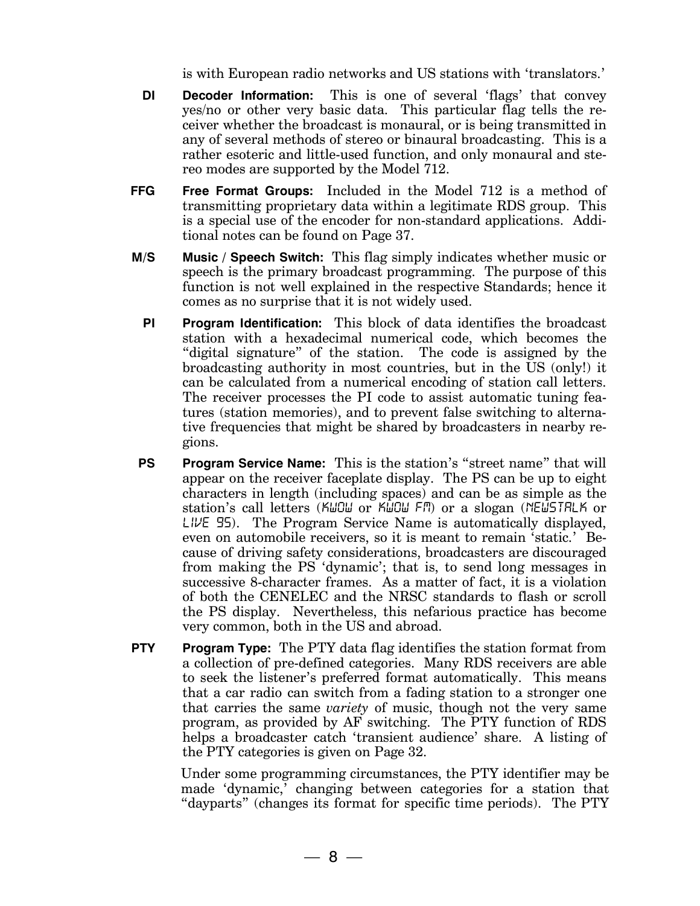is with European radio networks and US stations with 'translators.'

**DI** **Decoder Information:** This is one of several 'flags' that convey yes/no or other very basic data. This particular flag tells the receiver whether the broadcast is monaural, or is being transmitted in any of several methods of stereo or binaural broadcasting. This is a rather esoteric and little-used function, and only monaural and stereo modes are supported by the Model 712.

**FFG** **Free Format Groups:** Included in the Model 712 is a method of transmitting proprietary data within a legitimate RDS group. This is a special use of the encoder for non-standard applications. Additional notes can be found on Page 37.

**M/S** **Music / Speech Switch:** This flag simply indicates whether music or speech is the primary broadcast programming. The purpose of this function is not well explained in the respective Standards; hence it comes as no surprise that it is not widely used.

**PI** **Program Identification:** This block of data identifies the broadcast station with a hexadecimal numerical code, which becomes the "digital signature" of the station. The code is assigned by the broadcasting authority in most countries, but in the US (only!) it can be calculated from a numerical encoding of station call letters. The receiver processes the PI code to assist automatic tuning features (station memories), and to prevent false switching to alternative frequencies that might be shared by broadcasters in nearby regions.

**PS** **Program Service Name:** This is the station's "street name" that will appear on the receiver faceplate display. The PS can be up to eight characters in length (including spaces) and can be as simple as the station's call letters (KWOW or KWOW FM) or a slogan (NEWSTALK or LIVE 95). The Program Service Name is automatically displayed, even on automobile receivers, so it is meant to remain 'static.' Because of driving safety considerations, broadcasters are discouraged from making the PS 'dynamic'; that is, to send long messages in successive 8-character frames. As a matter of fact, it is a violation of both the CENELEC and the NRSC standards to flash or scroll the PS display. Nevertheless, this nefarious practice has become very common, both in the US and abroad.

**PTY** **Program Type:** The PTY data flag identifies the station format from a collection of pre-defined categories. Many RDS receivers are able to seek the listener's preferred format automatically. This means that a car radio can switch from a fading station to a stronger one that carries the same *variety* of music, though not the very same program, as provided by AF switching. The PTY function of RDS helps a broadcaster catch 'transient audience' share. A listing of the PTY categories is given on Page 32.

Under some programming circumstances, the PTY identifier may be made 'dynamic,' changing between categories for a station that "dayparts" (changes its format for specific time periods). The PTY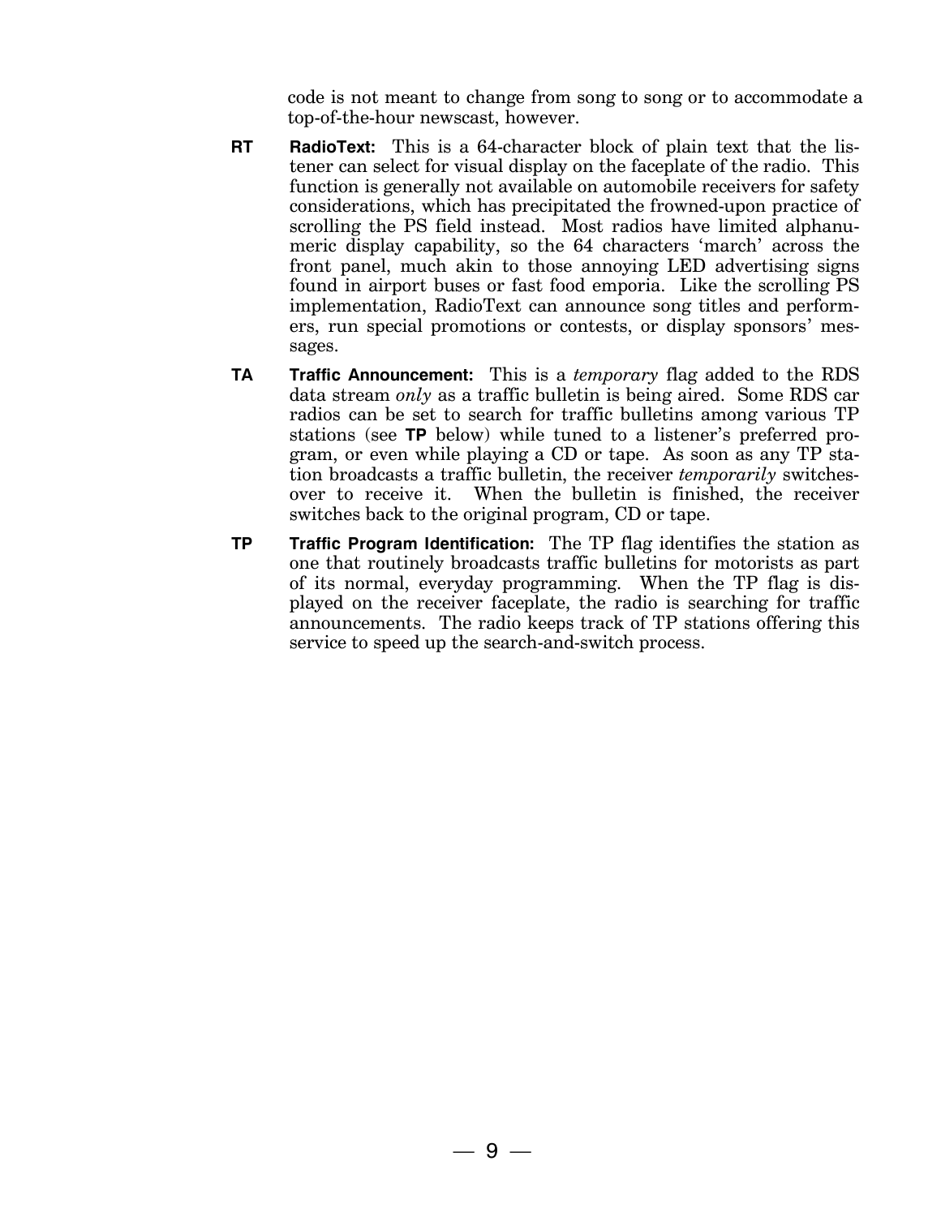code is not meant to change from song to song or to accommodate a top-of-the-hour newscast, however.

**RT** **RadioText:** This is a 64-character block of plain text that the listener can select for visual display on the faceplate of the radio. This function is generally not available on automobile receivers for safety considerations, which has precipitated the frowned-upon practice of scrolling the PS field instead. Most radios have limited alphanumeric display capability, so the 64 characters 'march' across the front panel, much akin to those annoying LED advertising signs found in airport buses or fast food emporia. Like the scrolling PS implementation, RadioText can announce song titles and performers, run special promotions or contests, or display sponsors' messages.

**TA** **Traffic Announcement:** This is a *temporary* flag added to the RDS data stream *only* as a traffic bulletin is being aired. Some RDS car radios can be set to search for traffic bulletins among various TP stations (see **TP** below) while tuned to a listener's preferred program, or even while playing a CD or tape. As soon as any TP station broadcasts a traffic bulletin, the receiver *temporarily* switches-over to receive it. When the bulletin is finished, the receiver switches back to the original program, CD or tape.

**TP** **Traffic Program Identification:** The TP flag identifies the station as one that routinely broadcasts traffic bulletins for motorists as part of its normal, everyday programming. When the TP flag is displayed on the receiver faceplate, the radio is searching for traffic announcements. The radio keeps track of TP stations offering this service to speed up the search-and-switch process.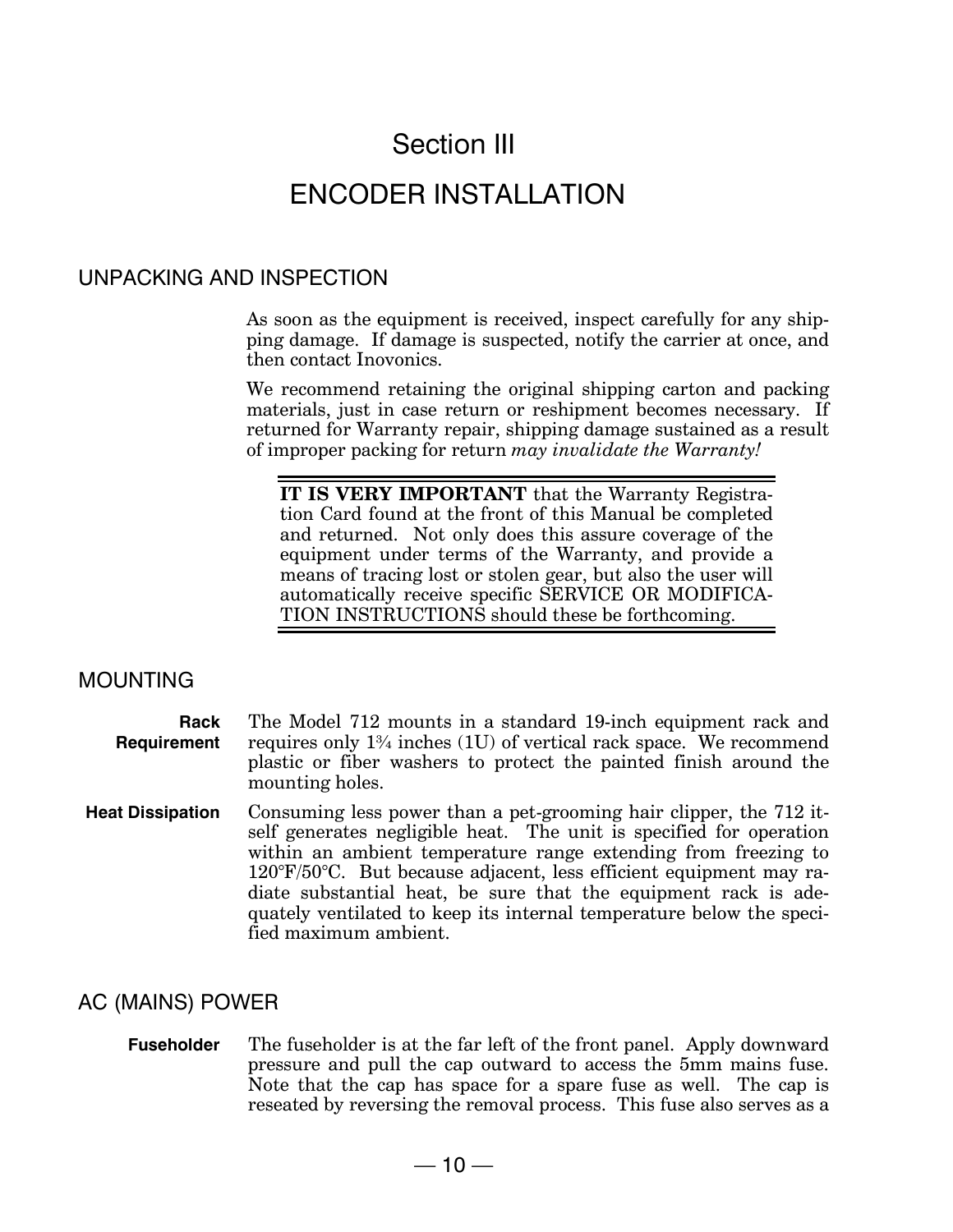# Section III

# ENCODER INSTALLATION

## UNPACKING AND INSPECTION

As soon as the equipment is received, inspect carefully for any shipping damage. If damage is suspected, notify the carrier at once, and then contact Inovonics.

We recommend retaining the original shipping carton and packing materials, just in case return or reshipment becomes necessary. If returned for Warranty repair, shipping damage sustained as a result of improper packing for return *may invalidate the Warranty!*

> **IT IS VERY IMPORTANT** that the Warranty Registration Card found at the front of this Manual be completed and returned. Not only does this assure coverage of the equipment under terms of the Warranty, and provide a means of tracing lost or stolen gear, but also the user will automatically receive specific SERVICE OR MODIFICATION INSTRUCTIONS should these be forthcoming.

## MOUNTING

**Rack Requirement** The Model 712 mounts in a standard 19-inch equipment rack and requires only 1¾ inches (1U) of vertical rack space. We recommend plastic or fiber washers to protect the painted finish around the mounting holes.

**Heat Dissipation** Consuming less power than a pet-grooming hair clipper, the 712 itself generates negligible heat. The unit is specified for operation within an ambient temperature range extending from freezing to 120°F/50°C. But because adjacent, less efficient equipment may radiate substantial heat, be sure that the equipment rack is adequately ventilated to keep its internal temperature below the specified maximum ambient.

## AC (MAINS) POWER

**Fuseholder** The fuseholder is at the far left of the front panel. Apply downward pressure and pull the cap outward to access the 5mm mains fuse. Note that the cap has space for a spare fuse as well. The cap is reseated by reversing the removal process. This fuse also serves as a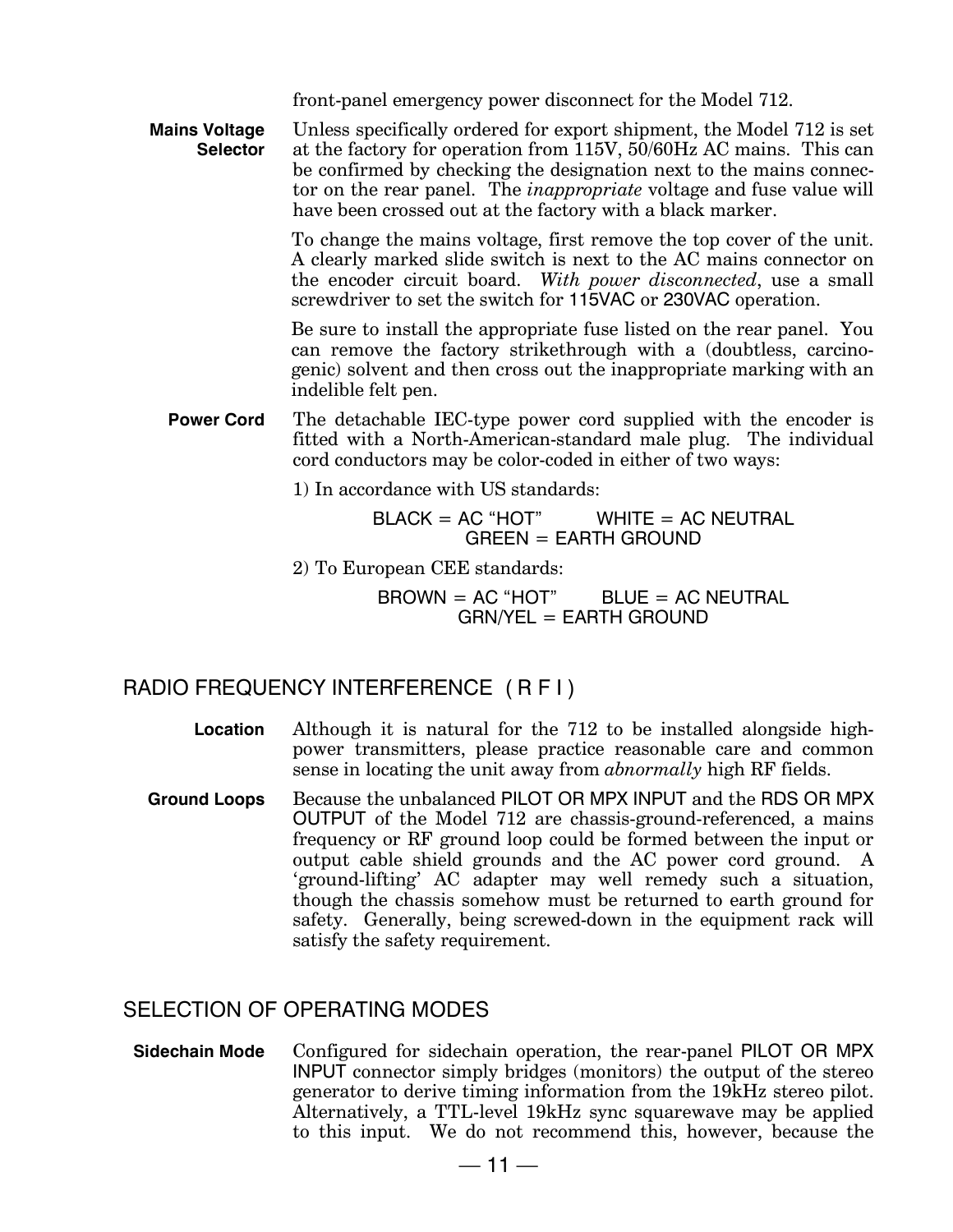front-panel emergency power disconnect for the Model 712.

**Mains Voltage Selector** Unless specifically ordered for export shipment, the Model 712 is set at the factory for operation from 115V, 50/60Hz AC mains. This can be confirmed by checking the designation next to the mains connector on the rear panel. The *inappropriate* voltage and fuse value will have been crossed out at the factory with a black marker.

To change the mains voltage, first remove the top cover of the unit. A clearly marked slide switch is next to the AC mains connector on the encoder circuit board. *With power disconnected*, use a small screwdriver to set the switch for 115VAC or 230VAC operation.

Be sure to install the appropriate fuse listed on the rear panel. You can remove the factory strikethrough with a (doubtless, carcinogenic) solvent and then cross out the inappropriate marking with an indelible felt pen.

**Power Cord** The detachable IEC-type power cord supplied with the encoder is fitted with a North-American-standard male plug. The individual cord conductors may be color-coded in either of two ways:

1) In accordance with US standards:

BLACK = AC “HOT” WHITE = AC NEUTRAL
GREEN = EARTH GROUND

2) To European CEE standards:

BROWN = AC “HOT” BLUE = AC NEUTRAL
GRN/YEL = EARTH GROUND

## RADIO FREQUENCY INTERFERENCE ( R F I )

**Location** Although it is natural for the 712 to be installed alongside high-power transmitters, please practice reasonable care and common sense in locating the unit away from *abnormally* high RF fields.

**Ground Loops** Because the unbalanced PILOT OR MPX INPUT and the RDS OR MPX OUTPUT of the Model 712 are chassis-ground-referenced, a mains frequency or RF ground loop could be formed between the input or output cable shield grounds and the AC power cord ground. A ‘ground-lifting’ AC adapter may well remedy such a situation, though the chassis somehow must be returned to earth ground for safety. Generally, being screwed-down in the equipment rack will satisfy the safety requirement.

## SELECTION OF OPERATING MODES

**Sidechain Mode** Configured for sidechain operation, the rear-panel PILOT OR MPX INPUT connector simply bridges (monitors) the output of the stereo generator to derive timing information from the 19kHz stereo pilot. Alternatively, a TTL-level 19kHz sync squarewave may be applied to this input. We do not recommend this, however, because the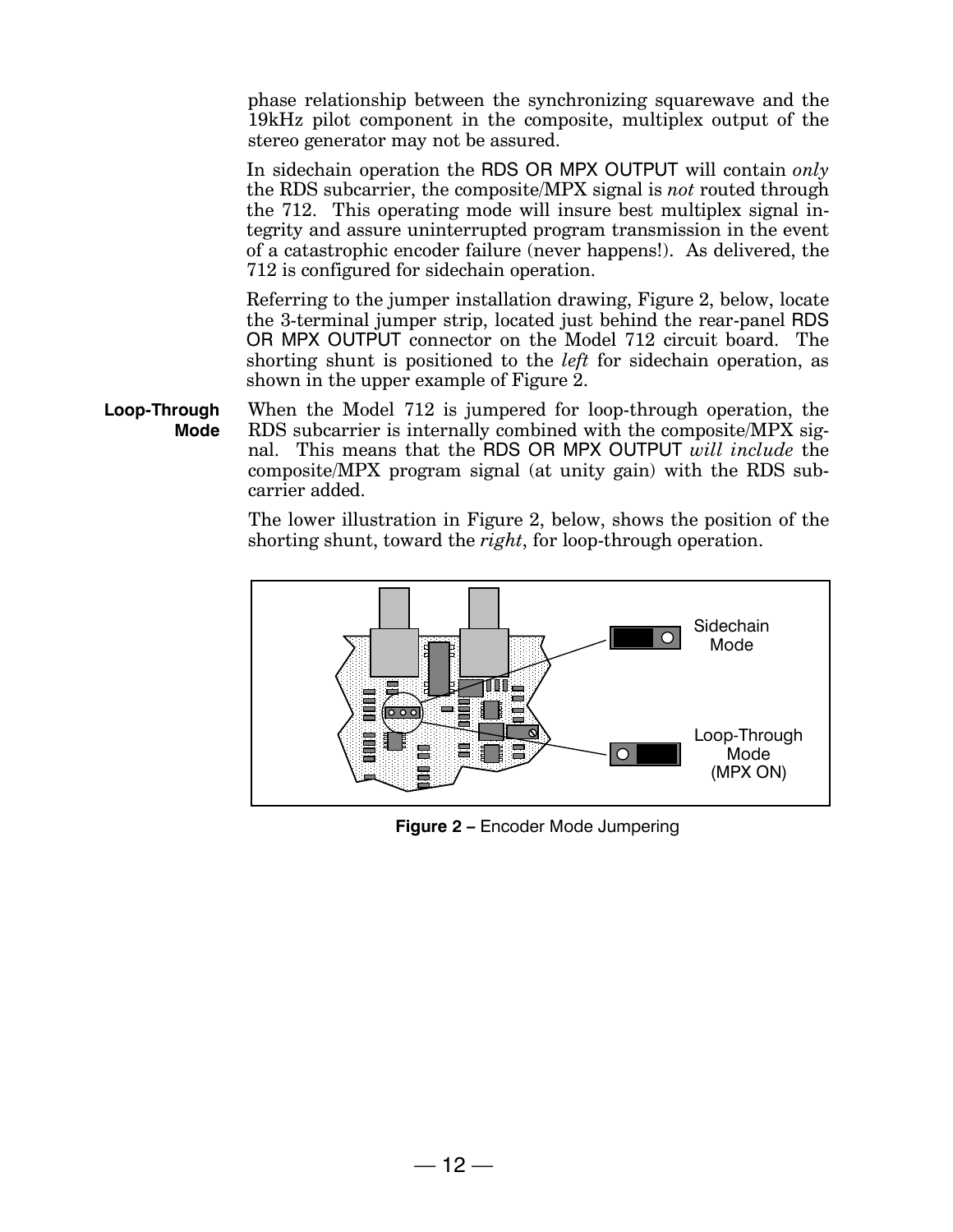phase relationship between the synchronizing squarewave and the 19kHz pilot component in the composite, multiplex output of the stereo generator may not be assured.

In sidechain operation the RDS OR MPX OUTPUT will contain *only* the RDS subcarrier, the composite/MPX signal is *not* routed through the 712. This operating mode will insure best multiplex signal integrity and assure uninterrupted program transmission in the event of a catastrophic encoder failure (never happens!). As delivered, the 712 is configured for sidechain operation.

Referring to the jumper installation drawing, Figure 2, below, locate the 3-terminal jumper strip, located just behind the rear-panel RDS OR MPX OUTPUT connector on the Model 712 circuit board. The shorting shunt is positioned to the *left* for sidechain operation, as shown in the upper example of Figure 2.

**Loop-Through Mode**

When the Model 712 is jumpered for loop-through operation, the RDS subcarrier is internally combined with the composite/MPX signal. This means that the RDS OR MPX OUTPUT *will include* the composite/MPX program signal (at unity gain) with the RDS subcarrier added.

The lower illustration in Figure 2, below, shows the position of the shorting shunt, toward the *right*, for loop-through operation.

Sidechain Mode

Loop-Through Mode (MPX ON)

**Figure 2 –** Encoder Mode Jumpering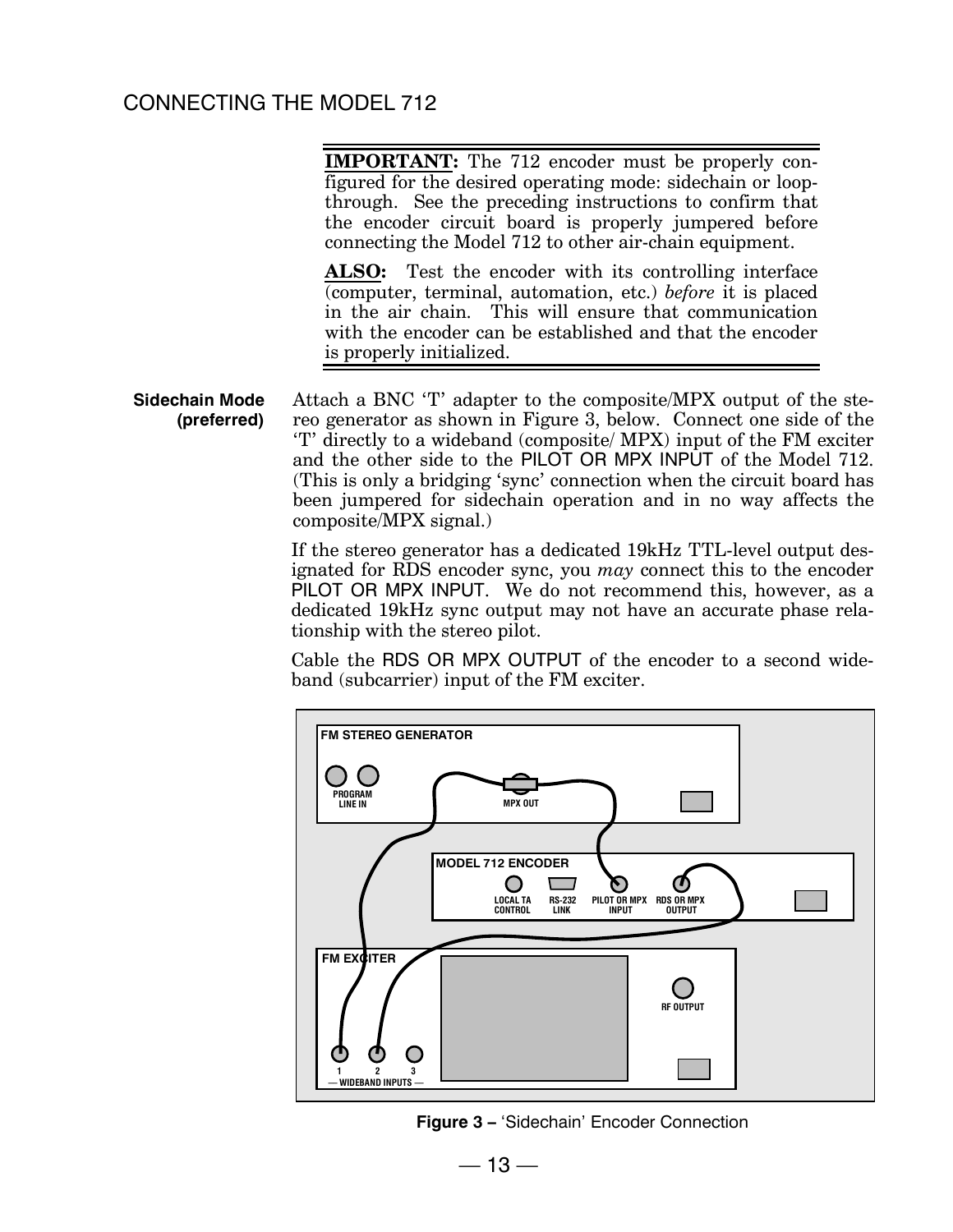## CONNECTING THE MODEL 712

**IMPORTANT:** The 712 encoder must be properly configured for the desired operating mode: sidechain or loop-through. See the preceding instructions to confirm that the encoder circuit board is properly jumpered before connecting the Model 712 to other air-chain equipment.

**ALSO:** Test the encoder with its controlling interface (computer, terminal, automation, etc.) *before* it is placed in the air chain. This will ensure that communication with the encoder can be established and that the encoder is properly initialized.

**Sidechain Mode (preferred)**

Attach a BNC 'T' adapter to the composite/MPX output of the stereo generator as shown in Figure 3, below. Connect one side of the 'T' directly to a wideband (composite/ MPX) input of the FM exciter and the other side to the PILOT OR MPX INPUT of the Model 712. (This is only a bridging 'sync' connection when the circuit board has been jumpered for sidechain operation and in no way affects the composite/MPX signal.)

If the stereo generator has a dedicated 19kHz TTL-level output designated for RDS encoder sync, you *may* connect this to the encoder PILOT OR MPX INPUT. We do not recommend this, however, as a dedicated 19kHz sync output may not have an accurate phase relationship with the stereo pilot.

Cable the RDS OR MPX OUTPUT of the encoder to a second wideband (subcarrier) input of the FM exciter.

**Figure 3 –** 'Sidechain' Encoder Connection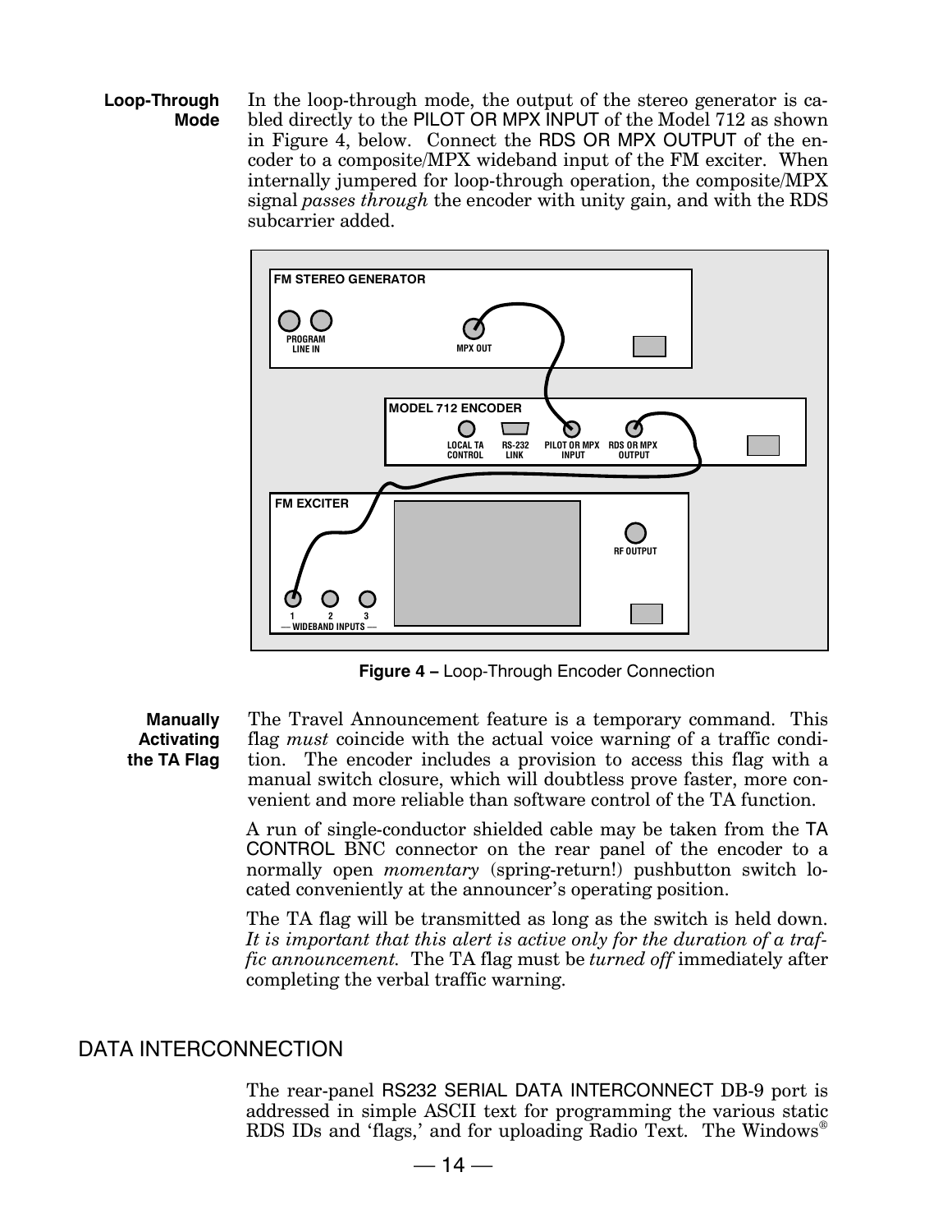**Loop-Through Mode**

In the loop-through mode, the output of the stereo generator is cabled directly to the PILOT OR MPX INPUT of the Model 712 as shown in Figure 4, below. Connect the RDS OR MPX OUTPUT of the encoder to a composite/MPX wideband input of the FM exciter. When internally jumpered for loop-through operation, the composite/MPX signal *passes through* the encoder with unity gain, and with the RDS subcarrier added.

**Figure 4 –** Loop-Through Encoder Connection

**Manually Activating the TA Flag**

The Travel Announcement feature is a temporary command. This flag *must* coincide with the actual voice warning of a traffic condition. The encoder includes a provision to access this flag with a manual switch closure, which will doubtless prove faster, more convenient and more reliable than software control of the TA function.

A run of single-conductor shielded cable may be taken from the TA CONTROL BNC connector on the rear panel of the encoder to a normally open *momentary* (spring-return!) pushbutton switch located conveniently at the announcer's operating position.

The TA flag will be transmitted as long as the switch is held down. *It is important that this alert is active only for the duration of a traffic announcement.* The TA flag must be *turned off* immediately after completing the verbal traffic warning.

## DATA INTERCONNECTION

The rear-panel RS232 SERIAL DATA INTERCONNECT DB-9 port is addressed in simple ASCII text for programming the various static RDS IDs and 'flags,' and for uploading Radio Text. The Windows®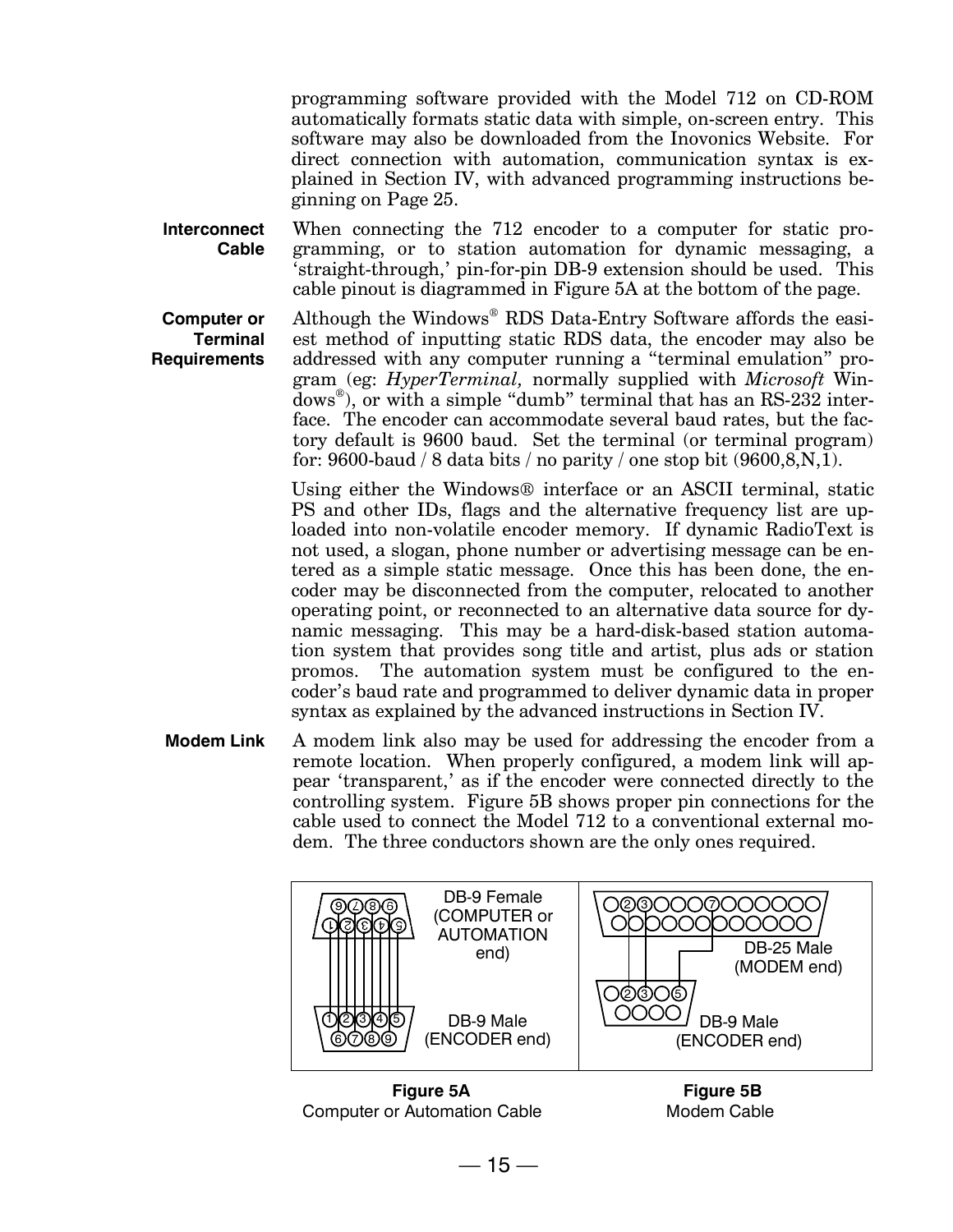programming software provided with the Model 712 on CD-ROM automatically formats static data with simple, on-screen entry. This software may also be downloaded from the Inovonics Website. For direct connection with automation, communication syntax is explained in Section IV, with advanced programming instructions beginning on Page 25.

**Interconnect Cable**

When connecting the 712 encoder to a computer for static programming, or to station automation for dynamic messaging, a 'straight-through,' pin-for-pin DB-9 extension should be used. This cable pinout is diagrammed in Figure 5A at the bottom of the page.

**Computer or Terminal Requirements**

Although the Windows® RDS Data-Entry Software affords the easiest method of inputting static RDS data, the encoder may also be addressed with any computer running a "terminal emulation" program (eg: *HyperTerminal,* normally supplied with *Microsoft* Windows®), or with a simple "dumb" terminal that has an RS-232 interface. The encoder can accommodate several baud rates, but the factory default is 9600 baud. Set the terminal (or terminal program) for: 9600-baud / 8 data bits / no parity / one stop bit (9600,8,N,1).

Using either the Windows® interface or an ASCII terminal, static PS and other IDs, flags and the alternative frequency list are uploaded into non-volatile encoder memory. If dynamic RadioText is not used, a slogan, phone number or advertising message can be entered as a simple static message. Once this has been done, the encoder may be disconnected from the computer, relocated to another operating point, or reconnected to an alternative data source for dynamic messaging. This may be a hard-disk-based station automation system that provides song title and artist, plus ads or station promos. The automation system must be configured to the encoder's baud rate and programmed to deliver dynamic data in proper syntax as explained by the advanced instructions in Section IV.

**Modem Link**

A modem link also may be used for addressing the encoder from a remote location. When properly configured, a modem link will appear 'transparent,' as if the encoder were connected directly to the controlling system. Figure 5B shows proper pin connections for the cable used to connect the Model 712 to a conventional external modem. The three conductors shown are the only ones required.

DB-9 Female (COMPUTER or AUTOMATION end)

DB-9 Male (ENCODER end)

**Figure 5A**
Computer or Automation Cable

DB-25 Male (MODEM end)

DB-9 Male (ENCODER end)

**Figure 5B**
Modem Cable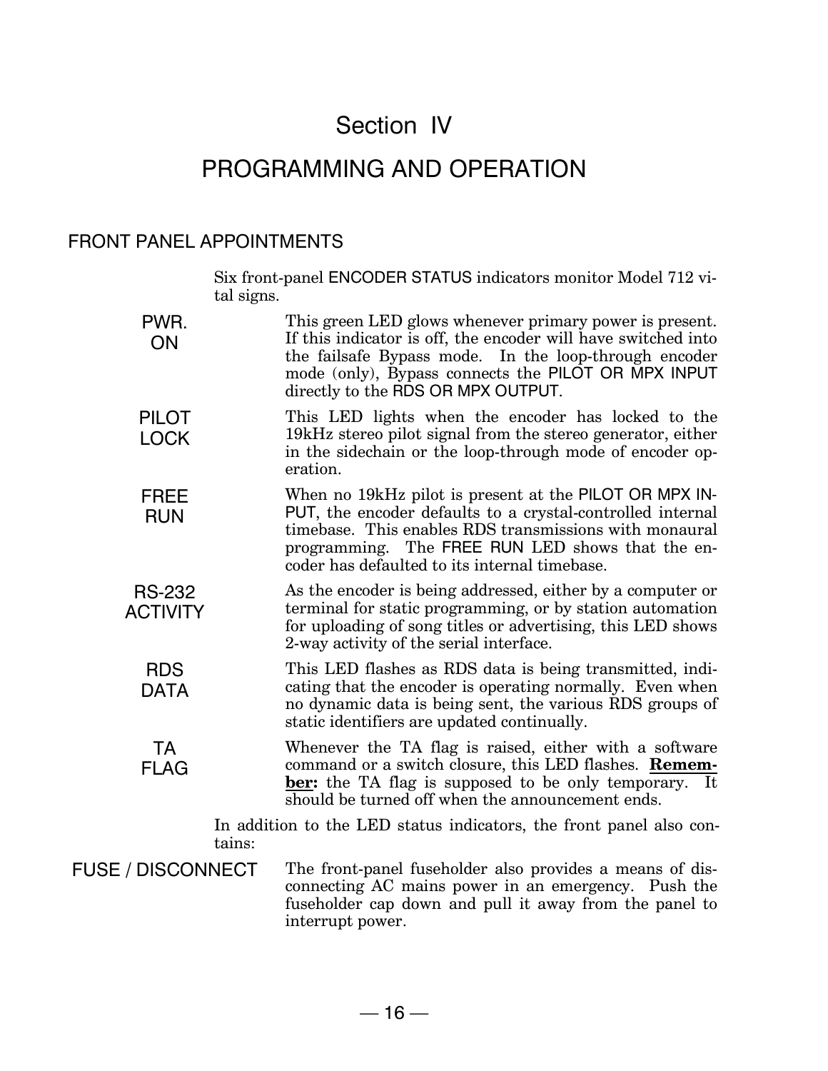# Section IV

# PROGRAMMING AND OPERATION

## FRONT PANEL APPOINTMENTS

Six front-panel ENCODER STATUS indicators monitor Model 712 vital signs.

**PWR. ON** — This green LED glows whenever primary power is present. If this indicator is off, the encoder will have switched into the failsafe Bypass mode. In the loop-through encoder mode (only), Bypass connects the PILOT OR MPX INPUT directly to the RDS OR MPX OUTPUT.

**PILOT LOCK** — This LED lights when the encoder has locked to the 19kHz stereo pilot signal from the stereo generator, either in the sidechain or the loop-through mode of encoder operation.

**FREE RUN** — When no 19kHz pilot is present at the PILOT OR MPX INPUT, the encoder defaults to a crystal-controlled internal timebase. This enables RDS transmissions with monaural programming. The FREE RUN LED shows that the encoder has defaulted to its internal timebase.

**RS-232 ACTIVITY** — As the encoder is being addressed, either by a computer or terminal for static programming, or by station automation for uploading of song titles or advertising, this LED shows 2-way activity of the serial interface.

**RDS DATA** — This LED flashes as RDS data is being transmitted, indicating that the encoder is operating normally. Even when no dynamic data is being sent, the various RDS groups of static identifiers are updated continually.

**TA FLAG** — Whenever the TA flag is raised, either with a software command or a switch closure, this LED flashes. **Remember:** the TA flag is supposed to be only temporary. It should be turned off when the announcement ends.

In addition to the LED status indicators, the front panel also contains:

**FUSE / DISCONNECT** — The front-panel fuseholder also provides a means of disconnecting AC mains power in an emergency. Push the fuseholder cap down and pull it away from the panel to interrupt power.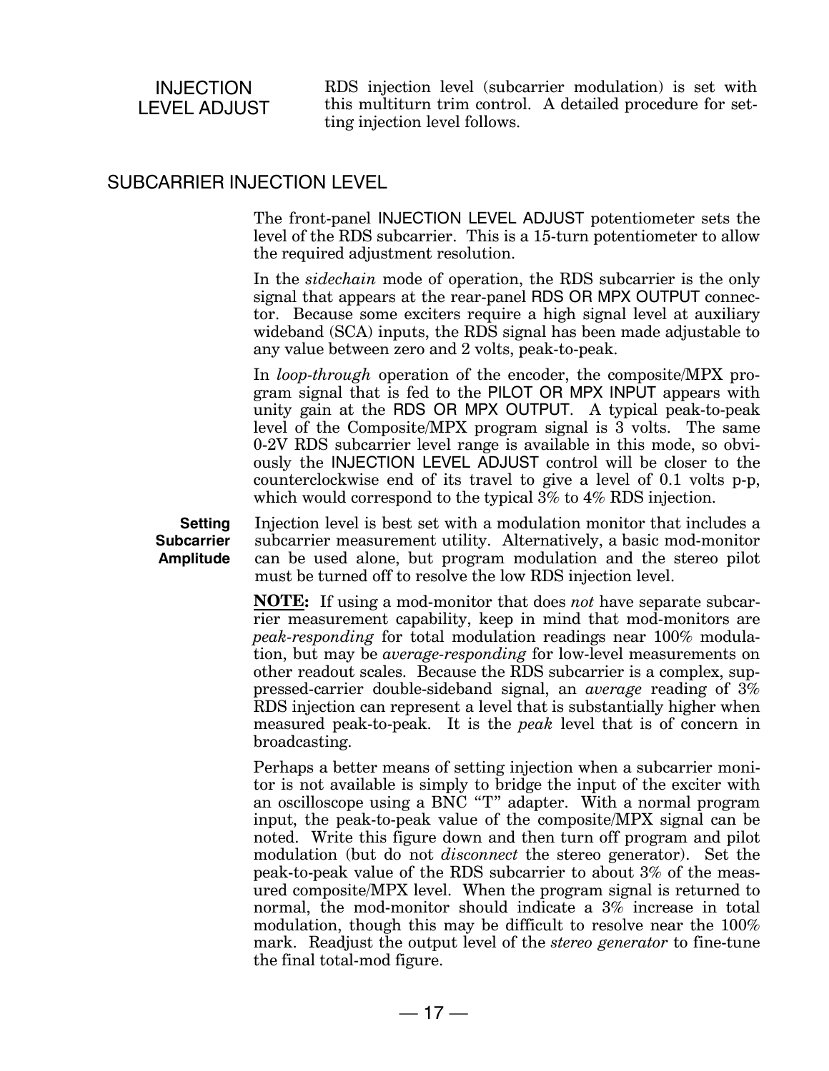**INJECTION LEVEL ADJUST**

RDS injection level (subcarrier modulation) is set with this multiturn trim control. A detailed procedure for setting injection level follows.

## SUBCARRIER INJECTION LEVEL

The front-panel INJECTION LEVEL ADJUST potentiometer sets the level of the RDS subcarrier. This is a 15-turn potentiometer to allow the required adjustment resolution.

In the *sidechain* mode of operation, the RDS subcarrier is the only signal that appears at the rear-panel RDS OR MPX OUTPUT connector. Because some exciters require a high signal level at auxiliary wideband (SCA) inputs, the RDS signal has been made adjustable to any value between zero and 2 volts, peak-to-peak.

In *loop-through* operation of the encoder, the composite/MPX program signal that is fed to the PILOT OR MPX INPUT appears with unity gain at the RDS OR MPX OUTPUT. A typical peak-to-peak level of the Composite/MPX program signal is 3 volts. The same 0-2V RDS subcarrier level range is available in this mode, so obviously the INJECTION LEVEL ADJUST control will be closer to the counterclockwise end of its travel to give a level of 0.1 volts p-p, which would correspond to the typical 3% to 4% RDS injection.

### Setting Subcarrier Amplitude

Injection level is best set with a modulation monitor that includes a subcarrier measurement utility. Alternatively, a basic mod-monitor can be used alone, but program modulation and the stereo pilot must be turned off to resolve the low RDS injection level.

**NOTE:** If using a mod-monitor that does *not* have separate subcarrier measurement capability, keep in mind that mod-monitors are *peak-responding* for total modulation readings near 100% modulation, but may be *average-responding* for low-level measurements on other readout scales. Because the RDS subcarrier is a complex, suppressed-carrier double-sideband signal, an *average* reading of 3% RDS injection can represent a level that is substantially higher when measured peak-to-peak. It is the *peak* level that is of concern in broadcasting.

Perhaps a better means of setting injection when a subcarrier monitor is not available is simply to bridge the input of the exciter with an oscilloscope using a BNC "T" adapter. With a normal program input, the peak-to-peak value of the composite/MPX signal can be noted. Write this figure down and then turn off program and pilot modulation (but do not *disconnect* the stereo generator). Set the peak-to-peak value of the RDS subcarrier to about 3% of the measured composite/MPX level. When the program signal is returned to normal, the mod-monitor should indicate a 3% increase in total modulation, though this may be difficult to resolve near the 100% mark. Readjust the output level of the *stereo generator* to fine-tune the final total-mod figure.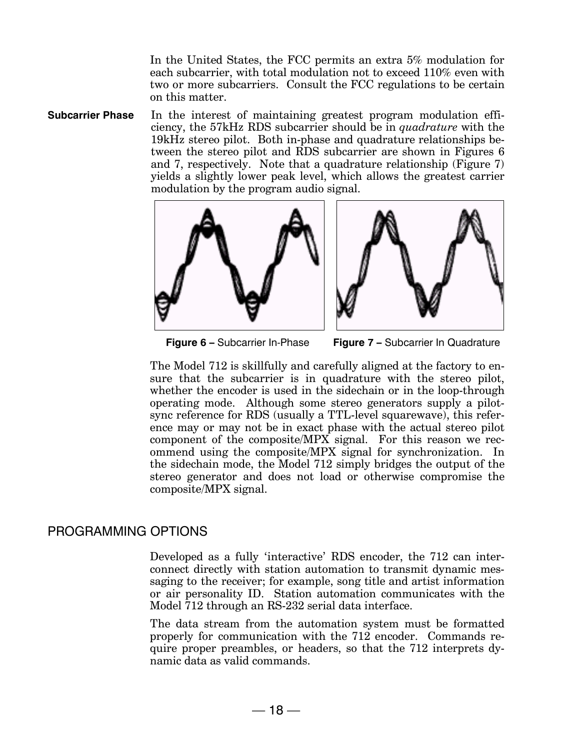In the United States, the FCC permits an extra 5% modulation for each subcarrier, with total modulation not to exceed 110% even with two or more subcarriers. Consult the FCC regulations to be certain on this matter.

**Subcarrier Phase** In the interest of maintaining greatest program modulation efficiency, the 57kHz RDS subcarrier should be in *quadrature* with the 19kHz stereo pilot. Both in-phase and quadrature relationships between the stereo pilot and RDS subcarrier are shown in Figures 6 and 7, respectively. Note that a quadrature relationship (Figure 7) yields a slightly lower peak level, which allows the greatest carrier modulation by the program audio signal.

**Figure 6 –** Subcarrier In-Phase

**Figure 7 –** Subcarrier In Quadrature

The Model 712 is skillfully and carefully aligned at the factory to ensure that the subcarrier is in quadrature with the stereo pilot, whether the encoder is used in the sidechain or in the loop-through operating mode. Although some stereo generators supply a pilot-sync reference for RDS (usually a TTL-level squarewave), this reference may or may not be in exact phase with the actual stereo pilot component of the composite/MPX signal. For this reason we recommend using the composite/MPX signal for synchronization. In the sidechain mode, the Model 712 simply bridges the output of the stereo generator and does not load or otherwise compromise the composite/MPX signal.

## PROGRAMMING OPTIONS

Developed as a fully 'interactive' RDS encoder, the 712 can interconnect directly with station automation to transmit dynamic messaging to the receiver; for example, song title and artist information or air personality ID. Station automation communicates with the Model 712 through an RS-232 serial data interface.

The data stream from the automation system must be formatted properly for communication with the 712 encoder. Commands require proper preambles, or headers, so that the 712 interprets dynamic data as valid commands.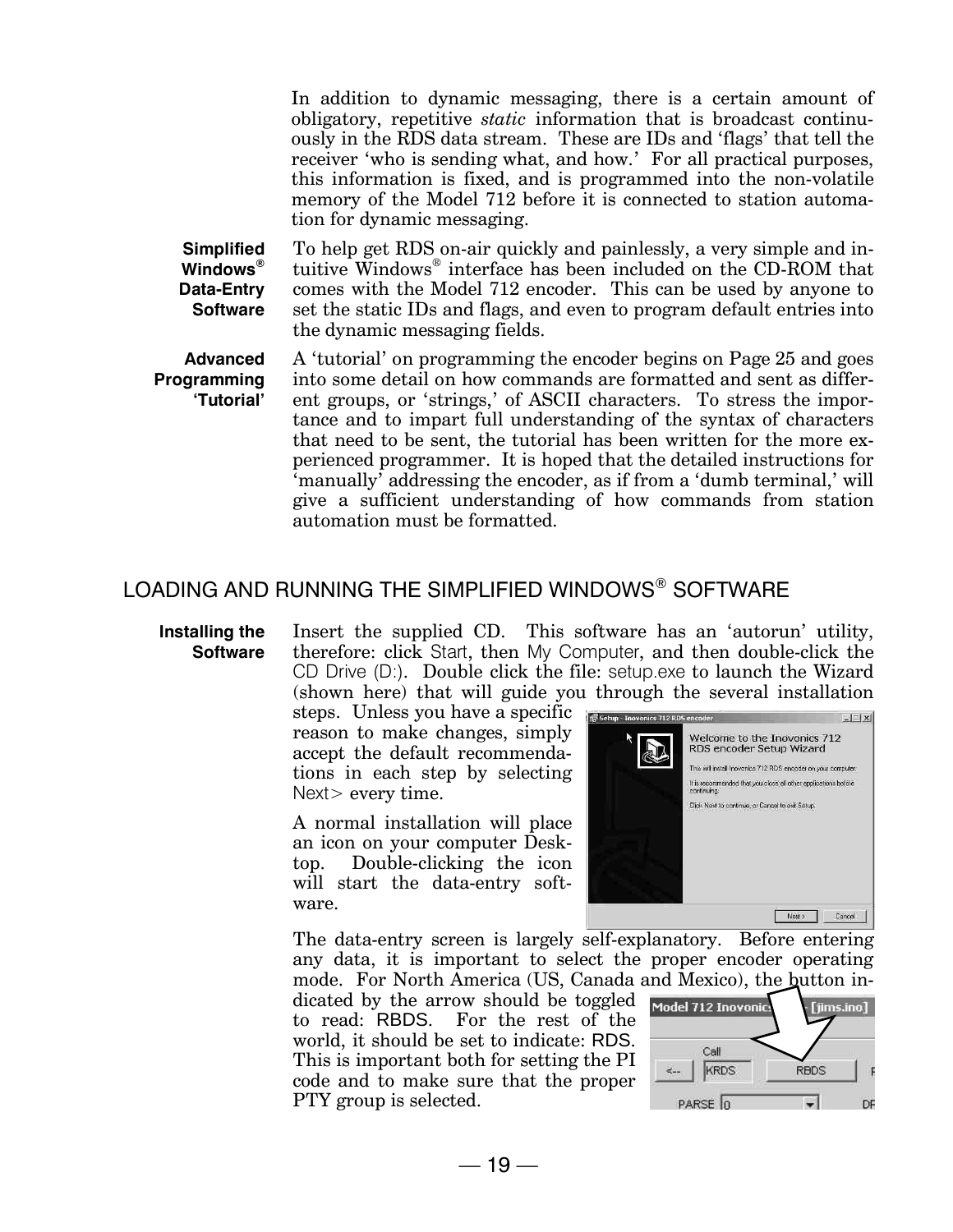In addition to dynamic messaging, there is a certain amount of obligatory, repetitive *static* information that is broadcast continuously in the RDS data stream. These are IDs and 'flags' that tell the receiver 'who is sending what, and how.' For all practical purposes, this information is fixed, and is programmed into the non-volatile memory of the Model 712 before it is connected to station automation for dynamic messaging.

**Simplified Windows® Data-Entry Software**

To help get RDS on-air quickly and painlessly, a very simple and intuitive Windows® interface has been included on the CD-ROM that comes with the Model 712 encoder. This can be used by anyone to set the static IDs and flags, and even to program default entries into the dynamic messaging fields.

**Advanced Programming 'Tutorial'**

A 'tutorial' on programming the encoder begins on Page 25 and goes into some detail on how commands are formatted and sent as different groups, or 'strings,' of ASCII characters. To stress the importance and to impart full understanding of the syntax of characters that need to be sent, the tutorial has been written for the more experienced programmer. It is hoped that the detailed instructions for 'manually' addressing the encoder, as if from a 'dumb terminal,' will give a sufficient understanding of how commands from station automation must be formatted.

## LOADING AND RUNNING THE SIMPLIFIED WINDOWS® SOFTWARE

**Installing the Software**

Insert the supplied CD. This software has an 'autorun' utility, therefore: click Start, then My Computer, and then double-click the CD Drive (D:). Double click the file: setup.exe to launch the Wizard (shown here) that will guide you through the several installation steps. Unless you have a specific reason to make changes, simply accept the default recommendations in each step by selecting Next> every time.

A normal installation will place an icon on your computer Desktop. Double-clicking the icon will start the data-entry software.

The data-entry screen is largely self-explanatory. Before entering any data, it is important to select the proper encoder operating mode. For North America (US, Canada and Mexico), the button indicated by the arrow should be toggled to read: RBDS. For the rest of the world, it should be set to indicate: RDS. This is important both for setting the PI code and to make sure that the proper PTY group is selected.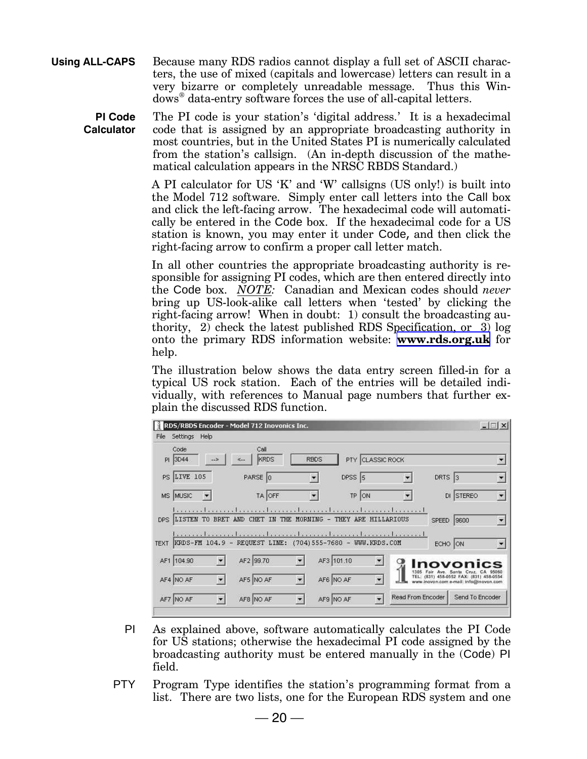**Using ALL-CAPS**

Because many RDS radios cannot display a full set of ASCII characters, the use of mixed (capitals and lowercase) letters can result in a very bizarre or completely unreadable message. Thus this Windows® data-entry software forces the use of all-capital letters.

**PI Code Calculator**

The PI code is your station's 'digital address.' It is a hexadecimal code that is assigned by an appropriate broadcasting authority in most countries, but in the United States PI is numerically calculated from the station's callsign. (An in-depth discussion of the mathematical calculation appears in the NRSC RBDS Standard.)

A PI calculator for US 'K' and 'W' callsigns (US only!) is built into the Model 712 software. Simply enter call letters into the Call box and click the left-facing arrow. The hexadecimal code will automatically be entered in the Code box. If the hexadecimal code for a US station is known, you may enter it under Code, and then click the right-facing arrow to confirm a proper call letter match.

In all other countries the appropriate broadcasting authority is responsible for assigning PI codes, which are then entered directly into the Code box. *NOTE:* Canadian and Mexican codes should *never* bring up US-look-alike call letters when 'tested' by clicking the right-facing arrow! When in doubt: 1) consult the broadcasting authority, 2) check the latest published RDS Specification, or 3) log onto the primary RDS information website: **www.rds.org.uk** for help.

The illustration below shows the data entry screen filled-in for a typical US rock station. Each of the entries will be detailed individually, with references to Manual page numbers that further explain the discussed RDS function.

RDS/RBDS Encoder - Model 712 Inovonics Inc.

File Settings Help

| | | | | | | | |
|---|---|---|---|---|---|---|---|
| PI (Code) | 3D44 | --> <-- | Call: KRDS | RBDS | | PTY | CLASSIC ROCK |
| PS | LIVE 105 | PARSE | 0 | DPSS | 5 | DRTS | 3 |
| MS | MUSIC | TA | OFF | TP | ON | DI | STEREO |
| DPS | LISTEN TO BRET AND CHET IN THE MORNING - THEY ARE HILLARIOUS | | | | | SPEED | 9600 |
| TEXT | KRDS-FM 104.9 - REQUEST LINE: (704)555-7680 - WWW.KRDS.COM | | | | | ECHO | ON |
| AF1 | 104.90 | AF2 | 99.70 | AF3 | 101.10 | | |
| AF4 | NO AF | AF5 | NO AF | AF6 | NO AF | | |
| AF7 | NO AF | AF8 | NO AF | AF9 | NO AF | Read From Encoder | Send To Encoder |

Inovonics — 1305 Fair Ave. Santa Cruz, CA 95060 TEL: (831) 458-0552 FAX: (831) 458-0554 www.inovon.com e-mail: info@inovon.com

**PI**

As explained above, software automatically calculates the PI Code for US stations; otherwise the hexadecimal PI code assigned by the broadcasting authority must be entered manually in the (Code) PI field.

**PTY**

Program Type identifies the station's programming format from a list. There are two lists, one for the European RDS system and one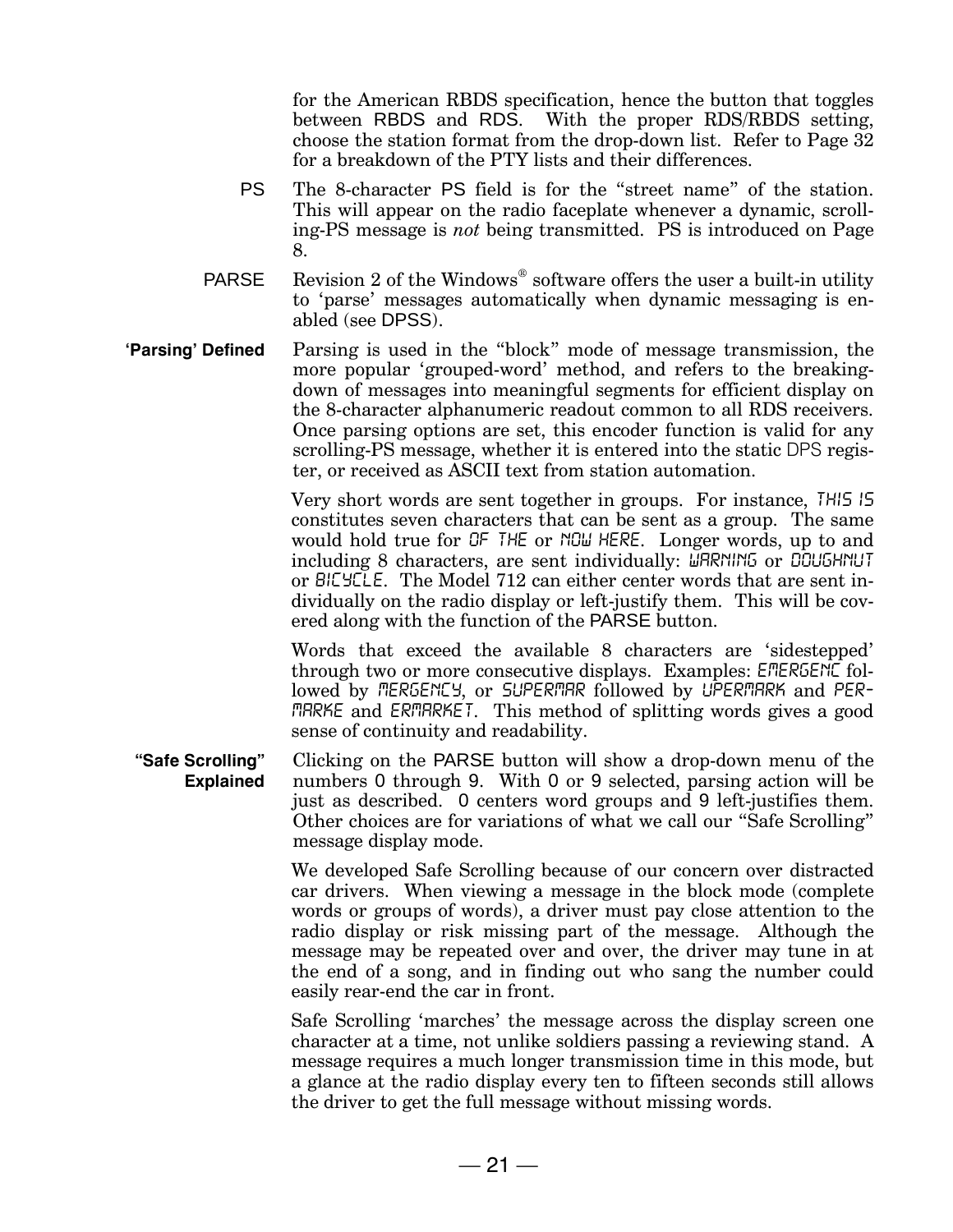for the American RBDS specification, hence the button that toggles between RBDS and RDS. With the proper RDS/RBDS setting, choose the station format from the drop-down list. Refer to Page 32 for a breakdown of the PTY lists and their differences.

**PS** The 8-character PS field is for the "street name" of the station. This will appear on the radio faceplate whenever a dynamic, scrolling-PS message is *not* being transmitted. PS is introduced on Page 8.

**PARSE** Revision 2 of the Windows® software offers the user a built-in utility to 'parse' messages automatically when dynamic messaging is enabled (see DPSS).

**'Parsing' Defined**

Parsing is used in the "block" mode of message transmission, the more popular 'grouped-word' method, and refers to the breaking-down of messages into meaningful segments for efficient display on the 8-character alphanumeric readout common to all RDS receivers. Once parsing options are set, this encoder function is valid for any scrolling-PS message, whether it is entered into the static DPS register, or received as ASCII text from station automation.

Very short words are sent together in groups. For instance, THIS IS constitutes seven characters that can be sent as a group. The same would hold true for OF THE or NOW HERE. Longer words, up to and including 8 characters, are sent individually: WARNING or DOUGHNUT or BICYCLE. The Model 712 can either center words that are sent individually on the radio display or left-justify them. This will be covered along with the function of the PARSE button.

Words that exceed the available 8 characters are 'sidestepped' through two or more consecutive displays. Examples: EMERGENC followed by MERGENCY, or SUPERMAR followed by UPERMARK and PERMARKE and ERMARKET. This method of splitting words gives a good sense of continuity and readability.

**"Safe Scrolling" Explained**

Clicking on the PARSE button will show a drop-down menu of the numbers 0 through 9. With 0 or 9 selected, parsing action will be just as described. 0 centers word groups and 9 left-justifies them. Other choices are for variations of what we call our "Safe Scrolling" message display mode.

We developed Safe Scrolling because of our concern over distracted car drivers. When viewing a message in the block mode (complete words or groups of words), a driver must pay close attention to the radio display or risk missing part of the message. Although the message may be repeated over and over, the driver may tune in at the end of a song, and in finding out who sang the number could easily rear-end the car in front.

Safe Scrolling 'marches' the message across the display screen one character at a time, not unlike soldiers passing a reviewing stand. A message requires a much longer transmission time in this mode, but a glance at the radio display every ten to fifteen seconds still allows the driver to get the full message without missing words.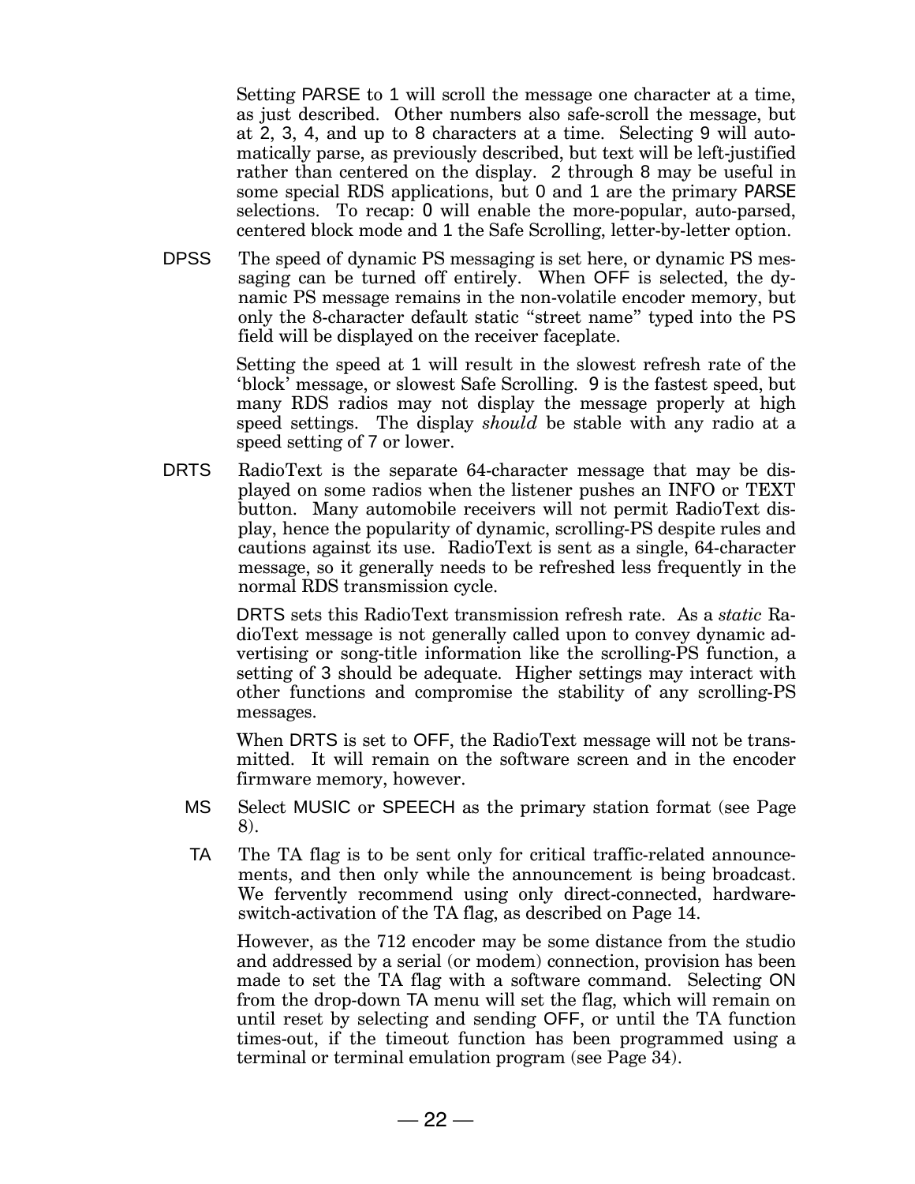Setting PARSE to 1 will scroll the message one character at a time, as just described. Other numbers also safe-scroll the message, but at 2, 3, 4, and up to 8 characters at a time. Selecting 9 will automatically parse, as previously described, but text will be left-justified rather than centered on the display. 2 through 8 may be useful in some special RDS applications, but 0 and 1 are the primary PARSE selections. To recap: 0 will enable the more-popular, auto-parsed, centered block mode and 1 the Safe Scrolling, letter-by-letter option.

DPSS The speed of dynamic PS messaging is set here, or dynamic PS messaging can be turned off entirely. When OFF is selected, the dynamic PS message remains in the non-volatile encoder memory, but only the 8-character default static "street name" typed into the PS field will be displayed on the receiver faceplate.

Setting the speed at 1 will result in the slowest refresh rate of the 'block' message, or slowest Safe Scrolling. 9 is the fastest speed, but many RDS radios may not display the message properly at high speed settings. The display *should* be stable with any radio at a speed setting of 7 or lower.

DRTS RadioText is the separate 64-character message that may be displayed on some radios when the listener pushes an INFO or TEXT button. Many automobile receivers will not permit RadioText display, hence the popularity of dynamic, scrolling-PS despite rules and cautions against its use. RadioText is sent as a single, 64-character message, so it generally needs to be refreshed less frequently in the normal RDS transmission cycle.

DRTS sets this RadioText transmission refresh rate. As a *static* RadioText message is not generally called upon to convey dynamic advertising or song-title information like the scrolling-PS function, a setting of 3 should be adequate. Higher settings may interact with other functions and compromise the stability of any scrolling-PS messages.

When DRTS is set to OFF, the RadioText message will not be transmitted. It will remain on the software screen and in the encoder firmware memory, however.

MS Select MUSIC or SPEECH as the primary station format (see Page 8).

TA The TA flag is to be sent only for critical traffic-related announcements, and then only while the announcement is being broadcast. We fervently recommend using only direct-connected, hardware-switch-activation of the TA flag, as described on Page 14.

However, as the 712 encoder may be some distance from the studio and addressed by a serial (or modem) connection, provision has been made to set the TA flag with a software command. Selecting ON from the drop-down TA menu will set the flag, which will remain on until reset by selecting and sending OFF, or until the TA function times-out, if the timeout function has been programmed using a terminal or terminal emulation program (see Page 34).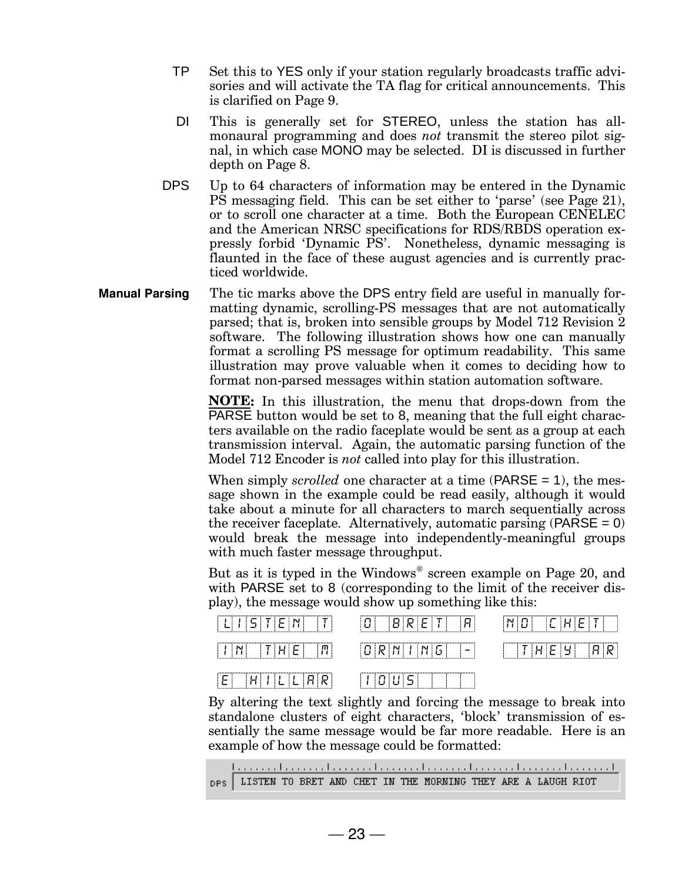**TP** Set this to YES only if your station regularly broadcasts traffic advisories and will activate the TA flag for critical announcements. This is clarified on Page 9.

**DI** This is generally set for STEREO, unless the station has all-monaural programming and does *not* transmit the stereo pilot signal, in which case MONO may be selected. DI is discussed in further depth on Page 8.

**DPS** Up to 64 characters of information may be entered in the Dynamic PS messaging field. This can be set either to 'parse' (see Page 21), or to scroll one character at a time. Both the European CENELEC and the American NRSC specifications for RDS/RBDS operation expressly forbid 'Dynamic PS'. Nonetheless, dynamic messaging is flaunted in the face of these august agencies and is currently practiced worldwide.

**Manual Parsing**

The tic marks above the DPS entry field are useful in manually formatting dynamic, scrolling-PS messages that are not automatically parsed; that is, broken into sensible groups by Model 712 Revision 2 software. The following illustration shows how one can manually format a scrolling PS message for optimum readability. This same illustration may prove valuable when it comes to deciding how to format non-parsed messages within station automation software.

**NOTE:** In this illustration, the menu that drops-down from the PARSE button would be set to 8, meaning that the full eight characters available on the radio faceplate would be sent as a group at each transmission interval. Again, the automatic parsing function of the Model 712 Encoder is *not* called into play for this illustration.

When simply *scrolled* one character at a time (PARSE = 1), the message shown in the example could be read easily, although it would take about a minute for all characters to march sequentially across the receiver faceplate. Alternatively, automatic parsing (PARSE = 0) would break the message into independently-meaningful groups with much faster message throughput.

But as it is typed in the Windows® screen example on Page 20, and with PARSE set to 8 (corresponding to the limit of the receiver display), the message would show up something like this:

```
LISTEN T    O BRET A    ND CHET
IN THE M    ORNING -     THEY AR
E HILLAR    IOUS
```

By altering the text slightly and forcing the message to break into standalone clusters of eight characters, 'block' transmission of essentially the same message would be far more readable. Here is an example of how the message could be formatted:

```
DPS  LISTEN TO BRET AND CHET IN THE MORNING THEY ARE A LAUGH RIOT
```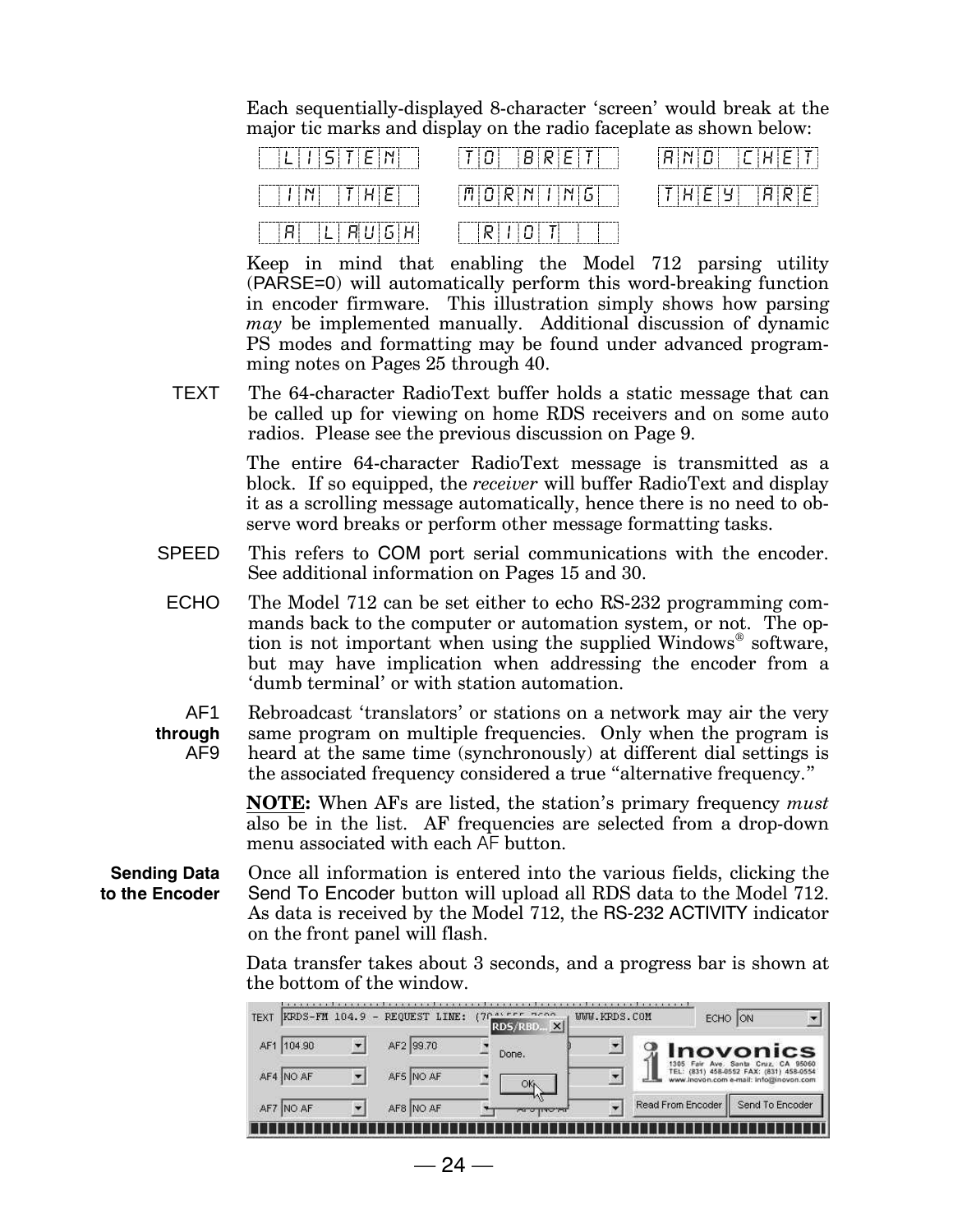Each sequentially-displayed 8-character 'screen' would break at the major tic marks and display on the radio faceplate as shown below:

| | | |
|---|---|---|
| LISTEN | TO BRET | AND CHET |
| IN THE | MORNING | THEY ARE |
| A LAUGH | RIOT | |

Keep in mind that enabling the Model 712 parsing utility (PARSE=0) will automatically perform this word-breaking function in encoder firmware. This illustration simply shows how parsing *may* be implemented manually. Additional discussion of dynamic PS modes and formatting may be found under advanced programming notes on Pages 25 through 40.

**TEXT** The 64-character RadioText buffer holds a static message that can be called up for viewing on home RDS receivers and on some auto radios. Please see the previous discussion on Page 9.

The entire 64-character RadioText message is transmitted as a block. If so equipped, the *receiver* will buffer RadioText and display it as a scrolling message automatically, hence there is no need to observe word breaks or perform other message formatting tasks.

**SPEED** This refers to COM port serial communications with the encoder. See additional information on Pages 15 and 30.

**ECHO** The Model 712 can be set either to echo RS-232 programming commands back to the computer or automation system, or not. The option is not important when using the supplied Windows® software, but may have implication when addressing the encoder from a 'dumb terminal' or with station automation.

**AF1 through AF9** Rebroadcast 'translators' or stations on a network may air the very same program on multiple frequencies. Only when the program is heard at the same time (synchronously) at different dial settings is the associated frequency considered a true "alternative frequency."

**NOTE:** When AFs are listed, the station's primary frequency *must* also be in the list. AF frequencies are selected from a drop-down menu associated with each AF button.

**Sending Data to the Encoder** Once all information is entered into the various fields, clicking the Send To Encoder button will upload all RDS data to the Model 712. As data is received by the Model 712, the RS-232 ACTIVITY indicator on the front panel will flash.

Data transfer takes about 3 seconds, and a progress bar is shown at the bottom of the window.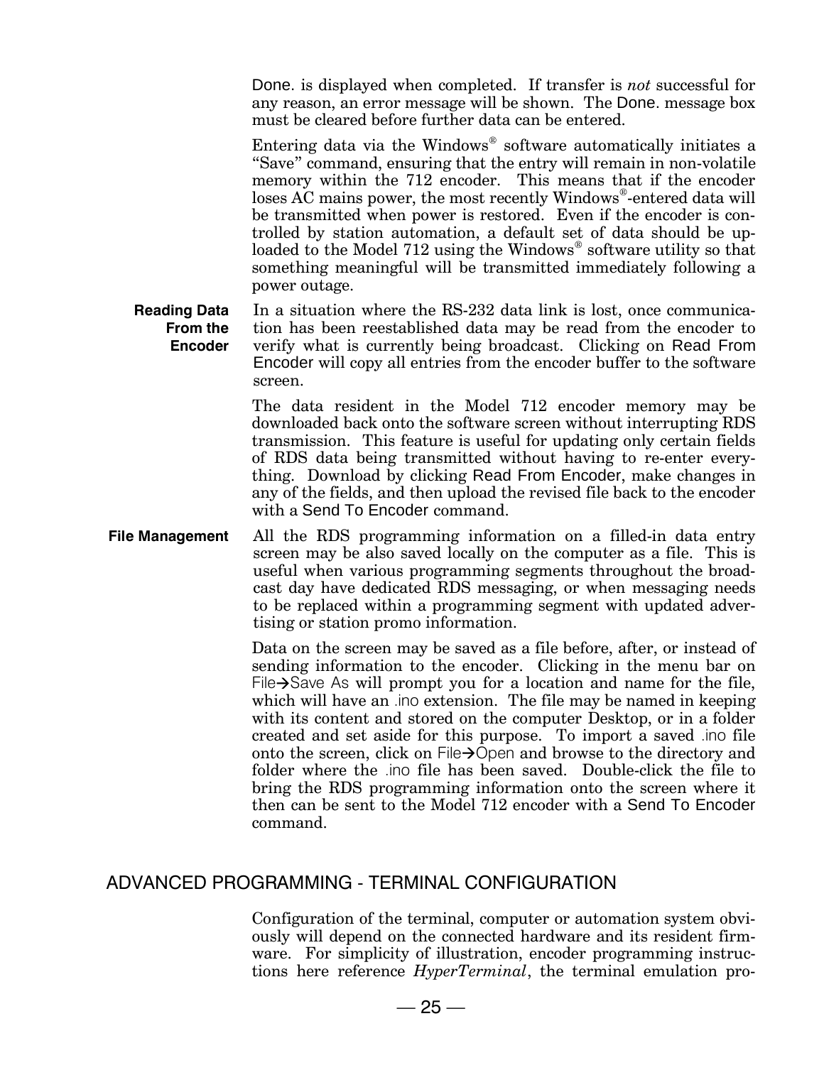Done. is displayed when completed. If transfer is *not* successful for any reason, an error message will be shown. The Done. message box must be cleared before further data can be entered.

Entering data via the Windows® software automatically initiates a "Save" command, ensuring that the entry will remain in non-volatile memory within the 712 encoder. This means that if the encoder loses AC mains power, the most recently Windows®-entered data will be transmitted when power is restored. Even if the encoder is controlled by station automation, a default set of data should be uploaded to the Model 712 using the Windows® software utility so that something meaningful will be transmitted immediately following a power outage.

**Reading Data From the Encoder**

In a situation where the RS-232 data link is lost, once communication has been reestablished data may be read from the encoder to verify what is currently being broadcast. Clicking on Read From Encoder will copy all entries from the encoder buffer to the software screen.

The data resident in the Model 712 encoder memory may be downloaded back onto the software screen without interrupting RDS transmission. This feature is useful for updating only certain fields of RDS data being transmitted without having to re-enter everything. Download by clicking Read From Encoder, make changes in any of the fields, and then upload the revised file back to the encoder with a Send To Encoder command.

**File Management**

All the RDS programming information on a filled-in data entry screen may be also saved locally on the computer as a file. This is useful when various programming segments throughout the broadcast day have dedicated RDS messaging, or when messaging needs to be replaced within a programming segment with updated advertising or station promo information.

Data on the screen may be saved as a file before, after, or instead of sending information to the encoder. Clicking in the menu bar on File→Save As will prompt you for a location and name for the file, which will have an .ino extension. The file may be named in keeping with its content and stored on the computer Desktop, or in a folder created and set aside for this purpose. To import a saved .ino file onto the screen, click on File→Open and browse to the directory and folder where the .ino file has been saved. Double-click the file to bring the RDS programming information onto the screen where it then can be sent to the Model 712 encoder with a Send To Encoder command.

## ADVANCED PROGRAMMING - TERMINAL CONFIGURATION

Configuration of the terminal, computer or automation system obviously will depend on the connected hardware and its resident firmware. For simplicity of illustration, encoder programming instructions here reference *HyperTerminal*, the terminal emulation pro-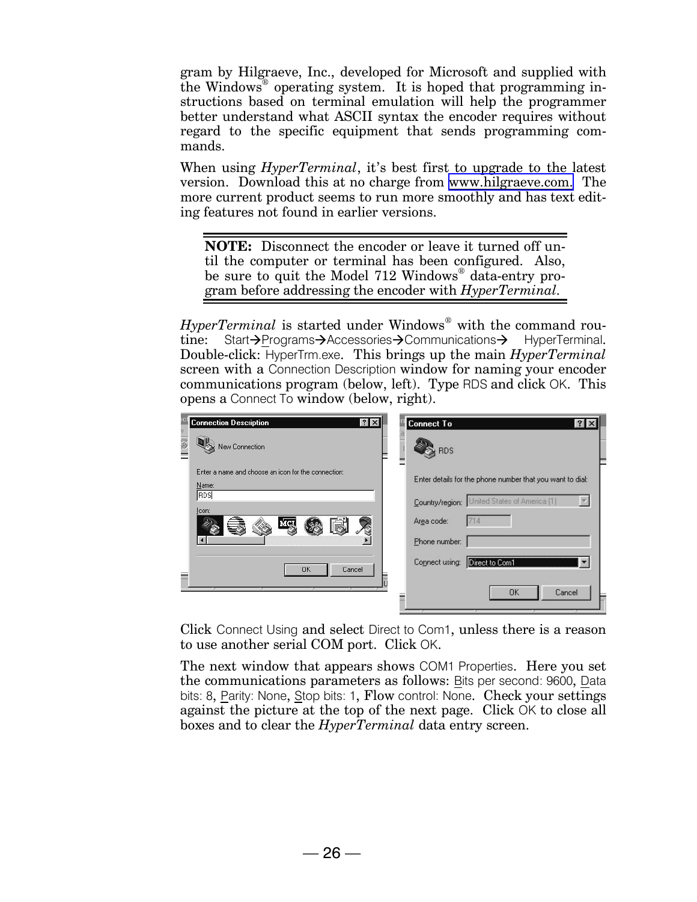gram by Hilgraeve, Inc., developed for Microsoft and supplied with the Windows® operating system. It is hoped that programming instructions based on terminal emulation will help the programmer better understand what ASCII syntax the encoder requires without regard to the specific equipment that sends programming commands.

When using *HyperTerminal*, it's best first to upgrade to the latest version. Download this at no charge from www.hilgraeve.com. The more current product seems to run more smoothly and has text editing features not found in earlier versions.

> **NOTE:** Disconnect the encoder or leave it turned off until the computer or terminal has been configured. Also, be sure to quit the Model 712 Windows® data-entry program before addressing the encoder with *HyperTerminal*.

*HyperTerminal* is started under Windows® with the command routine: Start→Programs→Accessories→Communications→ HyperTerminal. Double-click: HyperTrm.exe. This brings up the main *HyperTerminal* screen with a Connection Description window for naming your encoder communications program (below, left). Type RDS and click OK. This opens a Connect To window (below, right).

Click Connect Using and select Direct to Com1, unless there is a reason to use another serial COM port. Click OK.

The next window that appears shows COM1 Properties. Here you set the communications parameters as follows: Bits per second: 9600, Data bits: 8, Parity: None, Stop bits: 1, Flow control: None. Check your settings against the picture at the top of the next page. Click OK to close all boxes and to clear the *HyperTerminal* data entry screen.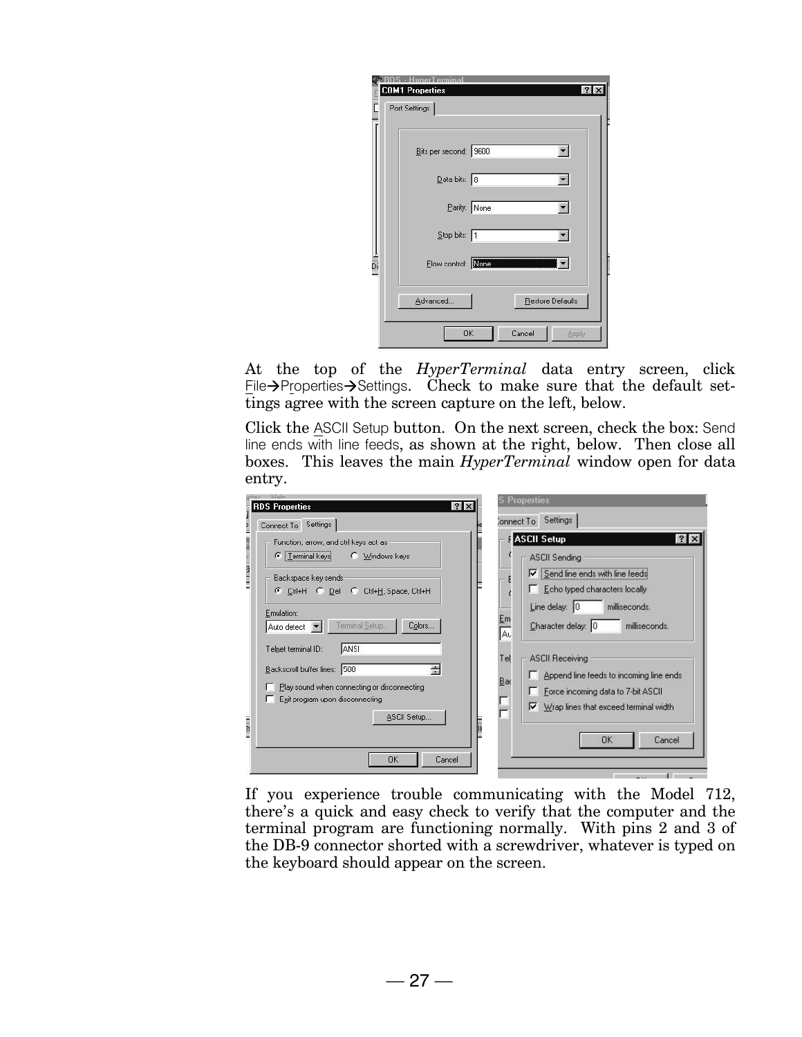At the top of the *HyperTerminal* data entry screen, click File→Properties→Settings. Check to make sure that the default settings agree with the screen capture on the left, below.

Click the ASCII Setup button. On the next screen, check the box: Send line ends with line feeds, as shown at the right, below. Then close all boxes. This leaves the main *HyperTerminal* window open for data entry.

If you experience trouble communicating with the Model 712, there's a quick and easy check to verify that the computer and the terminal program are functioning normally. With pins 2 and 3 of the DB-9 connector shorted with a screwdriver, whatever is typed on the keyboard should appear on the screen.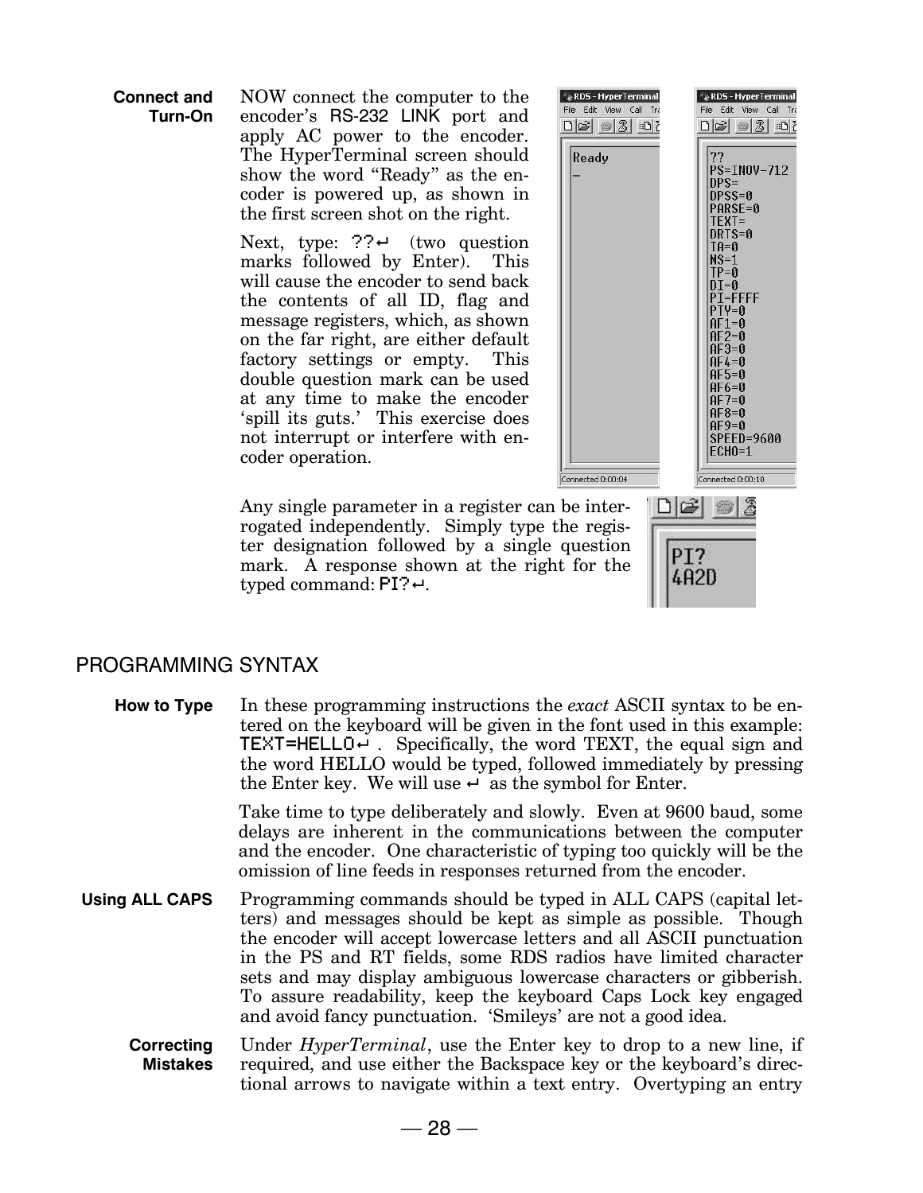**Connect and Turn-On**

NOW connect the computer to the encoder's RS-232 LINK port and apply AC power to the encoder. The HyperTerminal screen should show the word "Ready" as the encoder is powered up, as shown in the first screen shot on the right.

Next, type: ??↵ (two question marks followed by Enter). This will cause the encoder to send back the contents of all ID, flag and message registers, which, as shown on the far right, are either default factory settings or empty. This double question mark can be used at any time to make the encoder 'spill its guts.' This exercise does not interrupt or interfere with encoder operation.

Any single parameter in a register can be interrogated independently. Simply type the register designation followed by a single question mark. A response shown at the right for the typed command: PI?↵.

## PROGRAMMING SYNTAX

**How to Type**

In these programming instructions the *exact* ASCII syntax to be entered on the keyboard will be given in the font used in this example: TEXT=HELLO↵ . Specifically, the word TEXT, the equal sign and the word HELLO would be typed, followed immediately by pressing the Enter key. We will use ↵ as the symbol for Enter.

Take time to type deliberately and slowly. Even at 9600 baud, some delays are inherent in the communications between the computer and the encoder. One characteristic of typing too quickly will be the omission of line feeds in responses returned from the encoder.

**Using ALL CAPS**

Programming commands should be typed in ALL CAPS (capital letters) and messages should be kept as simple as possible. Though the encoder will accept lowercase letters and all ASCII punctuation in the PS and RT fields, some RDS radios have limited character sets and may display ambiguous lowercase characters or gibberish. To assure readability, keep the keyboard Caps Lock key engaged and avoid fancy punctuation. 'Smileys' are not a good idea.

**Correcting Mistakes**

Under *HyperTerminal*, use the Enter key to drop to a new line, if required, and use either the Backspace key or the keyboard's directional arrows to navigate within a text entry. Overtyping an entry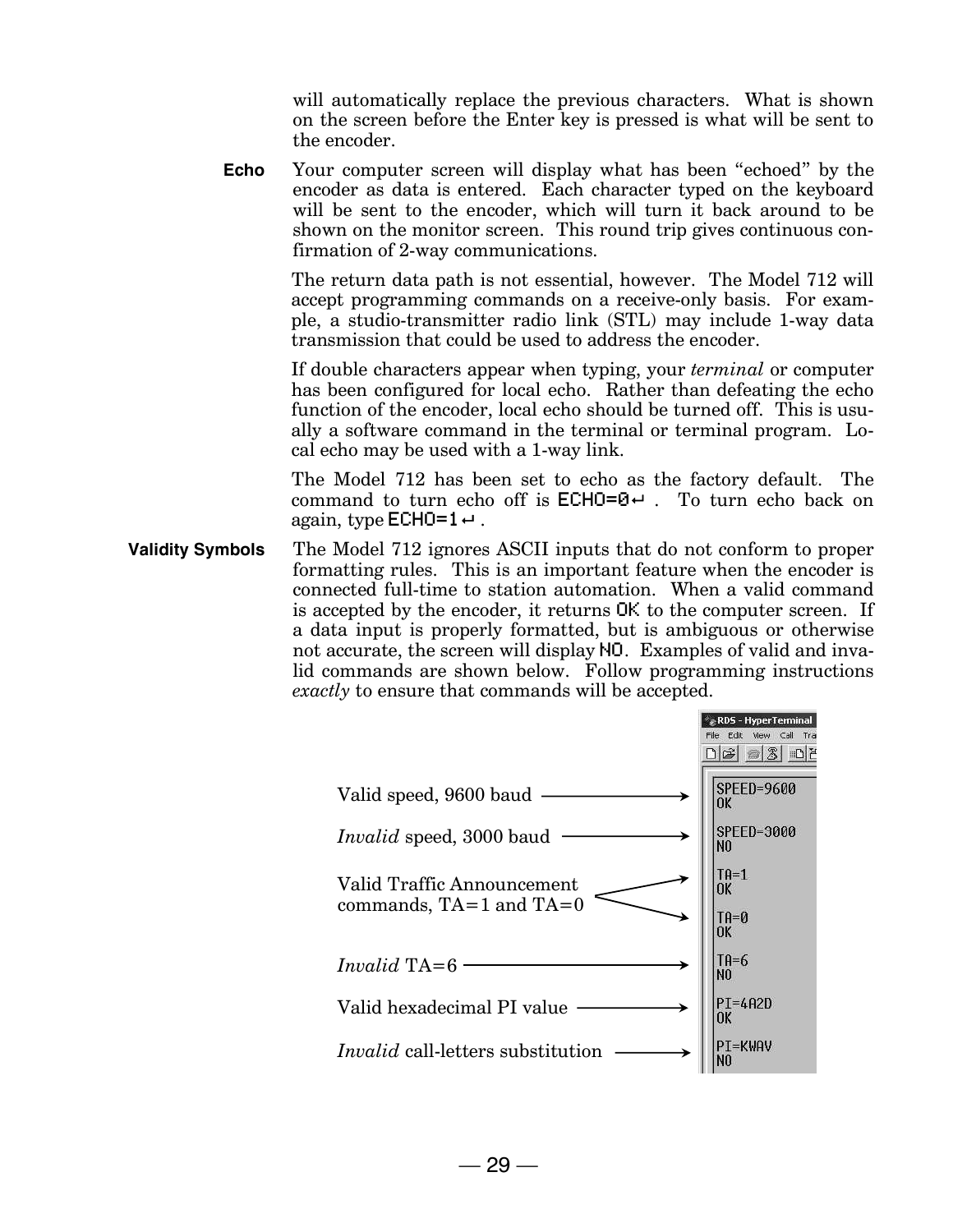will automatically replace the previous characters. What is shown on the screen before the Enter key is pressed is what will be sent to the encoder.

**Echo**

Your computer screen will display what has been "echoed" by the encoder as data is entered. Each character typed on the keyboard will be sent to the encoder, which will turn it back around to be shown on the monitor screen. This round trip gives continuous confirmation of 2-way communications.

The return data path is not essential, however. The Model 712 will accept programming commands on a receive-only basis. For example, a studio-transmitter radio link (STL) may include 1-way data transmission that could be used to address the encoder.

If double characters appear when typing, your *terminal* or computer has been configured for local echo. Rather than defeating the echo function of the encoder, local echo should be turned off. This is usually a software command in the terminal or terminal program. Local echo may be used with a 1-way link.

The Model 712 has been set to echo as the factory default. The command to turn echo off is `ECHO=0↵` . To turn echo back on again, type `ECHO=1↵` .

**Validity Symbols**

The Model 712 ignores ASCII inputs that do not conform to proper formatting rules. This is an important feature when the encoder is connected full-time to station automation. When a valid command is accepted by the encoder, it returns `OK` to the computer screen. If a data input is properly formatted, but is ambiguous or otherwise not accurate, the screen will display `NO`. Examples of valid and invalid commands are shown below. Follow programming instructions *exactly* to ensure that commands will be accepted.

| Description | RDS - HyperTerminal |
| --- | --- |
| Valid speed, 9600 baud | SPEED=9600<br>OK |
| *Invalid* speed, 3000 baud | SPEED=3000<br>NO |
| Valid Traffic Announcement commands, TA=1 and TA=0 | TA=1<br>OK<br>TA=0<br>OK |
| *Invalid* TA=6 | TA=6<br>NO |
| Valid hexadecimal PI value | PI=4A2D<br>OK |
| *Invalid* call-letters substitution | PI=KWAV<br>NO |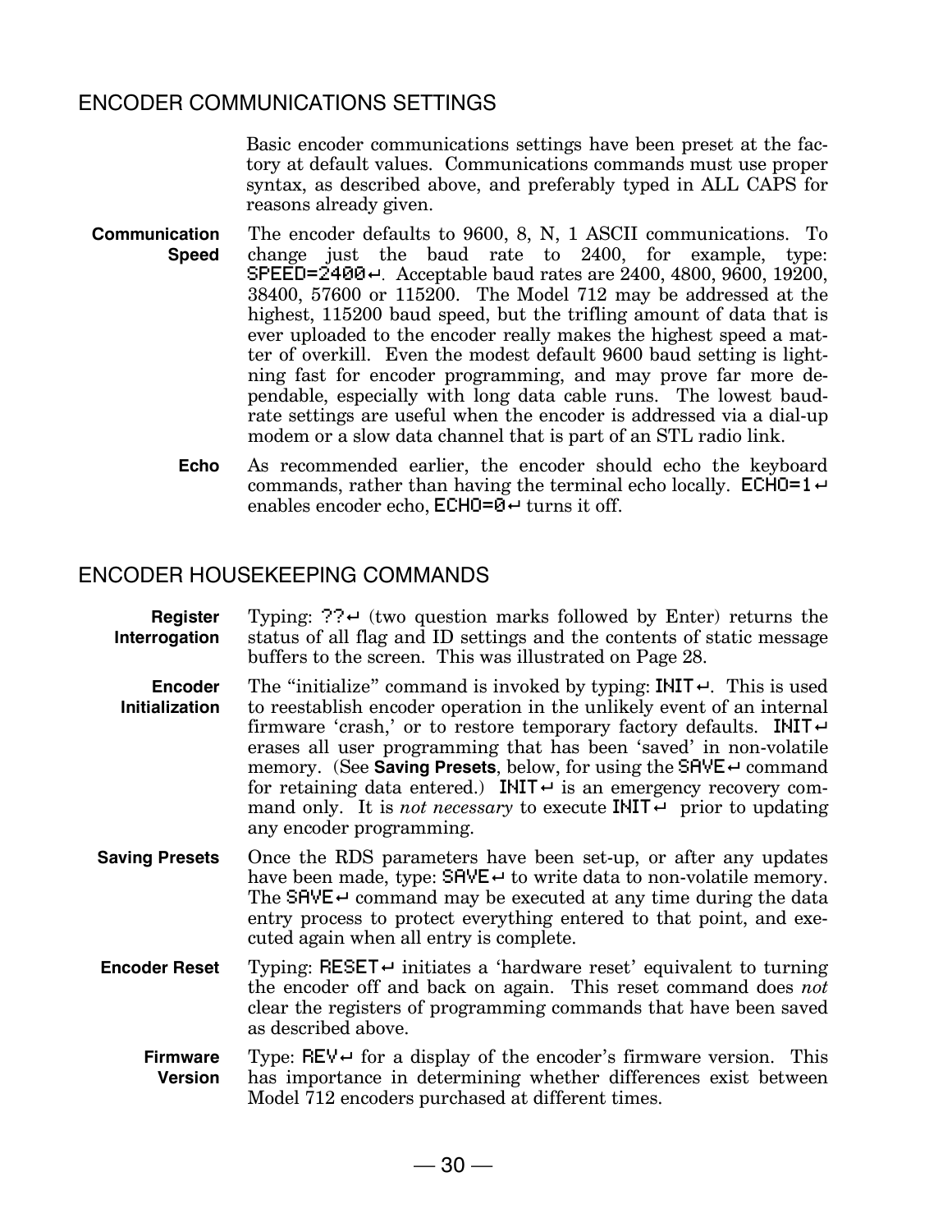## ENCODER COMMUNICATIONS SETTINGS

Basic encoder communications settings have been preset at the factory at default values. Communications commands must use proper syntax, as described above, and preferably typed in ALL CAPS for reasons already given.

**Communication Speed** The encoder defaults to 9600, 8, N, 1 ASCII communications. To change just the baud rate to 2400, for example, type: `SPEED=2400↵`. Acceptable baud rates are 2400, 4800, 9600, 19200, 38400, 57600 or 115200. The Model 712 may be addressed at the highest, 115200 baud speed, but the trifling amount of data that is ever uploaded to the encoder really makes the highest speed a matter of overkill. Even the modest default 9600 baud setting is lightning fast for encoder programming, and may prove far more dependable, especially with long data cable runs. The lowest baud-rate settings are useful when the encoder is addressed via a dial-up modem or a slow data channel that is part of an STL radio link.

**Echo** As recommended earlier, the encoder should echo the keyboard commands, rather than having the terminal echo locally. `ECHO=1↵` enables encoder echo, `ECHO=0↵` turns it off.

## ENCODER HOUSEKEEPING COMMANDS

**Register Interrogation** Typing: `??↵` (two question marks followed by Enter) returns the status of all flag and ID settings and the contents of static message buffers to the screen. This was illustrated on Page 28.

**Encoder Initialization** The “initialize” command is invoked by typing: `INIT↵`. This is used to reestablish encoder operation in the unlikely event of an internal firmware ‘crash,’ or to restore temporary factory defaults. `INIT↵` erases all user programming that has been ‘saved’ in non-volatile memory. (See **Saving Presets**, below, for using the `SAVE↵` command for retaining data entered.) `INIT↵` is an emergency recovery command only. It is *not necessary* to execute `INIT↵` prior to updating any encoder programming.

**Saving Presets** Once the RDS parameters have been set-up, or after any updates have been made, type: `SAVE↵` to write data to non-volatile memory. The `SAVE↵` command may be executed at any time during the data entry process to protect everything entered to that point, and executed again when all entry is complete.

**Encoder Reset** Typing: `RESET↵` initiates a ‘hardware reset’ equivalent to turning the encoder off and back on again. This reset command does *not* clear the registers of programming commands that have been saved as described above.

**Firmware Version** Type: `REV↵` for a display of the encoder’s firmware version. This has importance in determining whether differences exist between Model 712 encoders purchased at different times.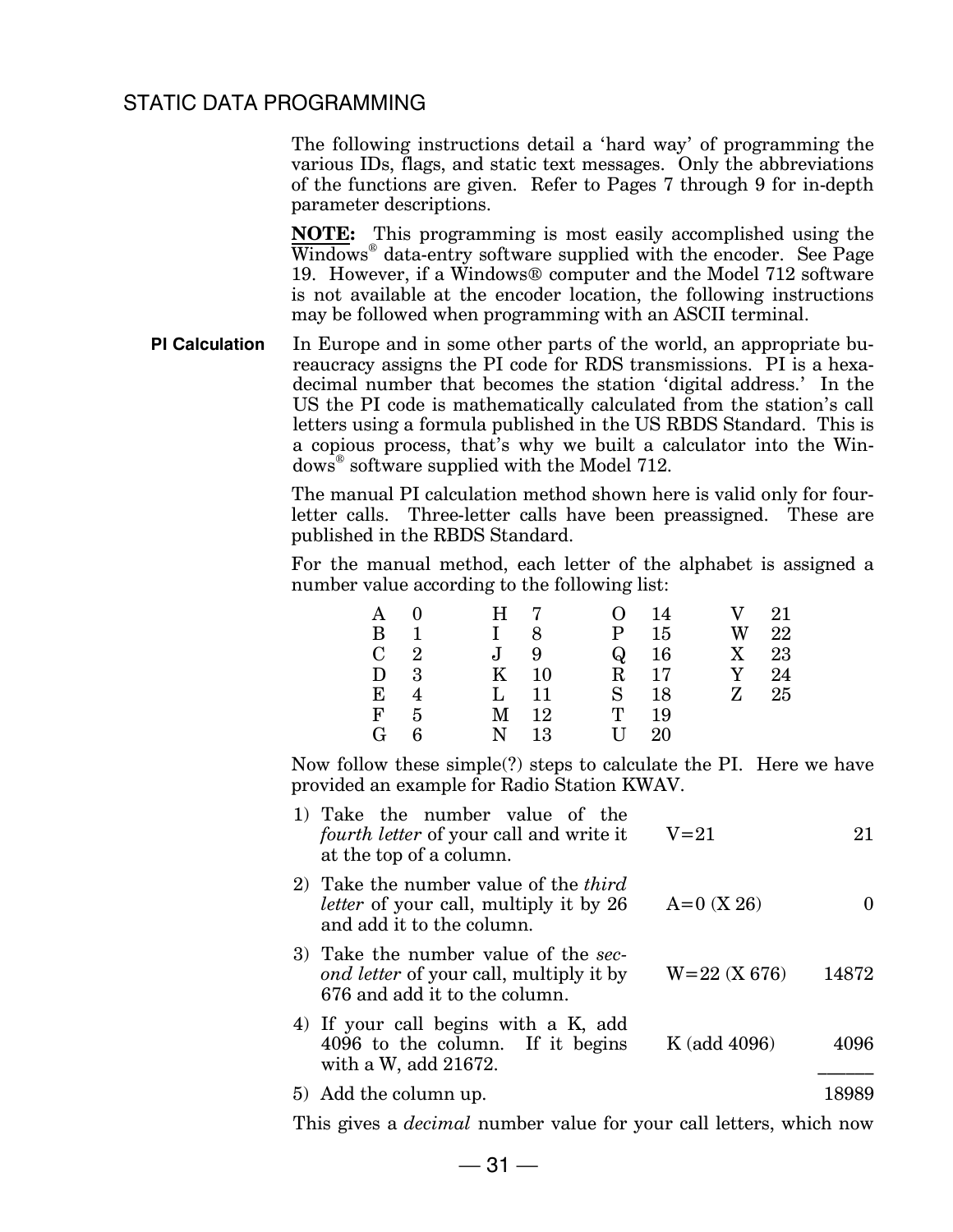## STATIC DATA PROGRAMMING

The following instructions detail a 'hard way' of programming the various IDs, flags, and static text messages. Only the abbreviations of the functions are given. Refer to Pages 7 through 9 for in-depth parameter descriptions.

**NOTE:** This programming is most easily accomplished using the Windows® data-entry software supplied with the encoder. See Page 19. However, if a Windows® computer and the Model 712 software is not available at the encoder location, the following instructions may be followed when programming with an ASCII terminal.

**PI Calculation**

In Europe and in some other parts of the world, an appropriate bureaucracy assigns the PI code for RDS transmissions. PI is a hexadecimal number that becomes the station 'digital address.' In the US the PI code is mathematically calculated from the station's call letters using a formula published in the US RBDS Standard. This is a copious process, that's why we built a calculator into the Windows® software supplied with the Model 712.

The manual PI calculation method shown here is valid only for four-letter calls. Three-letter calls have been preassigned. These are published in the RBDS Standard.

For the manual method, each letter of the alphabet is assigned a number value according to the following list:

| | | | | | | | |
|---|---|---|---|---|---|---|---|
| A | 0 | H | 7 | O | 14 | V | 21 |
| B | 1 | I | 8 | P | 15 | W | 22 |
| C | 2 | J | 9 | Q | 16 | X | 23 |
| D | 3 | K | 10 | R | 17 | Y | 24 |
| E | 4 | L | 11 | S | 18 | Z | 25 |
| F | 5 | M | 12 | T | 19 | | |
| G | 6 | N | 13 | U | 20 | | |

Now follow these simple(?) steps to calculate the PI. Here we have provided an example for Radio Station KWAV.

| Step | Example | Value |
|---|---|---|
| 1) Take the number value of the *fourth letter* of your call and write it at the top of a column. | V=21 | 21 |
| 2) Take the number value of the *third letter* of your call, multiply it by 26 and add it to the column. | A=0 (X 26) | 0 |
| 3) Take the number value of the *second letter* of your call, multiply it by 676 and add it to the column. | W=22 (X 676) | 14872 |
| 4) If your call begins with a K, add 4096 to the column. If it begins with a W, add 21672. | K (add 4096) | 4096 |
| 5) Add the column up. | | 18989 |

This gives a *decimal* number value for your call letters, which now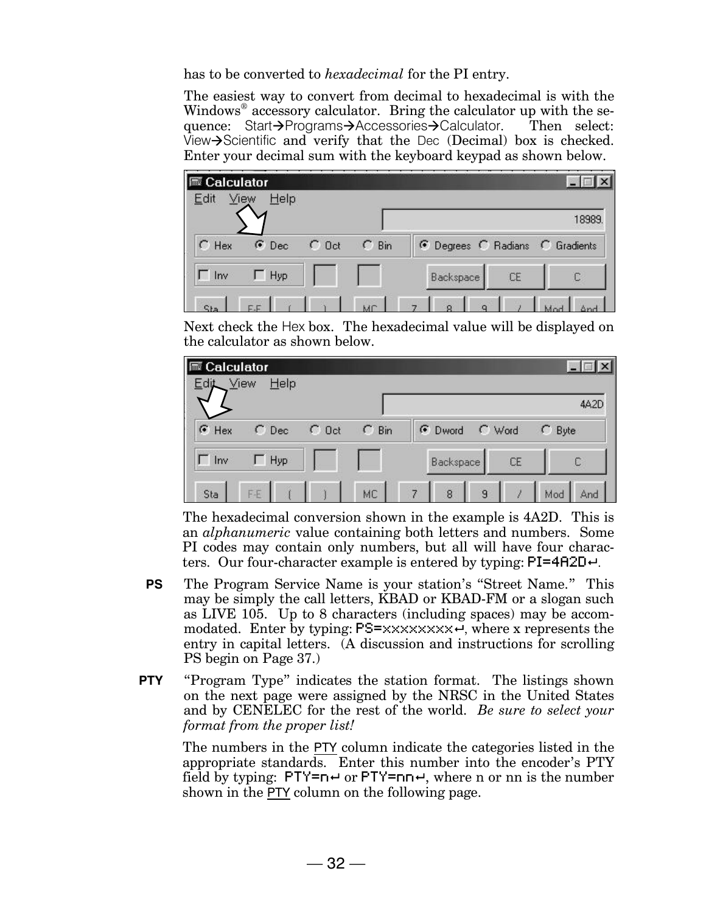has to be converted to *hexadecimal* for the PI entry.

The easiest way to convert from decimal to hexadecimal is with the Windows® accessory calculator. Bring the calculator up with the sequence: Start→Programs→Accessories→Calculator. Then select: View→Scientific and verify that the Dec (Decimal) box is checked. Enter your decimal sum with the keyboard keypad as shown below.

Next check the Hex box. The hexadecimal value will be displayed on the calculator as shown below.

The hexadecimal conversion shown in the example is 4A2D. This is an *alphanumeric* value containing both letters and numbers. Some PI codes may contain only numbers, but all will have four characters. Our four-character example is entered by typing: PI=4A2D↵.

**PS** The Program Service Name is your station's "Street Name." This may be simply the call letters, KBAD or KBAD-FM or a slogan such as LIVE 105. Up to 8 characters (including spaces) may be accommodated. Enter by typing: PS=xxxxxxxx↵, where x represents the entry in capital letters. (A discussion and instructions for scrolling PS begin on Page 37.)

**PTY** "Program Type" indicates the station format. The listings shown on the next page were assigned by the NRSC in the United States and by CENELEC for the rest of the world. *Be sure to select your format from the proper list!*

The numbers in the PTY column indicate the categories listed in the appropriate standards. Enter this number into the encoder's PTY field by typing: PTY=n↵ or PTY=nn↵, where n or nn is the number shown in the PTY column on the following page.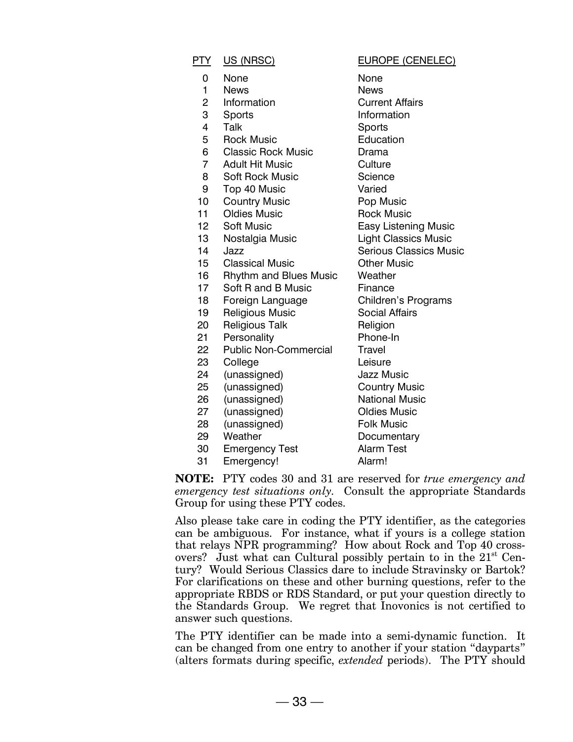| PTY | US (NRSC) | EUROPE (CENELEC) |
|---|---|---|
| 0 | None | None |
| 1 | News | News |
| 2 | Information | Current Affairs |
| 3 | Sports | Information |
| 4 | Talk | Sports |
| 5 | Rock Music | Education |
| 6 | Classic Rock Music | Drama |
| 7 | Adult Hit Music | Culture |
| 8 | Soft Rock Music | Science |
| 9 | Top 40 Music | Varied |
| 10 | Country Music | Pop Music |
| 11 | Oldies Music | Rock Music |
| 12 | Soft Music | Easy Listening Music |
| 13 | Nostalgia Music | Light Classics Music |
| 14 | Jazz | Serious Classics Music |
| 15 | Classical Music | Other Music |
| 16 | Rhythm and Blues Music | Weather |
| 17 | Soft R and B Music | Finance |
| 18 | Foreign Language | Children's Programs |
| 19 | Religious Music | Social Affairs |
| 20 | Religious Talk | Religion |
| 21 | Personality | Phone-In |
| 22 | Public Non-Commercial | Travel |
| 23 | College | Leisure |
| 24 | (unassigned) | Jazz Music |
| 25 | (unassigned) | Country Music |
| 26 | (unassigned) | National Music |
| 27 | (unassigned) | Oldies Music |
| 28 | (unassigned) | Folk Music |
| 29 | Weather | Documentary |
| 30 | Emergency Test | Alarm Test |
| 31 | Emergency! | Alarm! |

**NOTE:** PTY codes 30 and 31 are reserved for *true emergency and emergency test situations only*. Consult the appropriate Standards Group for using these PTY codes.

Also please take care in coding the PTY identifier, as the categories can be ambiguous. For instance, what if yours is a college station that relays NPR programming? How about Rock and Top 40 cross-overs? Just what can Cultural possibly pertain to in the 21st Century? Would Serious Classics dare to include Stravinsky or Bartok? For clarifications on these and other burning questions, refer to the appropriate RBDS or RDS Standard, or put your question directly to the Standards Group. We regret that Inovonics is not certified to answer such questions.

The PTY identifier can be made into a semi-dynamic function. It can be changed from one entry to another if your station "dayparts" (alters formats during specific, *extended* periods). The PTY should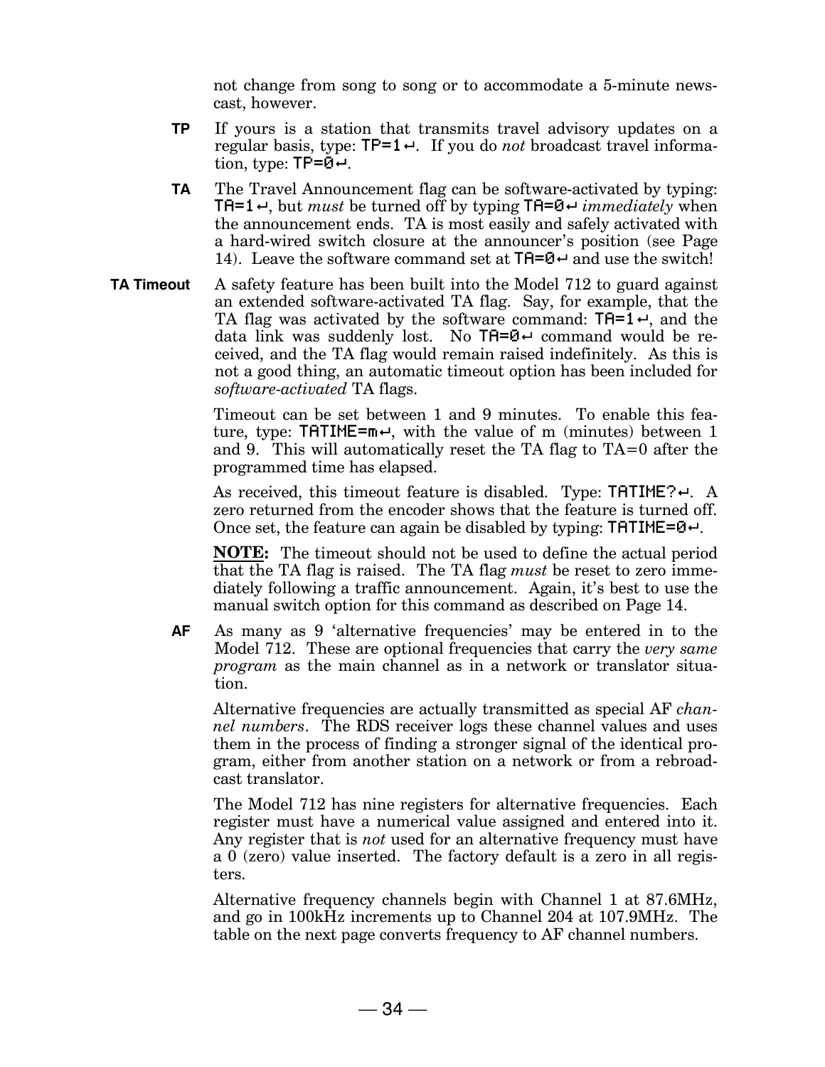not change from song to song or to accommodate a 5-minute newscast, however.

**TP** If yours is a station that transmits travel advisory updates on a regular basis, type: `TP=1↵`. If you do *not* broadcast travel information, type: `TP=0↵`.

**TA** The Travel Announcement flag can be software-activated by typing: `TA=1↵`, but *must* be turned off by typing `TA=0↵` *immediately* when the announcement ends. TA is most easily and safely activated with a hard-wired switch closure at the announcer's position (see Page 14). Leave the software command set at `TA=0↵` and use the switch!

**TA Timeout** A safety feature has been built into the Model 712 to guard against an extended software-activated TA flag. Say, for example, that the TA flag was activated by the software command: `TA=1↵`, and the data link was suddenly lost. No `TA=0↵` command would be received, and the TA flag would remain raised indefinitely. As this is not a good thing, an automatic timeout option has been included for *software-activated* TA flags.

Timeout can be set between 1 and 9 minutes. To enable this feature, type: `TATIME=m↵`, with the value of m (minutes) between 1 and 9. This will automatically reset the TA flag to TA=0 after the programmed time has elapsed.

As received, this timeout feature is disabled. Type: `TATIME?↵`. A zero returned from the encoder shows that the feature is turned off. Once set, the feature can again be disabled by typing: `TATIME=0↵`.

**NOTE:** The timeout should not be used to define the actual period that the TA flag is raised. The TA flag *must* be reset to zero immediately following a traffic announcement. Again, it's best to use the manual switch option for this command as described on Page 14.

**AF** As many as 9 'alternative frequencies' may be entered in to the Model 712. These are optional frequencies that carry the *very same program* as the main channel as in a network or translator situation.

Alternative frequencies are actually transmitted as special AF *channel numbers*. The RDS receiver logs these channel values and uses them in the process of finding a stronger signal of the identical program, either from another station on a network or from a rebroadcast translator.

The Model 712 has nine registers for alternative frequencies. Each register must have a numerical value assigned and entered into it. Any register that is *not* used for an alternative frequency must have a 0 (zero) value inserted. The factory default is a zero in all registers.

Alternative frequency channels begin with Channel 1 at 87.6MHz, and go in 100kHz increments up to Channel 204 at 107.9MHz. The table on the next page converts frequency to AF channel numbers.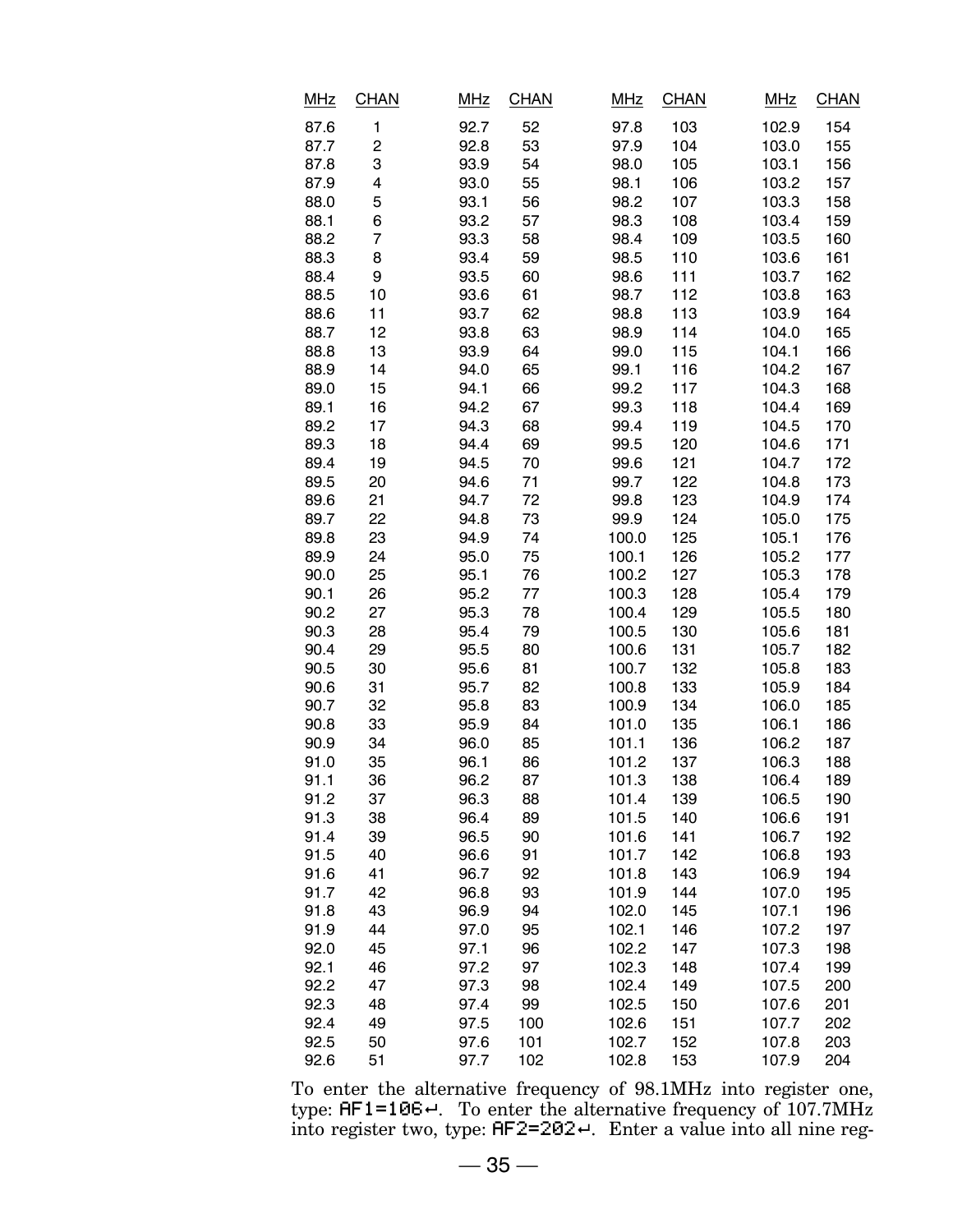| MHz | CHAN | MHz | CHAN | MHz | CHAN | MHz | CHAN |
|---|---|---|---|---|---|---|---|
| 87.6 | 1 | 92.7 | 52 | 97.8 | 103 | 102.9 | 154 |
| 87.7 | 2 | 92.8 | 53 | 97.9 | 104 | 103.0 | 155 |
| 87.8 | 3 | 93.9 | 54 | 98.0 | 105 | 103.1 | 156 |
| 87.9 | 4 | 93.0 | 55 | 98.1 | 106 | 103.2 | 157 |
| 88.0 | 5 | 93.1 | 56 | 98.2 | 107 | 103.3 | 158 |
| 88.1 | 6 | 93.2 | 57 | 98.3 | 108 | 103.4 | 159 |
| 88.2 | 7 | 93.3 | 58 | 98.4 | 109 | 103.5 | 160 |
| 88.3 | 8 | 93.4 | 59 | 98.5 | 110 | 103.6 | 161 |
| 88.4 | 9 | 93.5 | 60 | 98.6 | 111 | 103.7 | 162 |
| 88.5 | 10 | 93.6 | 61 | 98.7 | 112 | 103.8 | 163 |
| 88.6 | 11 | 93.7 | 62 | 98.8 | 113 | 103.9 | 164 |
| 88.7 | 12 | 93.8 | 63 | 98.9 | 114 | 104.0 | 165 |
| 88.8 | 13 | 93.9 | 64 | 99.0 | 115 | 104.1 | 166 |
| 88.9 | 14 | 94.0 | 65 | 99.1 | 116 | 104.2 | 167 |
| 89.0 | 15 | 94.1 | 66 | 99.2 | 117 | 104.3 | 168 |
| 89.1 | 16 | 94.2 | 67 | 99.3 | 118 | 104.4 | 169 |
| 89.2 | 17 | 94.3 | 68 | 99.4 | 119 | 104.5 | 170 |
| 89.3 | 18 | 94.4 | 69 | 99.5 | 120 | 104.6 | 171 |
| 89.4 | 19 | 94.5 | 70 | 99.6 | 121 | 104.7 | 172 |
| 89.5 | 20 | 94.6 | 71 | 99.7 | 122 | 104.8 | 173 |
| 89.6 | 21 | 94.7 | 72 | 99.8 | 123 | 104.9 | 174 |
| 89.7 | 22 | 94.8 | 73 | 99.9 | 124 | 105.0 | 175 |
| 89.8 | 23 | 94.9 | 74 | 100.0 | 125 | 105.1 | 176 |
| 89.9 | 24 | 95.0 | 75 | 100.1 | 126 | 105.2 | 177 |
| 90.0 | 25 | 95.1 | 76 | 100.2 | 127 | 105.3 | 178 |
| 90.1 | 26 | 95.2 | 77 | 100.3 | 128 | 105.4 | 179 |
| 90.2 | 27 | 95.3 | 78 | 100.4 | 129 | 105.5 | 180 |
| 90.3 | 28 | 95.4 | 79 | 100.5 | 130 | 105.6 | 181 |
| 90.4 | 29 | 95.5 | 80 | 100.6 | 131 | 105.7 | 182 |
| 90.5 | 30 | 95.6 | 81 | 100.7 | 132 | 105.8 | 183 |
| 90.6 | 31 | 95.7 | 82 | 100.8 | 133 | 105.9 | 184 |
| 90.7 | 32 | 95.8 | 83 | 100.9 | 134 | 106.0 | 185 |
| 90.8 | 33 | 95.9 | 84 | 101.0 | 135 | 106.1 | 186 |
| 90.9 | 34 | 96.0 | 85 | 101.1 | 136 | 106.2 | 187 |
| 91.0 | 35 | 96.1 | 86 | 101.2 | 137 | 106.3 | 188 |
| 91.1 | 36 | 96.2 | 87 | 101.3 | 138 | 106.4 | 189 |
| 91.2 | 37 | 96.3 | 88 | 101.4 | 139 | 106.5 | 190 |
| 91.3 | 38 | 96.4 | 89 | 101.5 | 140 | 106.6 | 191 |
| 91.4 | 39 | 96.5 | 90 | 101.6 | 141 | 106.7 | 192 |
| 91.5 | 40 | 96.6 | 91 | 101.7 | 142 | 106.8 | 193 |
| 91.6 | 41 | 96.7 | 92 | 101.8 | 143 | 106.9 | 194 |
| 91.7 | 42 | 96.8 | 93 | 101.9 | 144 | 107.0 | 195 |
| 91.8 | 43 | 96.9 | 94 | 102.0 | 145 | 107.1 | 196 |
| 91.9 | 44 | 97.0 | 95 | 102.1 | 146 | 107.2 | 197 |
| 92.0 | 45 | 97.1 | 96 | 102.2 | 147 | 107.3 | 198 |
| 92.1 | 46 | 97.2 | 97 | 102.3 | 148 | 107.4 | 199 |
| 92.2 | 47 | 97.3 | 98 | 102.4 | 149 | 107.5 | 200 |
| 92.3 | 48 | 97.4 | 99 | 102.5 | 150 | 107.6 | 201 |
| 92.4 | 49 | 97.5 | 100 | 102.6 | 151 | 107.7 | 202 |
| 92.5 | 50 | 97.6 | 101 | 102.7 | 152 | 107.8 | 203 |
| 92.6 | 51 | 97.7 | 102 | 102.8 | 153 | 107.9 | 204 |

To enter the alternative frequency of 98.1MHz into register one, type: `AF1=106↵`. To enter the alternative frequency of 107.7MHz into register two, type: `AF2=202↵`. Enter a value into all nine reg-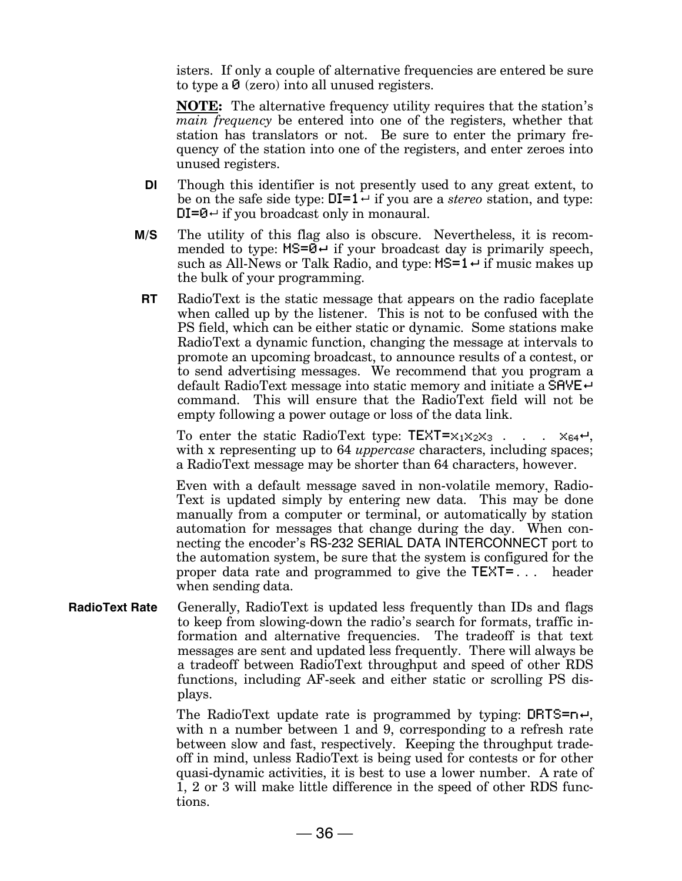isters. If only a couple of alternative frequencies are entered be sure to type a 0 (zero) into all unused registers.

**NOTE:** The alternative frequency utility requires that the station's *main frequency* be entered into one of the registers, whether that station has translators or not. Be sure to enter the primary frequency of the station into one of the registers, and enter zeroes into unused registers.

**DI** Though this identifier is not presently used to any great extent, to be on the safe side type: DI=1↵ if you are a *stereo* station, and type: DI=0↵ if you broadcast only in monaural.

**M/S** The utility of this flag also is obscure. Nevertheless, it is recommended to type: MS=0↵ if your broadcast day is primarily speech, such as All-News or Talk Radio, and type: MS=1↵ if music makes up the bulk of your programming.

**RT** RadioText is the static message that appears on the radio faceplate when called up by the listener. This is not to be confused with the PS field, which can be either static or dynamic. Some stations make RadioText a dynamic function, changing the message at intervals to promote an upcoming broadcast, to announce results of a contest, or to send advertising messages. We recommend that you program a default RadioText message into static memory and initiate a SAVE↵ command. This will ensure that the RadioText field will not be empty following a power outage or loss of the data link.

To enter the static RadioText type: TEXT=$x_1x_2x_3$ . . . $x_{64}$↵, with x representing up to 64 *uppercase* characters, including spaces; a RadioText message may be shorter than 64 characters, however.

Even with a default message saved in non-volatile memory, RadioText is updated simply by entering new data. This may be done manually from a computer or terminal, or automatically by station automation for messages that change during the day. When connecting the encoder's RS-232 SERIAL DATA INTERCONNECT port to the automation system, be sure that the system is configured for the proper data rate and programmed to give the TEXT= . . . header when sending data.

**RadioText Rate** Generally, RadioText is updated less frequently than IDs and flags to keep from slowing-down the radio's search for formats, traffic information and alternative frequencies. The tradeoff is that text messages are sent and updated less frequently. There will always be a tradeoff between RadioText throughput and speed of other RDS functions, including AF-seek and either static or scrolling PS displays.

The RadioText update rate is programmed by typing: DRTS=n↵, with n a number between 1 and 9, corresponding to a refresh rate between slow and fast, respectively. Keeping the throughput tradeoff in mind, unless RadioText is being used for contests or for other quasi-dynamic activities, it is best to use a lower number. A rate of 1, 2 or 3 will make little difference in the speed of other RDS functions.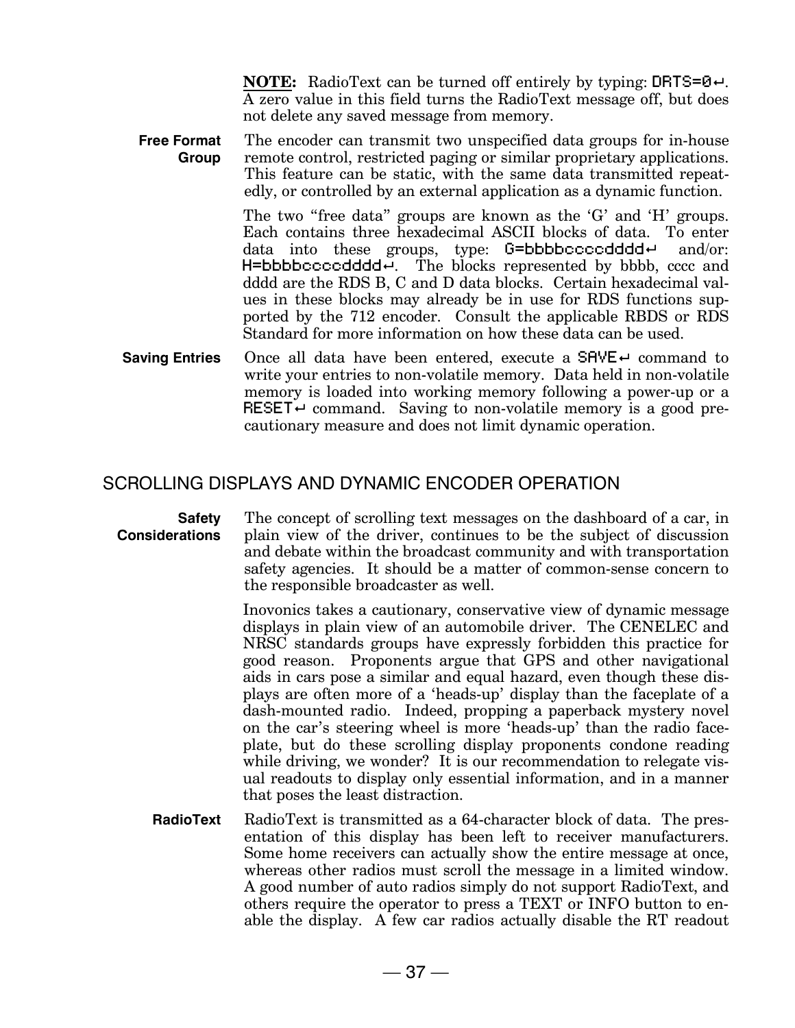**NOTE:** RadioText can be turned off entirely by typing: DRTS=0↵. A zero value in this field turns the RadioText message off, but does not delete any saved message from memory.

**Free Format Group**

The encoder can transmit two unspecified data groups for in-house remote control, restricted paging or similar proprietary applications. This feature can be static, with the same data transmitted repeatedly, or controlled by an external application as a dynamic function.

The two "free data" groups are known as the 'G' and 'H' groups. Each contains three hexadecimal ASCII blocks of data. To enter data into these groups, type: G=bbbbccccdddd↵ and/or: H=bbbbccccdddd↵. The blocks represented by bbbb, cccc and dddd are the RDS B, C and D data blocks. Certain hexadecimal values in these blocks may already be in use for RDS functions supported by the 712 encoder. Consult the applicable RBDS or RDS Standard for more information on how these data can be used.

**Saving Entries**

Once all data have been entered, execute a SAVE↵ command to write your entries to non-volatile memory. Data held in non-volatile memory is loaded into working memory following a power-up or a RESET↵ command. Saving to non-volatile memory is a good precautionary measure and does not limit dynamic operation.

## SCROLLING DISPLAYS AND DYNAMIC ENCODER OPERATION

**Safety Considerations**

The concept of scrolling text messages on the dashboard of a car, in plain view of the driver, continues to be the subject of discussion and debate within the broadcast community and with transportation safety agencies. It should be a matter of common-sense concern to the responsible broadcaster as well.

Inovonics takes a cautionary, conservative view of dynamic message displays in plain view of an automobile driver. The CENELEC and NRSC standards groups have expressly forbidden this practice for good reason. Proponents argue that GPS and other navigational aids in cars pose a similar and equal hazard, even though these displays are often more of a 'heads-up' display than the faceplate of a dash-mounted radio. Indeed, propping a paperback mystery novel on the car's steering wheel is more 'heads-up' than the radio faceplate, but do these scrolling display proponents condone reading while driving, we wonder? It is our recommendation to relegate visual readouts to display only essential information, and in a manner that poses the least distraction.

**RadioText**

RadioText is transmitted as a 64-character block of data. The presentation of this display has been left to receiver manufacturers. Some home receivers can actually show the entire message at once, whereas other radios must scroll the message in a limited window. A good number of auto radios simply do not support RadioText, and others require the operator to press a TEXT or INFO button to enable the display. A few car radios actually disable the RT readout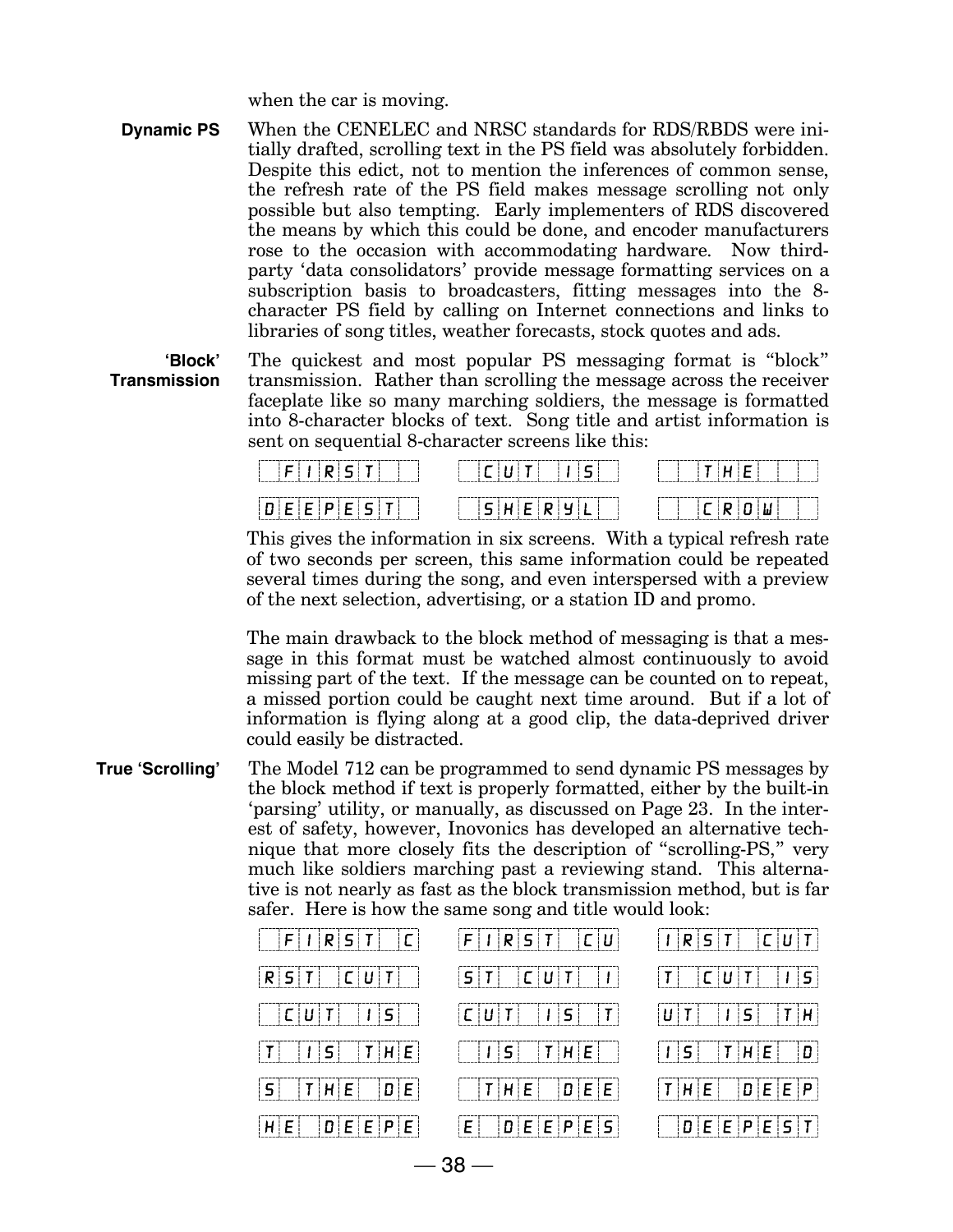when the car is moving.

**Dynamic PS**

When the CENELEC and NRSC standards for RDS/RBDS were initially drafted, scrolling text in the PS field was absolutely forbidden. Despite this edict, not to mention the inferences of common sense, the refresh rate of the PS field makes message scrolling not only possible but also tempting. Early implementers of RDS discovered the means by which this could be done, and encoder manufacturers rose to the occasion with accommodating hardware. Now third-party 'data consolidators' provide message formatting services on a subscription basis to broadcasters, fitting messages into the 8-character PS field by calling on Internet connections and links to libraries of song titles, weather forecasts, stock quotes and ads.

**'Block' Transmission**

The quickest and most popular PS messaging format is "block" transmission. Rather than scrolling the message across the receiver faceplate like so many marching soldiers, the message is formatted into 8-character blocks of text. Song title and artist information is sent on sequential 8-character screens like this:

```
[ FIRST  ]   [ CUT IS ]   [  THE   ]
[DEEPEST ]   [ SHERYL ]   [  CROW  ]
```

This gives the information in six screens. With a typical refresh rate of two seconds per screen, this same information could be repeated several times during the song, and even interspersed with a preview of the next selection, advertising, or a station ID and promo.

The main drawback to the block method of messaging is that a message in this format must be watched almost continuously to avoid missing part of the text. If the message can be counted on to repeat, a missed portion could be caught next time around. But if a lot of information is flying along at a good clip, the data-deprived driver could easily be distracted.

**True 'Scrolling'**

The Model 712 can be programmed to send dynamic PS messages by the block method if text is properly formatted, either by the built-in 'parsing' utility, or manually, as discussed on Page 23. In the interest of safety, however, Inovonics has developed an alternative technique that more closely fits the description of "scrolling-PS," very much like soldiers marching past a reviewing stand. This alternative is not nearly as fast as the block transmission method, but is far safer. Here is how the same song and title would look:

```
[ FIRST C]   [FIRST CU]   [IRST CUT]
[RST CUT ]   [ST CUT I]   [T CUT IS]
[ CUT IS ]   [CUT IS T]   [UT IS TH]
[T IS THE]   [ IS THE ]   [IS THE D]
[S THE DE]   [ THE DEE]   [THE DEEP]
[HE DEEPE]   [E DEEPES]   [ DEEPEST]
```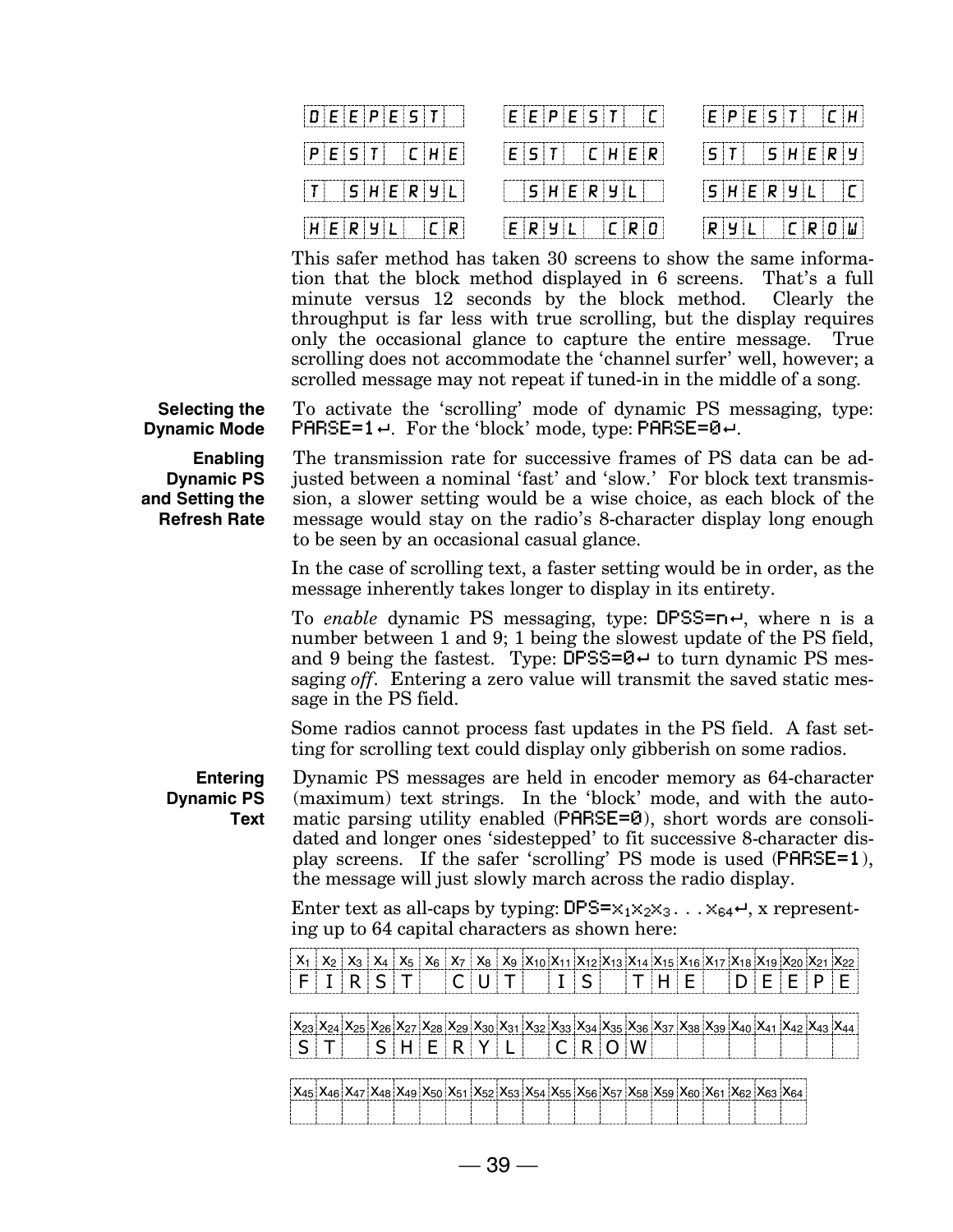| | | |
|---|---|---|
| DEEPEST | EEPEST C | EPEST CH |
| PEST CHE | EST CHER | ST SHERY |
| T SHERYL | SHERYL | SHERYL C |
| HERYL CR | ERYL CRO | RYL CROW |

This safer method has taken 30 screens to show the same information that the block method displayed in 6 screens. That's a full minute versus 12 seconds by the block method. Clearly the throughput is far less with true scrolling, but the display requires only the occasional glance to capture the entire message. True scrolling does not accommodate the 'channel surfer' well, however; a scrolled message may not repeat if tuned-in in the middle of a song.

**Selecting the Dynamic Mode**

To activate the 'scrolling' mode of dynamic PS messaging, type: `PARSE=1↵`. For the 'block' mode, type: `PARSE=0↵`.

**Enabling Dynamic PS and Setting the Refresh Rate**

The transmission rate for successive frames of PS data can be adjusted between a nominal 'fast' and 'slow.' For block text transmission, a slower setting would be a wise choice, as each block of the message would stay on the radio's 8-character display long enough to be seen by an occasional casual glance.

In the case of scrolling text, a faster setting would be in order, as the message inherently takes longer to display in its entirety.

To *enable* dynamic PS messaging, type: `DPSS=n↵`, where n is a number between 1 and 9; 1 being the slowest update of the PS field, and 9 being the fastest. Type: `DPSS=0↵` to turn dynamic PS messaging *off*. Entering a zero value will transmit the saved static message in the PS field.

Some radios cannot process fast updates in the PS field. A fast setting for scrolling text could display only gibberish on some radios.

**Entering Dynamic PS Text**

Dynamic PS messages are held in encoder memory as 64-character (maximum) text strings. In the 'block' mode, and with the automatic parsing utility enabled (`PARSE=0`), short words are consolidated and longer ones 'sidestepped' to fit successive 8-character display screens. If the safer 'scrolling' PS mode is used (`PARSE=1`), the message will just slowly march across the radio display.

Enter text as all-caps by typing: `DPS=`$x_1x_2x_3 \ldots x_{64}$`↵`, x representing up to 64 capital characters as shown here:

| $x_1$ | $x_2$ | $x_3$ | $x_4$ | $x_5$ | $x_6$ | $x_7$ | $x_8$ | $x_9$ | $x_{10}$ | $x_{11}$ | $x_{12}$ | $x_{13}$ | $x_{14}$ | $x_{15}$ | $x_{16}$ | $x_{17}$ | $x_{18}$ | $x_{19}$ | $x_{20}$ | $x_{21}$ | $x_{22}$ |
|---|---|---|---|---|---|---|---|---|---|---|---|---|---|---|---|---|---|---|---|---|---|
| F | I | R | S | T | | C | U | T | | I | S | | T | H | E | | D | E | E | P | E |

| $x_{23}$ | $x_{24}$ | $x_{25}$ | $x_{26}$ | $x_{27}$ | $x_{28}$ | $x_{29}$ | $x_{30}$ | $x_{31}$ | $x_{32}$ | $x_{33}$ | $x_{34}$ | $x_{35}$ | $x_{36}$ | $x_{37}$ | $x_{38}$ | $x_{39}$ | $x_{40}$ | $x_{41}$ | $x_{42}$ | $x_{43}$ | $x_{44}$ |
|---|---|---|---|---|---|---|---|---|---|---|---|---|---|---|---|---|---|---|---|---|---|
| S | T | | S | H | E | R | Y | L | | C | R | O | W | | | | | | | | |

| $x_{45}$ | $x_{46}$ | $x_{47}$ | $x_{48}$ | $x_{49}$ | $x_{50}$ | $x_{51}$ | $x_{52}$ | $x_{53}$ | $x_{54}$ | $x_{55}$ | $x_{56}$ | $x_{57}$ | $x_{58}$ | $x_{59}$ | $x_{60}$ | $x_{61}$ | $x_{62}$ | $x_{63}$ | $x_{64}$ |
|---|---|---|---|---|---|---|---|---|---|---|---|---|---|---|---|---|---|---|---|
| | | | | | | | | | | | | | | | | | | | |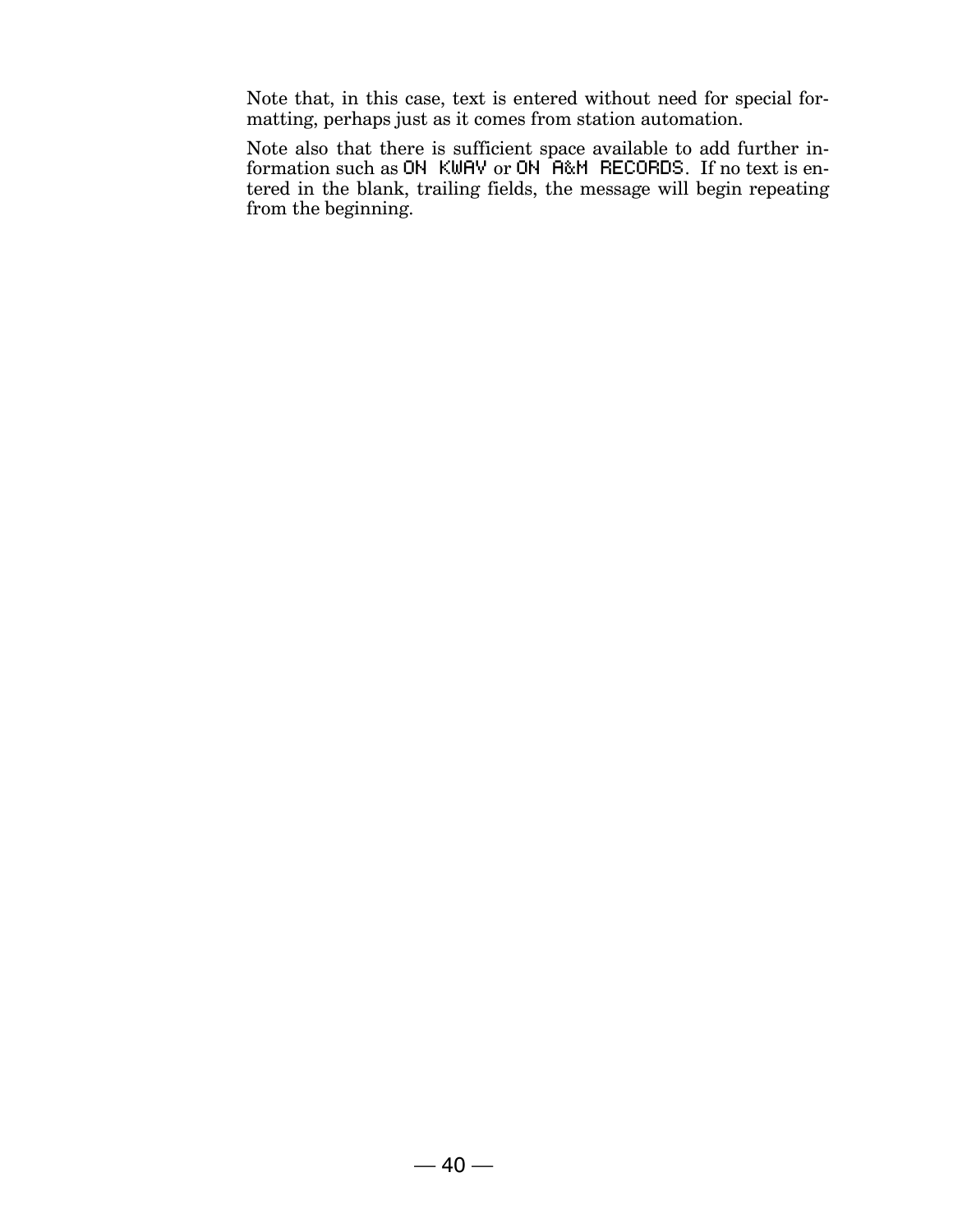Note that, in this case, text is entered without need for special formatting, perhaps just as it comes from station automation.

Note also that there is sufficient space available to add further information such as `ON KWAV` or `ON A&M RECORDS`. If no text is entered in the blank, trailing fields, the message will begin repeating from the beginning.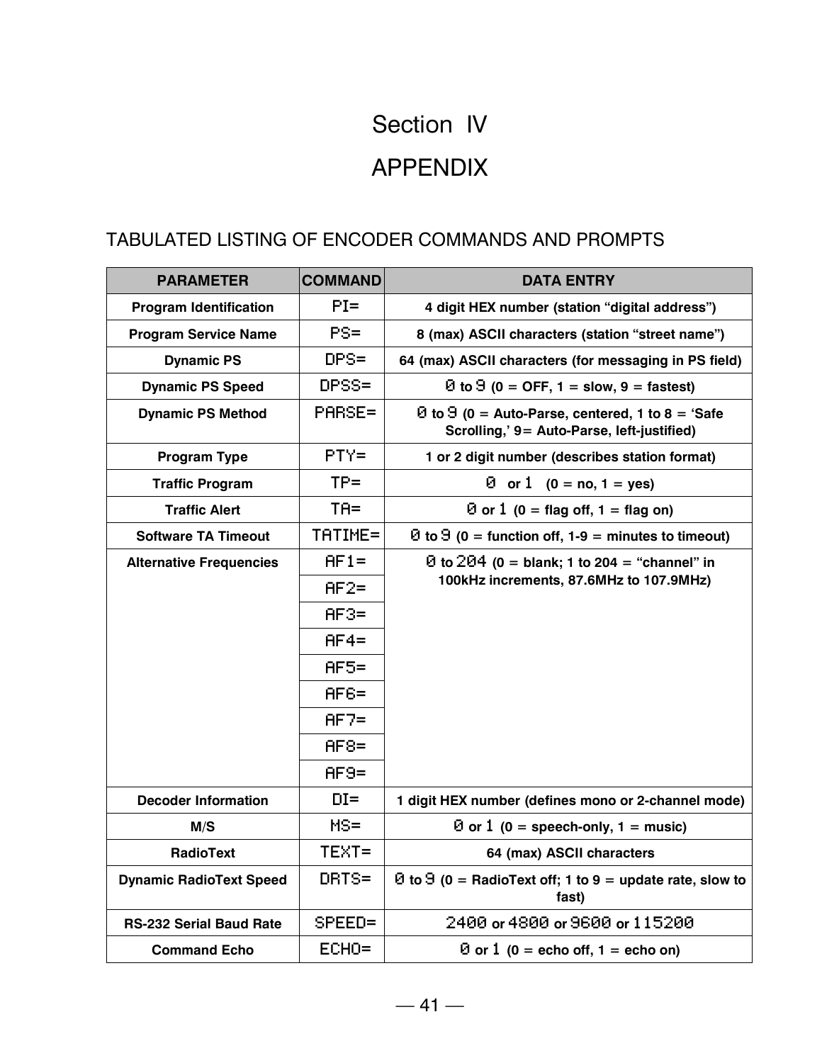# Section IV

# APPENDIX

## TABULATED LISTING OF ENCODER COMMANDS AND PROMPTS

| PARAMETER | COMMAND | DATA ENTRY |
|---|---|---|
| Program Identification | PI= | 4 digit HEX number (station "digital address") |
| Program Service Name | PS= | 8 (max) ASCII characters (station "street name") |
| Dynamic PS | DPS= | 64 (max) ASCII characters (for messaging in PS field) |
| Dynamic PS Speed | DPSS= | 0 to 9 (0 = OFF, 1 = slow, 9 = fastest) |
| Dynamic PS Method | PARSE= | 0 to 9 (0 = Auto-Parse, centered, 1 to 8 = 'Safe Scrolling,' 9= Auto-Parse, left-justified) |
| Program Type | PTY= | 1 or 2 digit number (describes station format) |
| Traffic Program | TP= | 0 or 1 (0 = no, 1 = yes) |
| Traffic Alert | TA= | 0 or 1 (0 = flag off, 1 = flag on) |
| Software TA Timeout | TATIME= | 0 to 9 (0 = function off, 1-9 = minutes to timeout) |
| Alternative Frequencies | AF1= | 0 to 204 (0 = blank; 1 to 204 = "channel" in 100kHz increments, 87.6MHz to 107.9MHz) |
| | AF2= | |
| | AF3= | |
| | AF4= | |
| | AF5= | |
| | AF6= | |
| | AF7= | |
| | AF8= | |
| | AF9= | |
| Decoder Information | DI= | 1 digit HEX number (defines mono or 2-channel mode) |
| M/S | MS= | 0 or 1 (0 = speech-only, 1 = music) |
| RadioText | TEXT= | 64 (max) ASCII characters |
| Dynamic RadioText Speed | DRTS= | 0 to 9 (0 = RadioText off; 1 to 9 = update rate, slow to fast) |
| RS-232 Serial Baud Rate | SPEED= | 2400 or 4800 or 9600 or 115200 |
| Command Echo | ECHO= | 0 or 1 (0 = echo off, 1 = echo on) |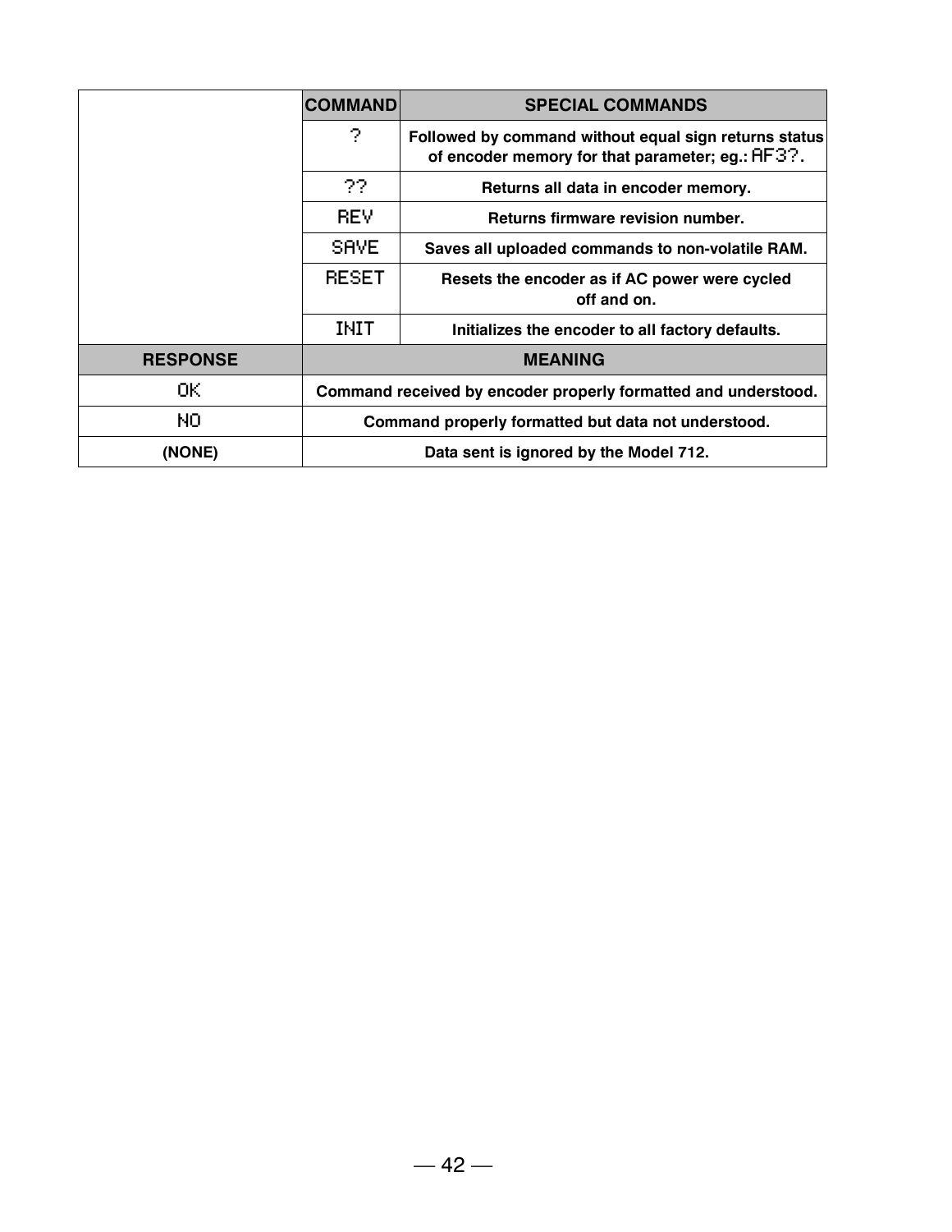| | COMMAND | SPECIAL COMMANDS |
|---|---|---|
| | ? | Followed by command without equal sign returns status of encoder memory for that parameter; eg.: AF3?. |
| | ?? | Returns all data in encoder memory. |
| | REV | Returns firmware revision number. |
| | SAVE | Saves all uploaded commands to non-volatile RAM. |
| | RESET | Resets the encoder as if AC power were cycled off and on. |
| | INIT | Initializes the encoder to all factory defaults. |

| RESPONSE | MEANING |
|---|---|
| OK | Command received by encoder properly formatted and understood. |
| NO | Command properly formatted but data not understood. |
| (NONE) | Data sent is ignored by the Model 712. |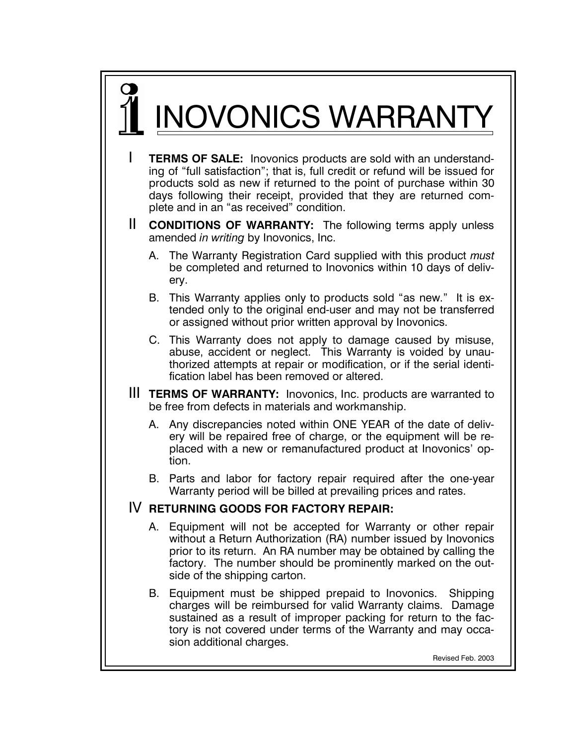# INOVONICS WARRANTY

I **TERMS OF SALE:** Inovonics products are sold with an understanding of "full satisfaction"; that is, full credit or refund will be issued for products sold as new if returned to the point of purchase within 30 days following their receipt, provided that they are returned complete and in an "as received" condition.

II **CONDITIONS OF WARRANTY:** The following terms apply unless amended *in writing* by Inovonics, Inc.

A. The Warranty Registration Card supplied with this product *must* be completed and returned to Inovonics within 10 days of delivery.

B. This Warranty applies only to products sold "as new." It is extended only to the original end-user and may not be transferred or assigned without prior written approval by Inovonics.

C. This Warranty does not apply to damage caused by misuse, abuse, accident or neglect. This Warranty is voided by unauthorized attempts at repair or modification, or if the serial identification label has been removed or altered.

III **TERMS OF WARRANTY:** Inovonics, Inc. products are warranted to be free from defects in materials and workmanship.

A. Any discrepancies noted within ONE YEAR of the date of delivery will be repaired free of charge, or the equipment will be replaced with a new or remanufactured product at Inovonics' option.

B. Parts and labor for factory repair required after the one-year Warranty period will be billed at prevailing prices and rates.

IV **RETURNING GOODS FOR FACTORY REPAIR:**

A. Equipment will not be accepted for Warranty or other repair without a Return Authorization (RA) number issued by Inovonics prior to its return. An RA number may be obtained by calling the factory. The number should be prominently marked on the outside of the shipping carton.

B. Equipment must be shipped prepaid to Inovonics. Shipping charges will be reimbursed for valid Warranty claims. Damage sustained as a result of improper packing for return to the factory is not covered under terms of the Warranty and may occasion additional charges.

Revised Feb. 2003